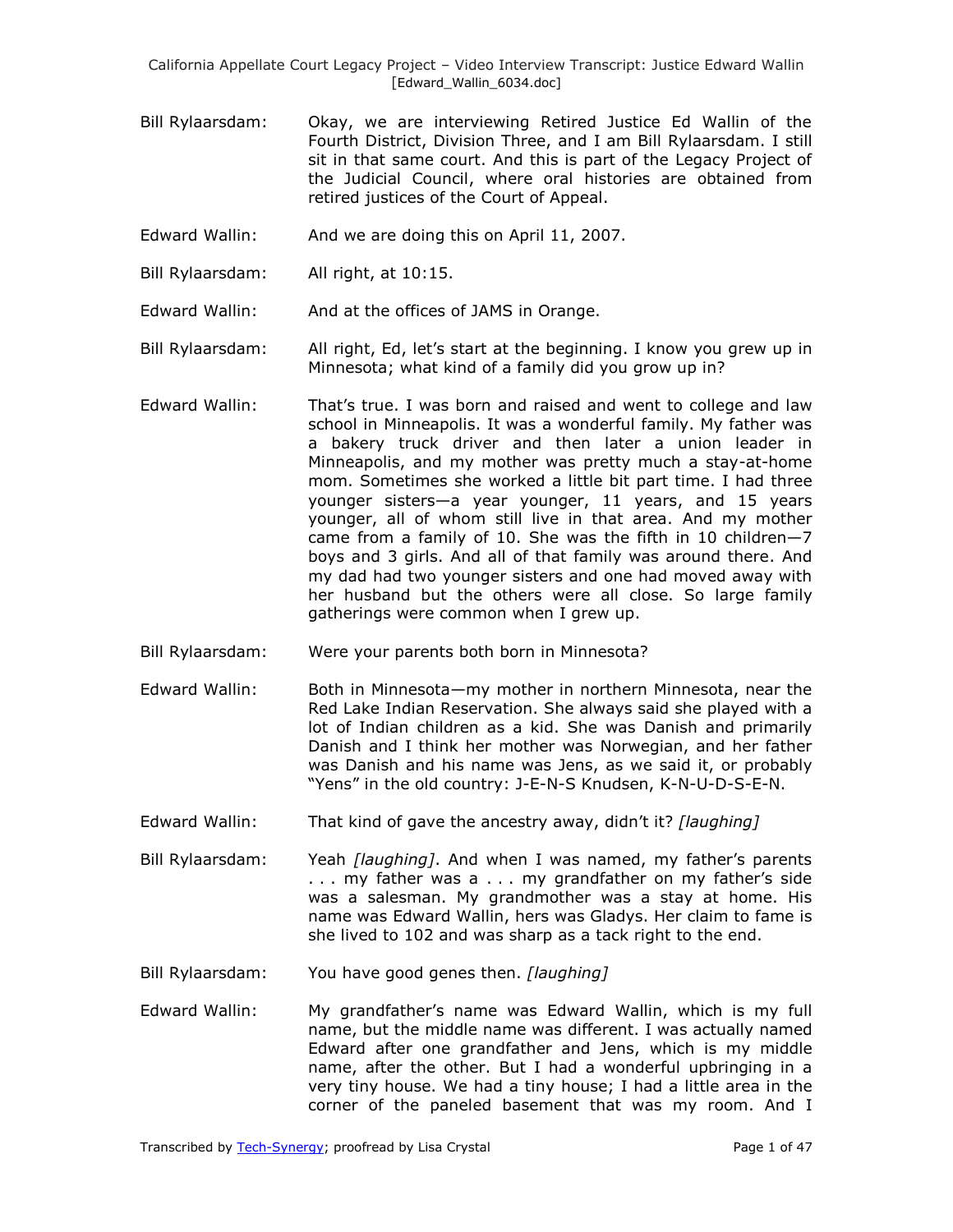Bill Rylaarsdam: Okay, we are interviewing Retired Justice Ed Wallin of the Fourth District, Division Three, and I am Bill Rylaarsdam. I still sit in that same court. And this is part of the Legacy Project of the Judicial Council, where oral histories are obtained from retired justices of the Court of Appeal.

Edward Wallin: And we are doing this on April 11, 2007.

Bill Rylaarsdam: All right, at 10:15.

Edward Wallin: And at the offices of JAMS in Orange.

Bill Rylaarsdam: All right, Ed, let's start at the beginning. I know you grew up in Minnesota; what kind of a family did you grow up in?

Edward Wallin: That's true. I was born and raised and went to college and law school in Minneapolis. It was a wonderful family. My father was a bakery truck driver and then later a union leader in Minneapolis, and my mother was pretty much a stay-at-home mom. Sometimes she worked a little bit part time. I had three younger sisters—a year younger, 11 years, and 15 years younger, all of whom still live in that area. And my mother came from a family of 10. She was the fifth in 10 children—7 boys and 3 girls. And all of that family was around there. And my dad had two younger sisters and one had moved away with her husband but the others were all close. So large family gatherings were common when I grew up.

Bill Rylaarsdam: Were your parents both born in Minnesota?

Edward Wallin: Both in Minnesota—my mother in northern Minnesota, near the Red Lake Indian Reservation. She always said she played with a lot of Indian children as a kid. She was Danish and primarily Danish and I think her mother was Norwegian, and her father was Danish and his name was Jens, as we said it, or probably "Yens" in the old country: J-E-N-S Knudsen, K-N-U-D-S-E-N.

Edward Wallin: That kind of gave the ancestry away, didn't it? *[laughing]*

Bill Rylaarsdam: Yeah *[laughing]*. And when I was named, my father's parents . . . my father was a . . . my grandfather on my father's side was a salesman. My grandmother was a stay at home. His name was Edward Wallin, hers was Gladys. Her claim to fame is she lived to 102 and was sharp as a tack right to the end.

Bill Rylaarsdam: You have good genes then. *[laughing]*

Edward Wallin: My grandfather's name was Edward Wallin, which is my full name, but the middle name was different. I was actually named Edward after one grandfather and Jens, which is my middle name, after the other. But I had a wonderful upbringing in a very tiny house. We had a tiny house; I had a little area in the corner of the paneled basement that was my room. And I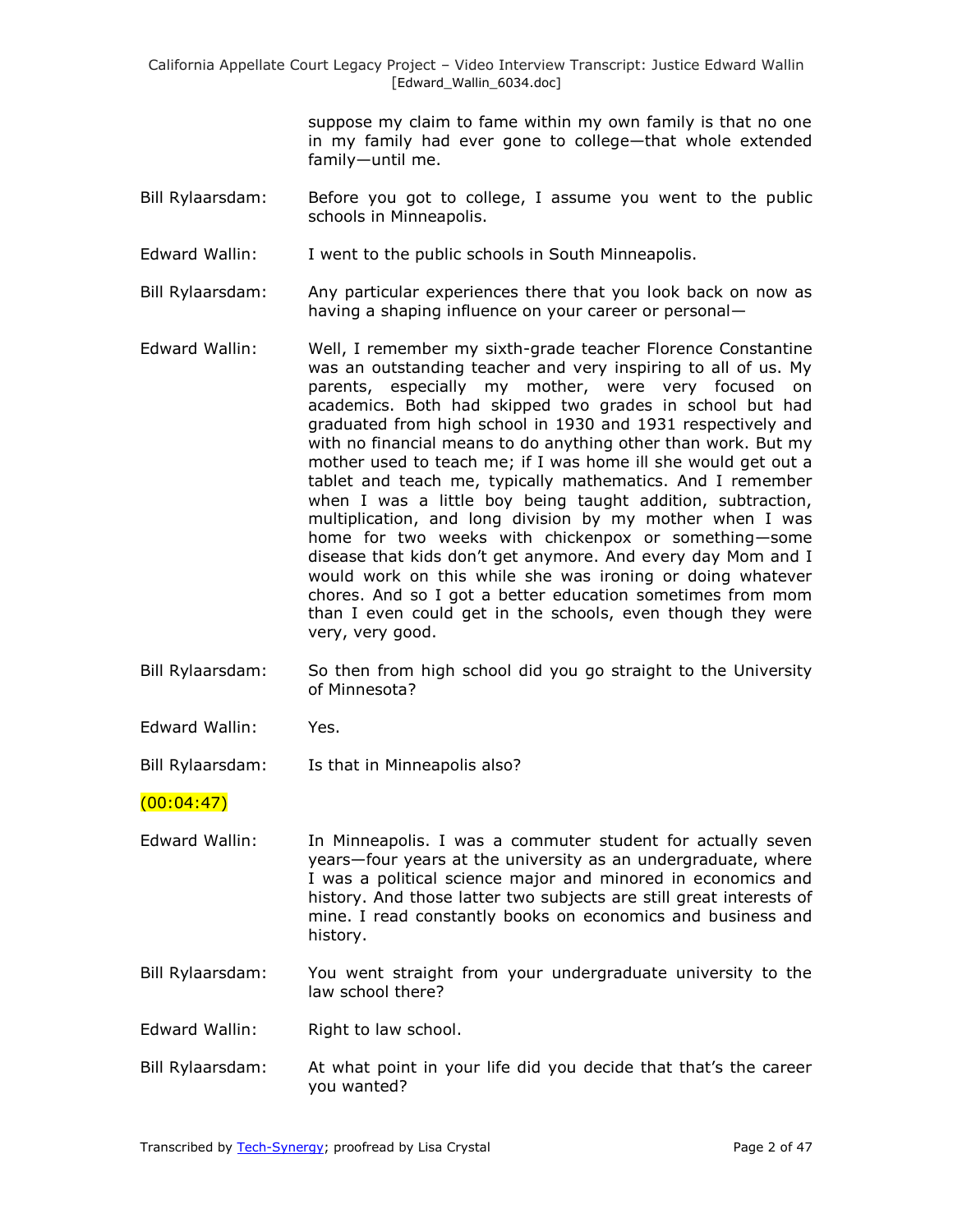suppose my claim to fame within my own family is that no one in my family had ever gone to college—that whole extended family—until me.

Bill Rylaarsdam: Before you got to college, I assume you went to the public schools in Minneapolis.

Edward Wallin: I went to the public schools in South Minneapolis.

Bill Rylaarsdam: Any particular experiences there that you look back on now as having a shaping influence on your career or personal—

Edward Wallin: Well, I remember my sixth-grade teacher Florence Constantine was an outstanding teacher and very inspiring to all of us. My parents, especially my mother, were very focused on academics. Both had skipped two grades in school but had graduated from high school in 1930 and 1931 respectively and with no financial means to do anything other than work. But my mother used to teach me; if I was home ill she would get out a tablet and teach me, typically mathematics. And I remember when I was a little boy being taught addition, subtraction, multiplication, and long division by my mother when I was home for two weeks with chickenpox or something—some disease that kids don't get anymore. And every day Mom and I would work on this while she was ironing or doing whatever chores. And so I got a better education sometimes from mom than I even could get in the schools, even though they were very, very good.

Bill Rylaarsdam: So then from high school did you go straight to the University of Minnesota?

Edward Wallin: Yes.

Bill Rylaarsdam: Is that in Minneapolis also?

(00:04:47)

Edward Wallin: In Minneapolis. I was a commuter student for actually seven years—four years at the university as an undergraduate, where I was a political science major and minored in economics and history. And those latter two subjects are still great interests of mine. I read constantly books on economics and business and history.

Bill Rylaarsdam: You went straight from your undergraduate university to the law school there?

Edward Wallin: Right to law school.

Bill Rylaarsdam: At what point in your life did you decide that that's the career you wanted?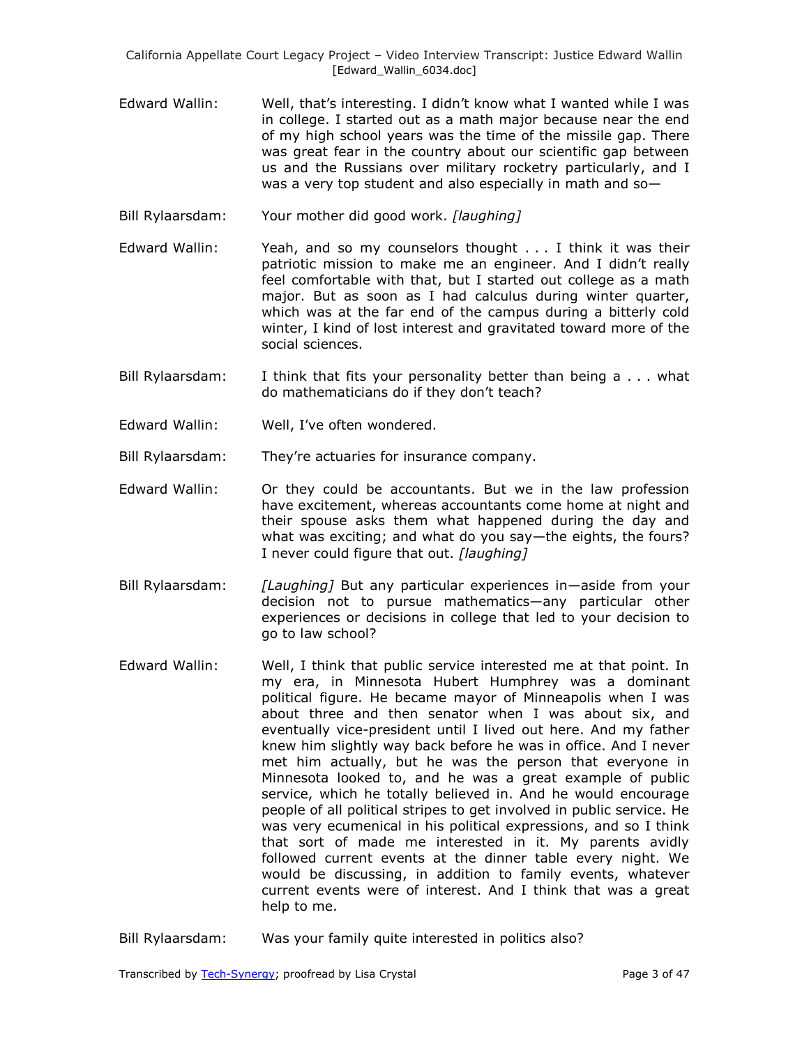Edward Wallin: Well, that's interesting. I didn't know what I wanted while I was in college. I started out as a math major because near the end of my high school years was the time of the missile gap. There was great fear in the country about our scientific gap between us and the Russians over military rocketry particularly, and I was a very top student and also especially in math and so—

Bill Rylaarsdam: Your mother did good work. *[laughing]*

Edward Wallin: Yeah, and so my counselors thought . . . I think it was their patriotic mission to make me an engineer. And I didn't really feel comfortable with that, but I started out college as a math major. But as soon as I had calculus during winter quarter, which was at the far end of the campus during a bitterly cold winter, I kind of lost interest and gravitated toward more of the social sciences.

Bill Rylaarsdam: I think that fits your personality better than being a . . . what do mathematicians do if they don't teach?

Edward Wallin: Well, I've often wondered.

Bill Rylaarsdam: They're actuaries for insurance company.

Edward Wallin: Or they could be accountants. But we in the law profession have excitement, whereas accountants come home at night and their spouse asks them what happened during the day and what was exciting; and what do you say—the eights, the fours? I never could figure that out. *[laughing]*

Bill Rylaarsdam: *[Laughing]* But any particular experiences in—aside from your decision not to pursue mathematics—any particular other experiences or decisions in college that led to your decision to go to law school?

Edward Wallin: Well, I think that public service interested me at that point. In my era, in Minnesota Hubert Humphrey was a dominant political figure. He became mayor of Minneapolis when I was about three and then senator when I was about six, and eventually vice-president until I lived out here. And my father knew him slightly way back before he was in office. And I never met him actually, but he was the person that everyone in Minnesota looked to, and he was a great example of public service, which he totally believed in. And he would encourage people of all political stripes to get involved in public service. He was very ecumenical in his political expressions, and so I think that sort of made me interested in it. My parents avidly followed current events at the dinner table every night. We would be discussing, in addition to family events, whatever current events were of interest. And I think that was a great help to me.

Bill Rylaarsdam: Was your family quite interested in politics also?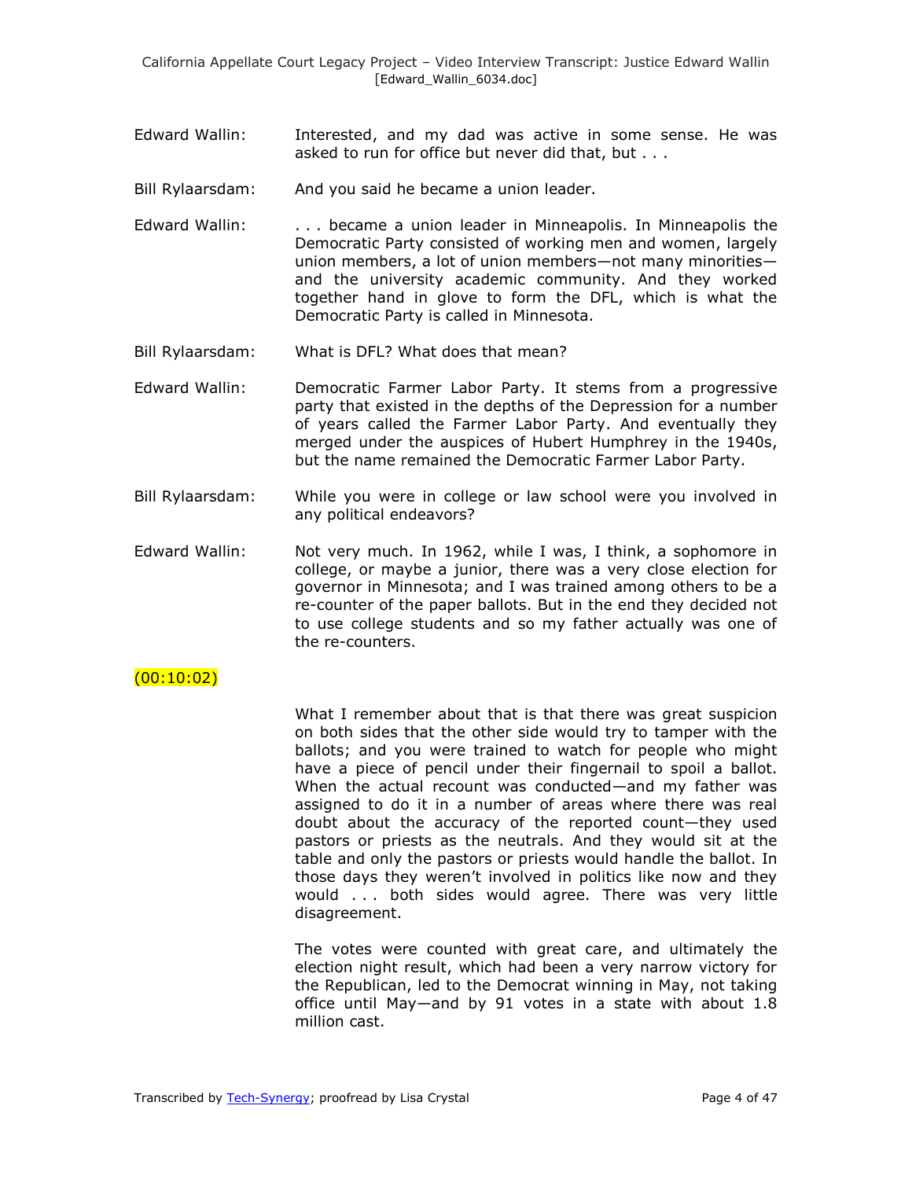Edward Wallin: Interested, and my dad was active in some sense. He was asked to run for office but never did that, but . . .

Bill Rylaarsdam: And you said he became a union leader.

Edward Wallin: . . . became a union leader in Minneapolis. In Minneapolis the Democratic Party consisted of working men and women, largely union members, a lot of union members—not many minorities—and the university academic community. And they worked together hand in glove to form the DFL, which is what the Democratic Party is called in Minnesota.

Bill Rylaarsdam: What is DFL? What does that mean?

Edward Wallin: Democratic Farmer Labor Party. It stems from a progressive party that existed in the depths of the Depression for a number of years called the Farmer Labor Party. And eventually they merged under the auspices of Hubert Humphrey in the 1940s, but the name remained the Democratic Farmer Labor Party.

Bill Rylaarsdam: While you were in college or law school were you involved in any political endeavors?

Edward Wallin: Not very much. In 1962, while I was, I think, a sophomore in college, or maybe a junior, there was a very close election for governor in Minnesota; and I was trained among others to be a re-counter of the paper ballots. But in the end they decided not to use college students and so my father actually was one of the re-counters.

(00:10:02)

What I remember about that is that there was great suspicion on both sides that the other side would try to tamper with the ballots; and you were trained to watch for people who might have a piece of pencil under their fingernail to spoil a ballot. When the actual recount was conducted—and my father was assigned to do it in a number of areas where there was real doubt about the accuracy of the reported count—they used pastors or priests as the neutrals. And they would sit at the table and only the pastors or priests would handle the ballot. In those days they weren't involved in politics like now and they would . . . both sides would agree. There was very little disagreement.

The votes were counted with great care, and ultimately the election night result, which had been a very narrow victory for the Republican, led to the Democrat winning in May, not taking office until May—and by 91 votes in a state with about 1.8 million cast.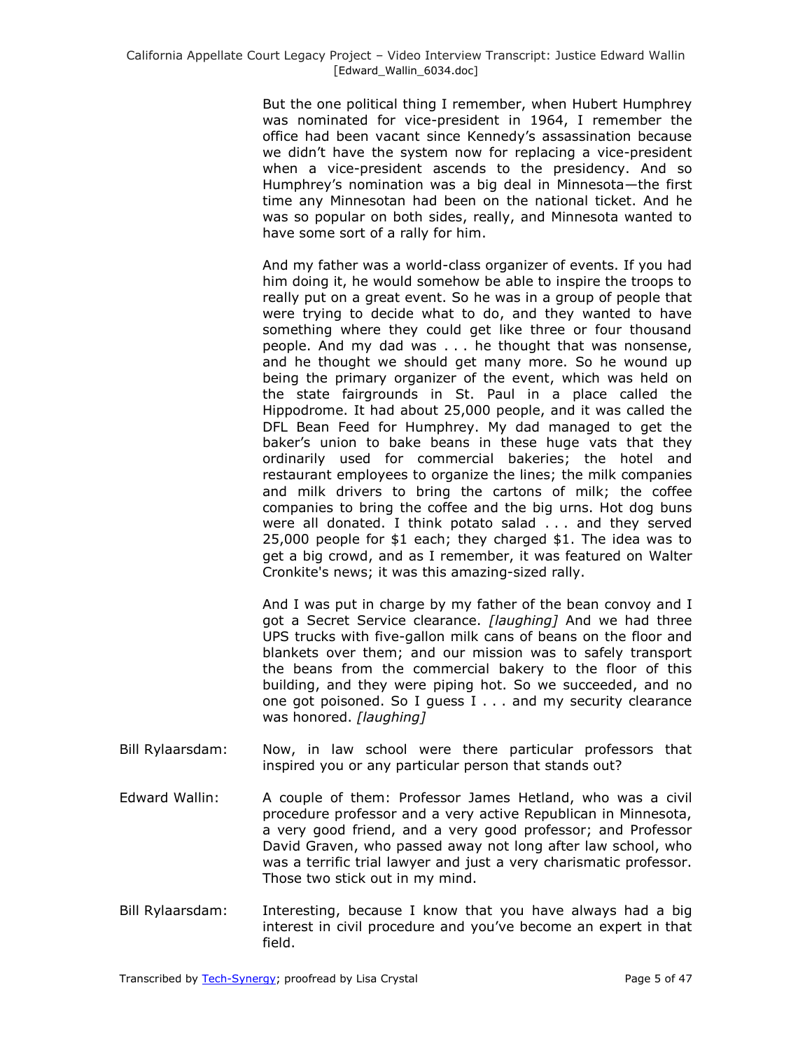But the one political thing I remember, when Hubert Humphrey was nominated for vice-president in 1964, I remember the office had been vacant since Kennedy's assassination because we didn't have the system now for replacing a vice-president when a vice-president ascends to the presidency. And so Humphrey's nomination was a big deal in Minnesota—the first time any Minnesotan had been on the national ticket. And he was so popular on both sides, really, and Minnesota wanted to have some sort of a rally for him.

And my father was a world-class organizer of events. If you had him doing it, he would somehow be able to inspire the troops to really put on a great event. So he was in a group of people that were trying to decide what to do, and they wanted to have something where they could get like three or four thousand people. And my dad was . . . he thought that was nonsense, and he thought we should get many more. So he wound up being the primary organizer of the event, which was held on the state fairgrounds in St. Paul in a place called the Hippodrome. It had about 25,000 people, and it was called the DFL Bean Feed for Humphrey. My dad managed to get the baker's union to bake beans in these huge vats that they ordinarily used for commercial bakeries; the hotel and restaurant employees to organize the lines; the milk companies and milk drivers to bring the cartons of milk; the coffee companies to bring the coffee and the big urns. Hot dog buns were all donated. I think potato salad . . . and they served 25,000 people for $1 each; they charged $1. The idea was to get a big crowd, and as I remember, it was featured on Walter Cronkite's news; it was this amazing-sized rally.

And I was put in charge by my father of the bean convoy and I got a Secret Service clearance. *[laughing]* And we had three UPS trucks with five-gallon milk cans of beans on the floor and blankets over them; and our mission was to safely transport the beans from the commercial bakery to the floor of this building, and they were piping hot. So we succeeded, and no one got poisoned. So I guess I . . . and my security clearance was honored. *[laughing]*

**Bill Rylaarsdam:** Now, in law school were there particular professors that inspired you or any particular person that stands out?

**Edward Wallin:** A couple of them: Professor James Hetland, who was a civil procedure professor and a very active Republican in Minnesota, a very good friend, and a very good professor; and Professor David Graven, who passed away not long after law school, who was a terrific trial lawyer and just a very charismatic professor. Those two stick out in my mind.

**Bill Rylaarsdam:** Interesting, because I know that you have always had a big interest in civil procedure and you've become an expert in that field.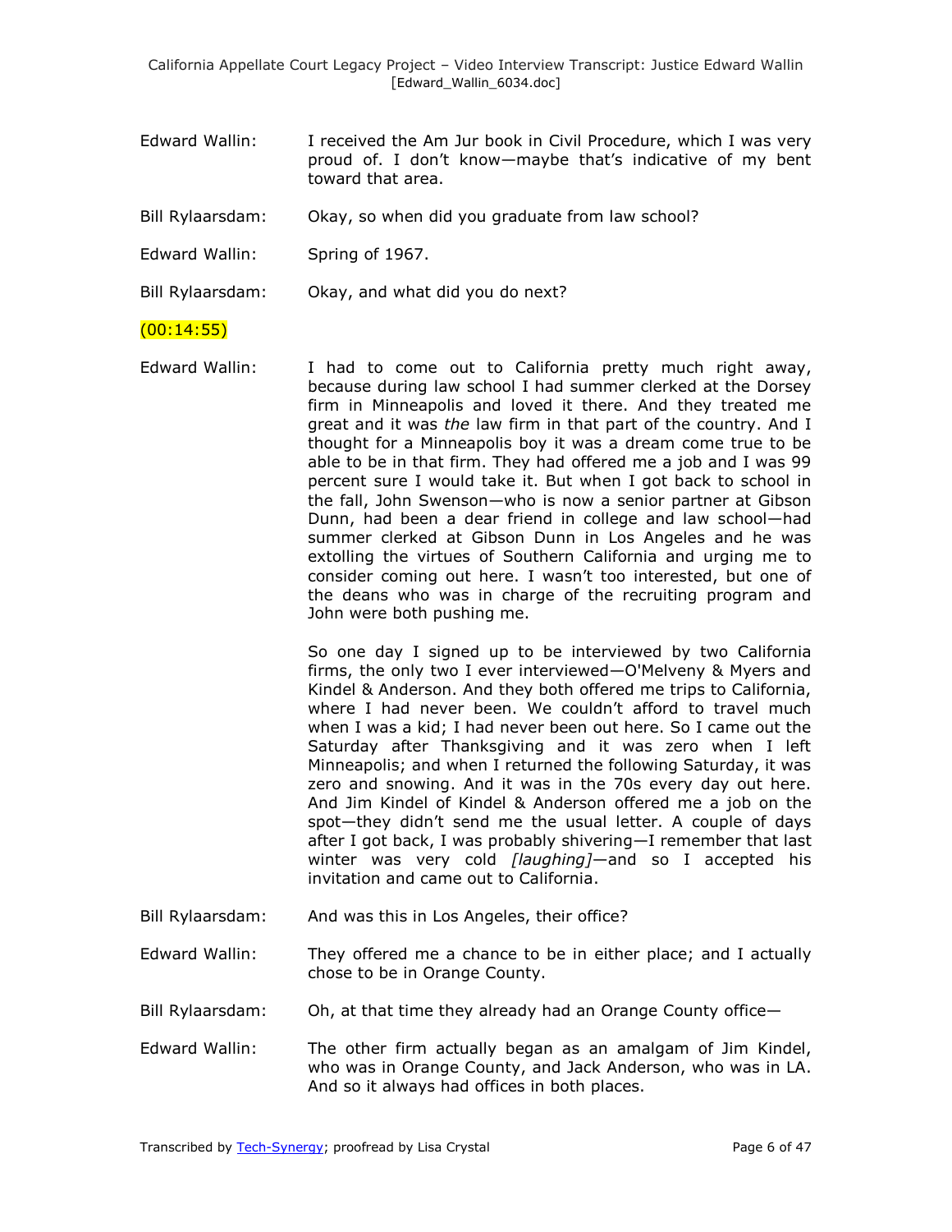Edward Wallin: I received the Am Jur book in Civil Procedure, which I was very proud of. I don't know—maybe that's indicative of my bent toward that area.

Bill Rylaarsdam: Okay, so when did you graduate from law school?

Edward Wallin: Spring of 1967.

Bill Rylaarsdam: Okay, and what did you do next?

(00:14:55)

Edward Wallin: I had to come out to California pretty much right away, because during law school I had summer clerked at the Dorsey firm in Minneapolis and loved it there. And they treated me great and it was *the* law firm in that part of the country. And I thought for a Minneapolis boy it was a dream come true to be able to be in that firm. They had offered me a job and I was 99 percent sure I would take it. But when I got back to school in the fall, John Swenson—who is now a senior partner at Gibson Dunn, had been a dear friend in college and law school—had summer clerked at Gibson Dunn in Los Angeles and he was extolling the virtues of Southern California and urging me to consider coming out here. I wasn't too interested, but one of the deans who was in charge of the recruiting program and John were both pushing me.

So one day I signed up to be interviewed by two California firms, the only two I ever interviewed—O'Melveny & Myers and Kindel & Anderson. And they both offered me trips to California, where I had never been. We couldn't afford to travel much when I was a kid; I had never been out here. So I came out the Saturday after Thanksgiving and it was zero when I left Minneapolis; and when I returned the following Saturday, it was zero and snowing. And it was in the 70s every day out here. And Jim Kindel of Kindel & Anderson offered me a job on the spot—they didn't send me the usual letter. A couple of days after I got back, I was probably shivering—I remember that last winter was very cold *[laughing]*—and so I accepted his invitation and came out to California.

Bill Rylaarsdam: And was this in Los Angeles, their office?

Edward Wallin: They offered me a chance to be in either place; and I actually chose to be in Orange County.

Bill Rylaarsdam: Oh, at that time they already had an Orange County office—

Edward Wallin: The other firm actually began as an amalgam of Jim Kindel, who was in Orange County, and Jack Anderson, who was in LA. And so it always had offices in both places.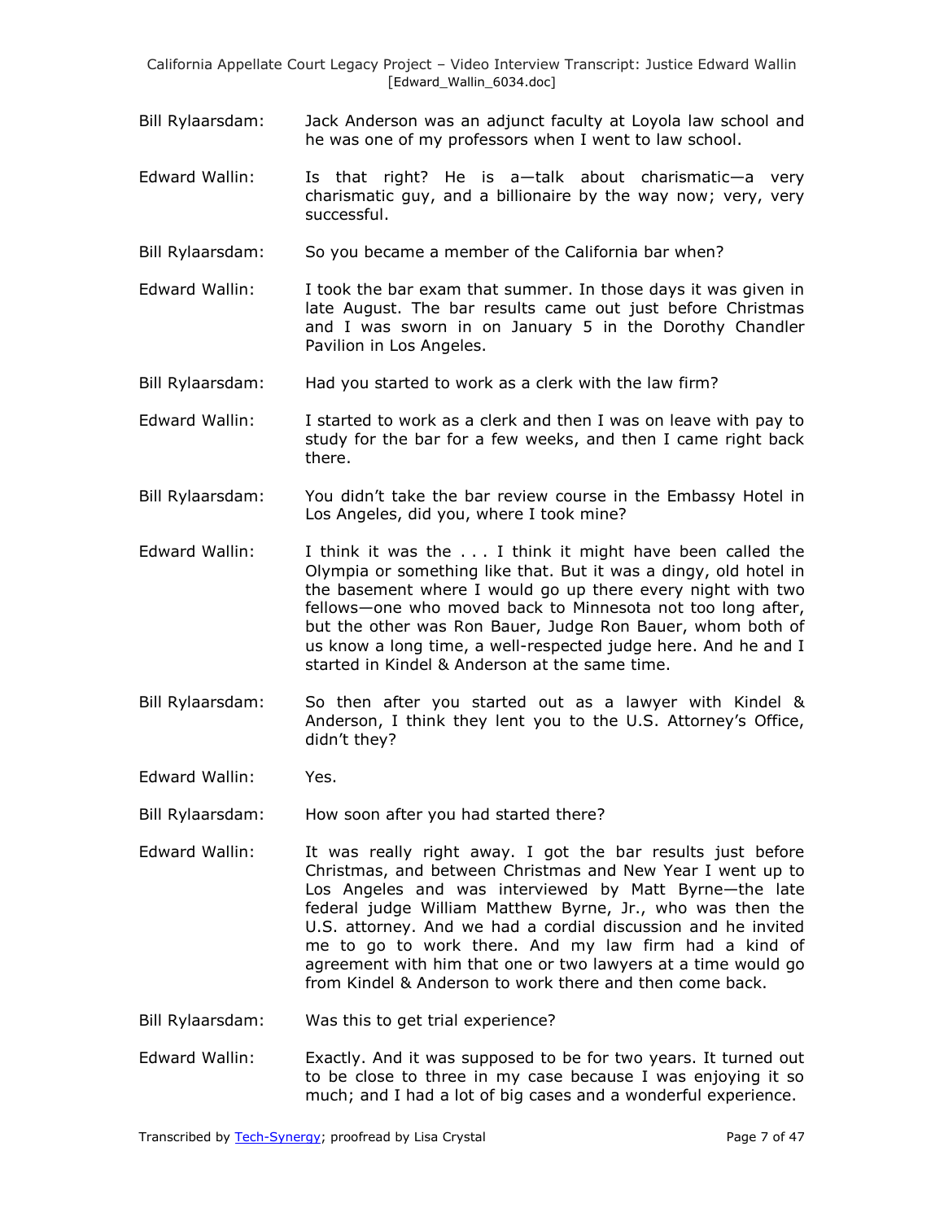Bill Rylaarsdam: Jack Anderson was an adjunct faculty at Loyola law school and he was one of my professors when I went to law school.

Edward Wallin: Is that right? He is a—talk about charismatic—a very charismatic guy, and a billionaire by the way now; very, very successful.

Bill Rylaarsdam: So you became a member of the California bar when?

Edward Wallin: I took the bar exam that summer. In those days it was given in late August. The bar results came out just before Christmas and I was sworn in on January 5 in the Dorothy Chandler Pavilion in Los Angeles.

Bill Rylaarsdam: Had you started to work as a clerk with the law firm?

Edward Wallin: I started to work as a clerk and then I was on leave with pay to study for the bar for a few weeks, and then I came right back there.

Bill Rylaarsdam: You didn't take the bar review course in the Embassy Hotel in Los Angeles, did you, where I took mine?

Edward Wallin: I think it was the . . . I think it might have been called the Olympia or something like that. But it was a dingy, old hotel in the basement where I would go up there every night with two fellows—one who moved back to Minnesota not too long after, but the other was Ron Bauer, Judge Ron Bauer, whom both of us know a long time, a well-respected judge here. And he and I started in Kindel & Anderson at the same time.

Bill Rylaarsdam: So then after you started out as a lawyer with Kindel & Anderson, I think they lent you to the U.S. Attorney's Office, didn't they?

Edward Wallin: Yes.

Bill Rylaarsdam: How soon after you had started there?

Edward Wallin: It was really right away. I got the bar results just before Christmas, and between Christmas and New Year I went up to Los Angeles and was interviewed by Matt Byrne—the late federal judge William Matthew Byrne, Jr., who was then the U.S. attorney. And we had a cordial discussion and he invited me to go to work there. And my law firm had a kind of agreement with him that one or two lawyers at a time would go from Kindel & Anderson to work there and then come back.

Bill Rylaarsdam: Was this to get trial experience?

Edward Wallin: Exactly. And it was supposed to be for two years. It turned out to be close to three in my case because I was enjoying it so much; and I had a lot of big cases and a wonderful experience.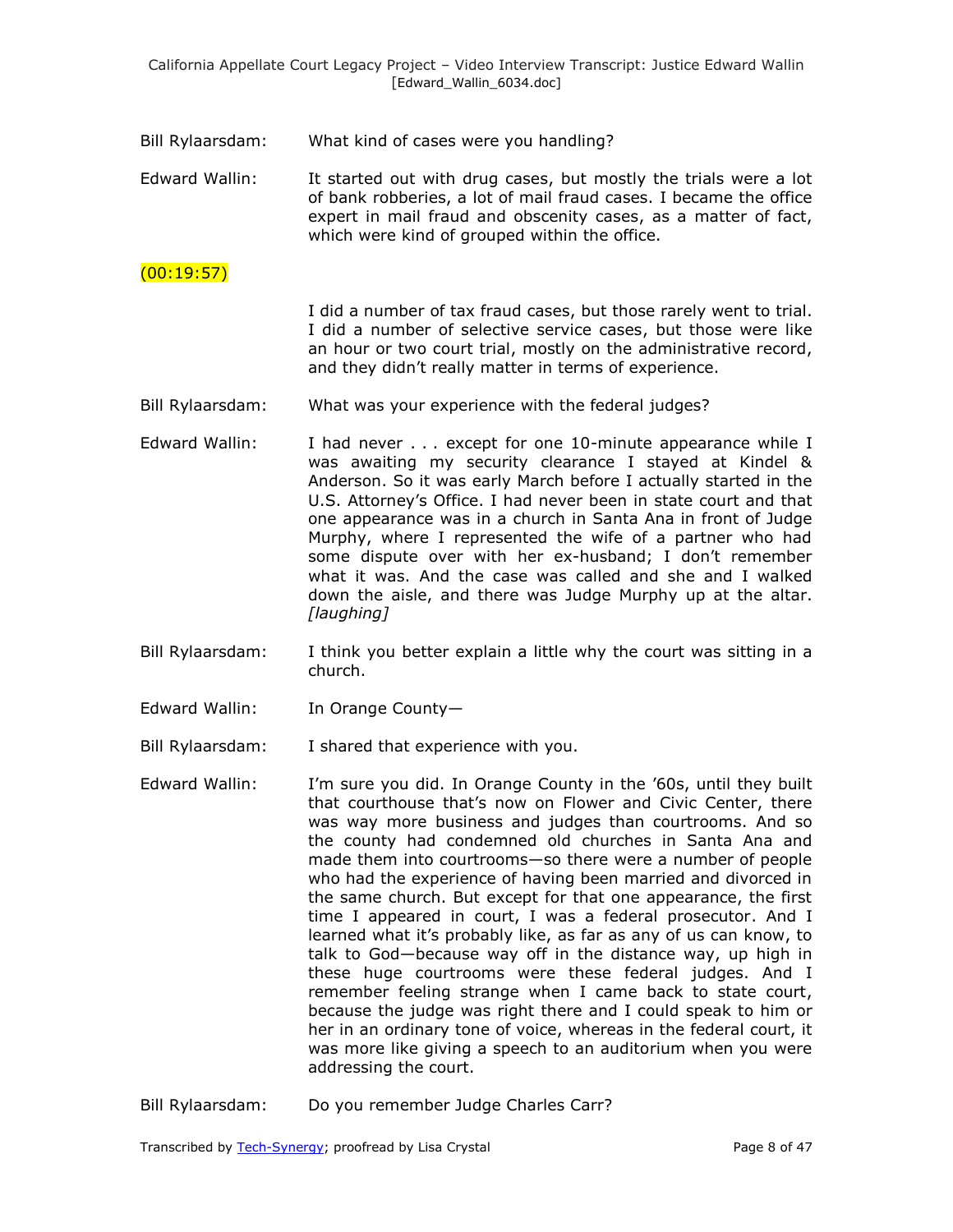Bill Rylaarsdam: What kind of cases were you handling?

Edward Wallin: It started out with drug cases, but mostly the trials were a lot of bank robberies, a lot of mail fraud cases. I became the office expert in mail fraud and obscenity cases, as a matter of fact, which were kind of grouped within the office.

(00:19:57)

I did a number of tax fraud cases, but those rarely went to trial. I did a number of selective service cases, but those were like an hour or two court trial, mostly on the administrative record, and they didn't really matter in terms of experience.

Bill Rylaarsdam: What was your experience with the federal judges?

Edward Wallin: I had never . . . except for one 10-minute appearance while I was awaiting my security clearance I stayed at Kindel & Anderson. So it was early March before I actually started in the U.S. Attorney's Office. I had never been in state court and that one appearance was in a church in Santa Ana in front of Judge Murphy, where I represented the wife of a partner who had some dispute over with her ex-husband; I don't remember what it was. And the case was called and she and I walked down the aisle, and there was Judge Murphy up at the altar. *[laughing]*

Bill Rylaarsdam: I think you better explain a little why the court was sitting in a church.

Edward Wallin: In Orange County—

Bill Rylaarsdam: I shared that experience with you.

Edward Wallin: I'm sure you did. In Orange County in the '60s, until they built that courthouse that's now on Flower and Civic Center, there was way more business and judges than courtrooms. And so the county had condemned old churches in Santa Ana and made them into courtrooms—so there were a number of people who had the experience of having been married and divorced in the same church. But except for that one appearance, the first time I appeared in court, I was a federal prosecutor. And I learned what it's probably like, as far as any of us can know, to talk to God—because way off in the distance way, up high in these huge courtrooms were these federal judges. And I remember feeling strange when I came back to state court, because the judge was right there and I could speak to him or her in an ordinary tone of voice, whereas in the federal court, it was more like giving a speech to an auditorium when you were addressing the court.

Bill Rylaarsdam: Do you remember Judge Charles Carr?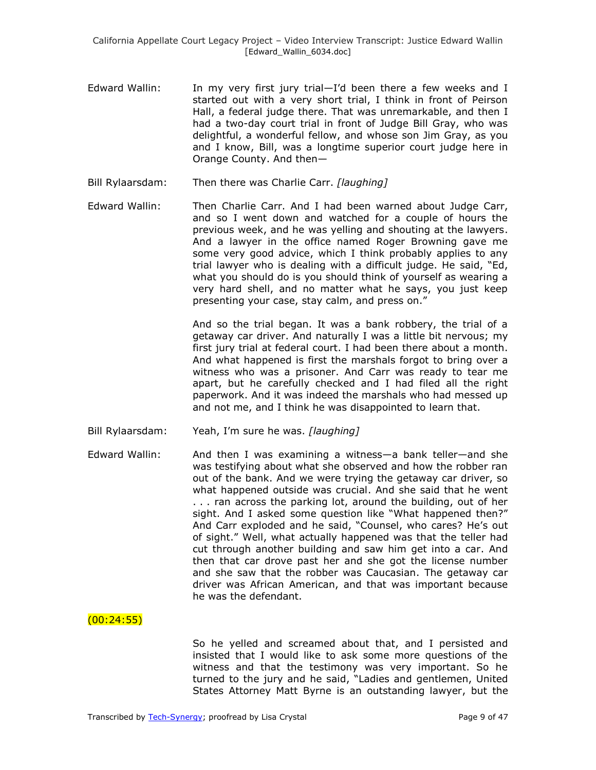Edward Wallin: In my very first jury trial—I'd been there a few weeks and I started out with a very short trial, I think in front of Peirson Hall, a federal judge there. That was unremarkable, and then I had a two-day court trial in front of Judge Bill Gray, who was delightful, a wonderful fellow, and whose son Jim Gray, as you and I know, Bill, was a longtime superior court judge here in Orange County. And then—

Bill Rylaarsdam: Then there was Charlie Carr. *[laughing]*

Edward Wallin: Then Charlie Carr. And I had been warned about Judge Carr, and so I went down and watched for a couple of hours the previous week, and he was yelling and shouting at the lawyers. And a lawyer in the office named Roger Browning gave me some very good advice, which I think probably applies to any trial lawyer who is dealing with a difficult judge. He said, "Ed, what you should do is you should think of yourself as wearing a very hard shell, and no matter what he says, you just keep presenting your case, stay calm, and press on."

And so the trial began. It was a bank robbery, the trial of a getaway car driver. And naturally I was a little bit nervous; my first jury trial at federal court. I had been there about a month. And what happened is first the marshals forgot to bring over a witness who was a prisoner. And Carr was ready to tear me apart, but he carefully checked and I had filed all the right paperwork. And it was indeed the marshals who had messed up and not me, and I think he was disappointed to learn that.

Bill Rylaarsdam: Yeah, I'm sure he was. *[laughing]*

Edward Wallin: And then I was examining a witness—a bank teller—and she was testifying about what she observed and how the robber ran out of the bank. And we were trying the getaway car driver, so what happened outside was crucial. And she said that he went . . . ran across the parking lot, around the building, out of her sight. And I asked some question like "What happened then?" And Carr exploded and he said, "Counsel, who cares? He's out of sight." Well, what actually happened was that the teller had cut through another building and saw him get into a car. And then that car drove past her and she got the license number and she saw that the robber was Caucasian. The getaway car driver was African American, and that was important because he was the defendant.

(00:24:55)

So he yelled and screamed about that, and I persisted and insisted that I would like to ask some more questions of the witness and that the testimony was very important. So he turned to the jury and he said, "Ladies and gentlemen, United States Attorney Matt Byrne is an outstanding lawyer, but the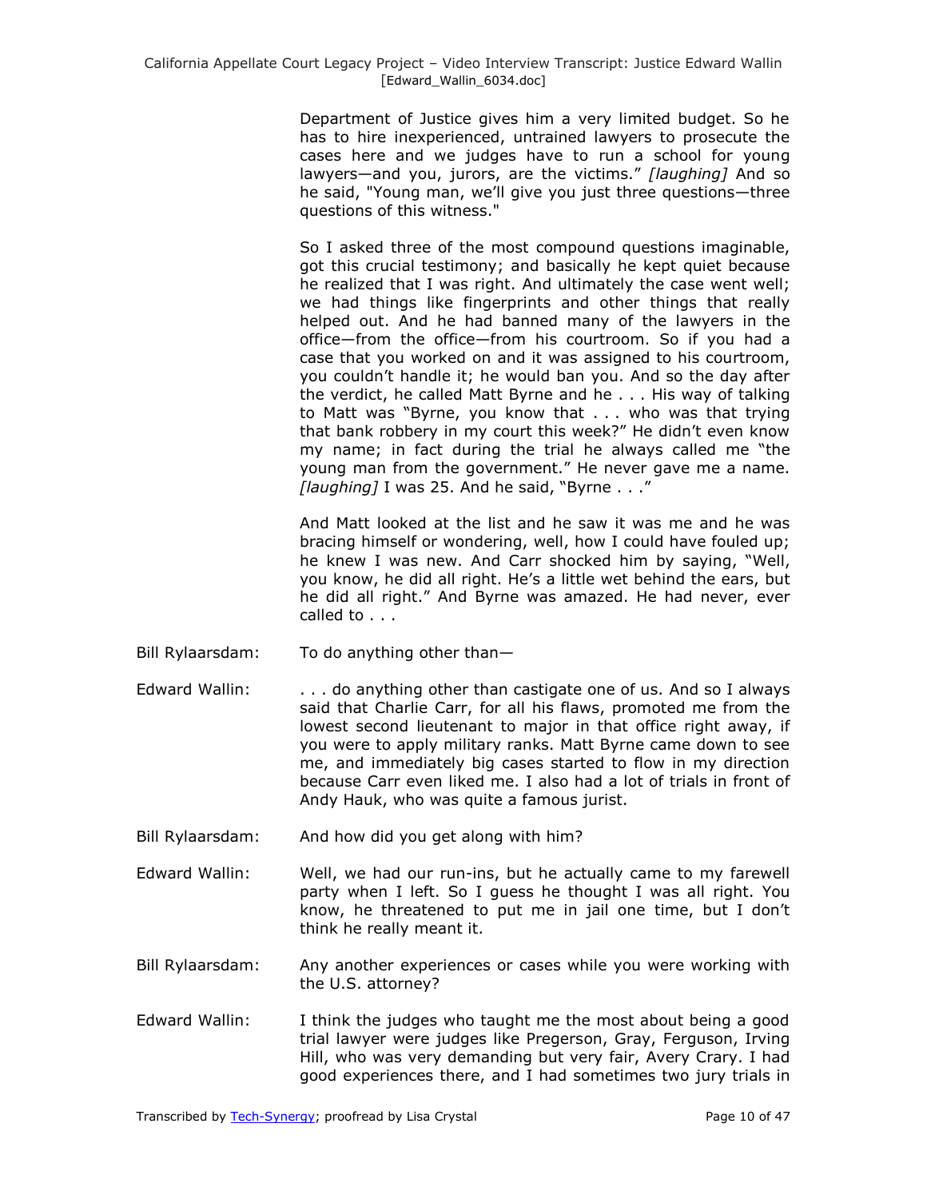Department of Justice gives him a very limited budget. So he has to hire inexperienced, untrained lawyers to prosecute the cases here and we judges have to run a school for young lawyers—and you, jurors, are the victims." *[laughing]* And so he said, "Young man, we'll give you just three questions—three questions of this witness."

So I asked three of the most compound questions imaginable, got this crucial testimony; and basically he kept quiet because he realized that I was right. And ultimately the case went well; we had things like fingerprints and other things that really helped out. And he had banned many of the lawyers in the office—from the office—from his courtroom. So if you had a case that you worked on and it was assigned to his courtroom, you couldn't handle it; he would ban you. And so the day after the verdict, he called Matt Byrne and he . . . His way of talking to Matt was "Byrne, you know that . . . who was that trying that bank robbery in my court this week?" He didn't even know my name; in fact during the trial he always called me "the young man from the government." He never gave me a name. *[laughing]* I was 25. And he said, "Byrne . . ."

And Matt looked at the list and he saw it was me and he was bracing himself or wondering, well, how I could have fouled up; he knew I was new. And Carr shocked him by saying, "Well, you know, he did all right. He's a little wet behind the ears, but he did all right." And Byrne was amazed. He had never, ever called to . . .

Bill Rylaarsdam: To do anything other than—

Edward Wallin: . . . do anything other than castigate one of us. And so I always said that Charlie Carr, for all his flaws, promoted me from the lowest second lieutenant to major in that office right away, if you were to apply military ranks. Matt Byrne came down to see me, and immediately big cases started to flow in my direction because Carr even liked me. I also had a lot of trials in front of Andy Hauk, who was quite a famous jurist.

Bill Rylaarsdam: And how did you get along with him?

Edward Wallin: Well, we had our run-ins, but he actually came to my farewell party when I left. So I guess he thought I was all right. You know, he threatened to put me in jail one time, but I don't think he really meant it.

Bill Rylaarsdam: Any another experiences or cases while you were working with the U.S. attorney?

Edward Wallin: I think the judges who taught me the most about being a good trial lawyer were judges like Pregerson, Gray, Ferguson, Irving Hill, who was very demanding but very fair, Avery Crary. I had good experiences there, and I had sometimes two jury trials in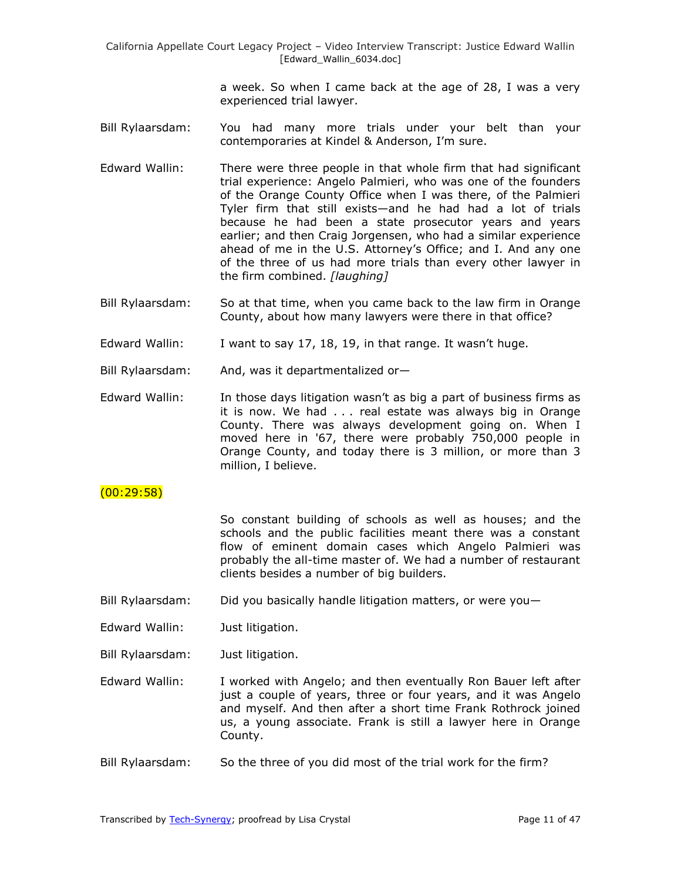a week. So when I came back at the age of 28, I was a very experienced trial lawyer.

Bill Rylaarsdam: You had many more trials under your belt than your contemporaries at Kindel & Anderson, I'm sure.

Edward Wallin: There were three people in that whole firm that had significant trial experience: Angelo Palmieri, who was one of the founders of the Orange County Office when I was there, of the Palmieri Tyler firm that still exists—and he had had a lot of trials because he had been a state prosecutor years and years earlier; and then Craig Jorgensen, who had a similar experience ahead of me in the U.S. Attorney's Office; and I. And any one of the three of us had more trials than every other lawyer in the firm combined. *[laughing]*

Bill Rylaarsdam: So at that time, when you came back to the law firm in Orange County, about how many lawyers were there in that office?

Edward Wallin: I want to say 17, 18, 19, in that range. It wasn't huge.

Bill Rylaarsdam: And, was it departmentalized or—

Edward Wallin: In those days litigation wasn't as big a part of business firms as it is now. We had . . . real estate was always big in Orange County. There was always development going on. When I moved here in '67, there were probably 750,000 people in Orange County, and today there is 3 million, or more than 3 million, I believe.

(00:29:58)

So constant building of schools as well as houses; and the schools and the public facilities meant there was a constant flow of eminent domain cases which Angelo Palmieri was probably the all-time master of. We had a number of restaurant clients besides a number of big builders.

Bill Rylaarsdam: Did you basically handle litigation matters, or were you—

Edward Wallin: Just litigation.

Bill Rylaarsdam: Just litigation.

Edward Wallin: I worked with Angelo; and then eventually Ron Bauer left after just a couple of years, three or four years, and it was Angelo and myself. And then after a short time Frank Rothrock joined us, a young associate. Frank is still a lawyer here in Orange County.

Bill Rylaarsdam: So the three of you did most of the trial work for the firm?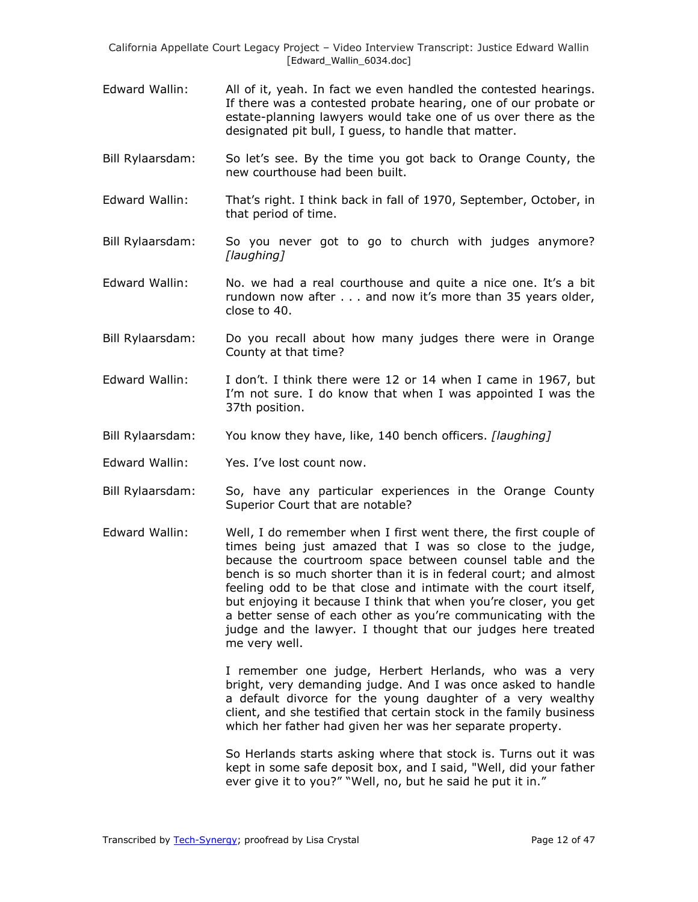Edward Wallin: All of it, yeah. In fact we even handled the contested hearings. If there was a contested probate hearing, one of our probate or estate-planning lawyers would take one of us over there as the designated pit bull, I guess, to handle that matter.

Bill Rylaarsdam: So let's see. By the time you got back to Orange County, the new courthouse had been built.

Edward Wallin: That's right. I think back in fall of 1970, September, October, in that period of time.

Bill Rylaarsdam: So you never got to go to church with judges anymore? *[laughing]*

Edward Wallin: No. we had a real courthouse and quite a nice one. It's a bit rundown now after . . . and now it's more than 35 years older, close to 40.

Bill Rylaarsdam: Do you recall about how many judges there were in Orange County at that time?

Edward Wallin: I don't. I think there were 12 or 14 when I came in 1967, but I'm not sure. I do know that when I was appointed I was the 37th position.

Bill Rylaarsdam: You know they have, like, 140 bench officers. *[laughing]*

Edward Wallin: Yes. I've lost count now.

Bill Rylaarsdam: So, have any particular experiences in the Orange County Superior Court that are notable?

Edward Wallin: Well, I do remember when I first went there, the first couple of times being just amazed that I was so close to the judge, because the courtroom space between counsel table and the bench is so much shorter than it is in federal court; and almost feeling odd to be that close and intimate with the court itself, but enjoying it because I think that when you're closer, you get a better sense of each other as you're communicating with the judge and the lawyer. I thought that our judges here treated me very well.

I remember one judge, Herbert Herlands, who was a very bright, very demanding judge. And I was once asked to handle a default divorce for the young daughter of a very wealthy client, and she testified that certain stock in the family business which her father had given her was her separate property.

So Herlands starts asking where that stock is. Turns out it was kept in some safe deposit box, and I said, "Well, did your father ever give it to you?" "Well, no, but he said he put it in."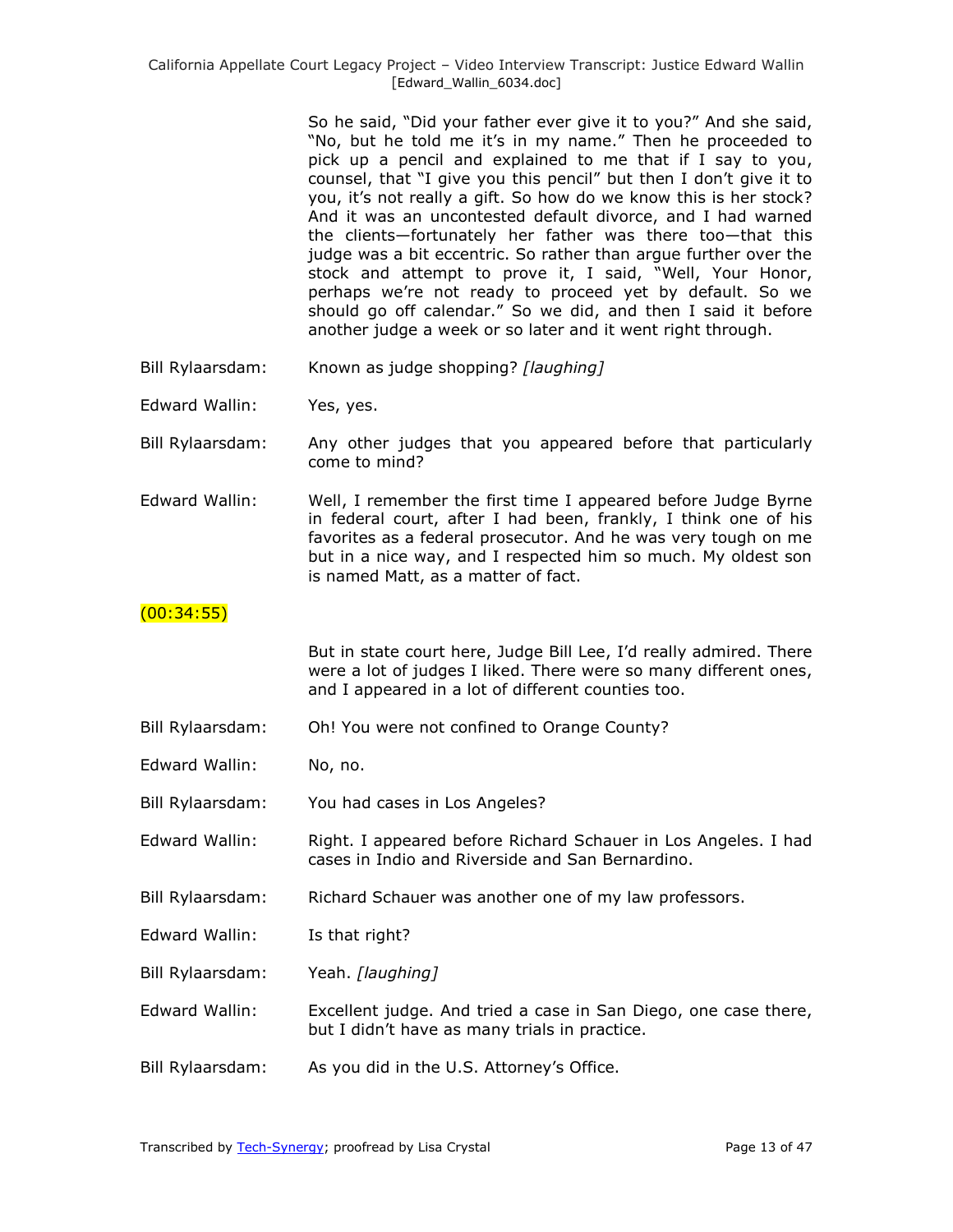So he said, "Did your father ever give it to you?" And she said, "No, but he told me it's in my name." Then he proceeded to pick up a pencil and explained to me that if I say to you, counsel, that "I give you this pencil" but then I don't give it to you, it's not really a gift. So how do we know this is her stock? And it was an uncontested default divorce, and I had warned the clients—fortunately her father was there too—that this judge was a bit eccentric. So rather than argue further over the stock and attempt to prove it, I said, "Well, Your Honor, perhaps we're not ready to proceed yet by default. So we should go off calendar." So we did, and then I said it before another judge a week or so later and it went right through.

Bill Rylaarsdam: Known as judge shopping? *[laughing]*

Edward Wallin: Yes, yes.

Bill Rylaarsdam: Any other judges that you appeared before that particularly come to mind?

Edward Wallin: Well, I remember the first time I appeared before Judge Byrne in federal court, after I had been, frankly, I think one of his favorites as a federal prosecutor. And he was very tough on me but in a nice way, and I respected him so much. My oldest son is named Matt, as a matter of fact.

(00:34:55)

But in state court here, Judge Bill Lee, I'd really admired. There were a lot of judges I liked. There were so many different ones, and I appeared in a lot of different counties too.

Bill Rylaarsdam: Oh! You were not confined to Orange County?

Edward Wallin: No, no.

Bill Rylaarsdam: You had cases in Los Angeles?

Edward Wallin: Right. I appeared before Richard Schauer in Los Angeles. I had cases in Indio and Riverside and San Bernardino.

Bill Rylaarsdam: Richard Schauer was another one of my law professors.

Edward Wallin: Is that right?

Bill Rylaarsdam: Yeah. *[laughing]*

Edward Wallin: Excellent judge. And tried a case in San Diego, one case there, but I didn't have as many trials in practice.

Bill Rylaarsdam: As you did in the U.S. Attorney's Office.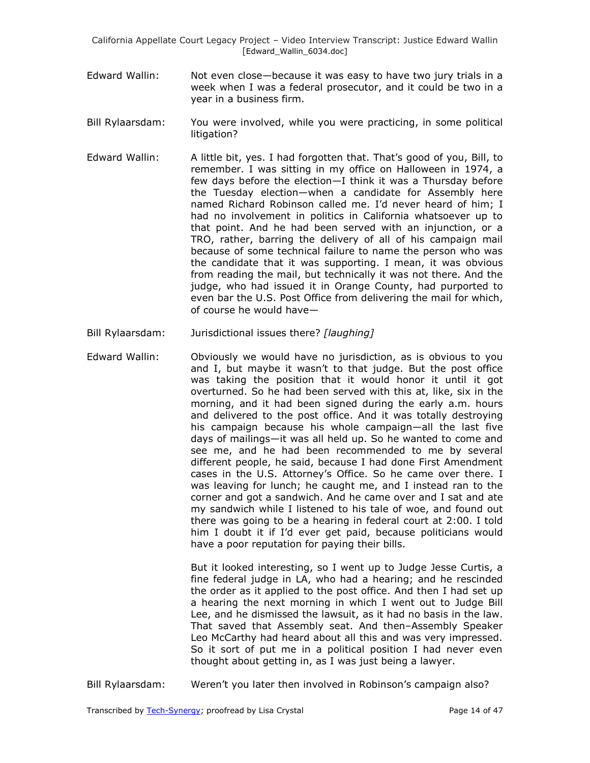Edward Wallin: Not even close—because it was easy to have two jury trials in a week when I was a federal prosecutor, and it could be two in a year in a business firm.

Bill Rylaarsdam: You were involved, while you were practicing, in some political litigation?

Edward Wallin: A little bit, yes. I had forgotten that. That's good of you, Bill, to remember. I was sitting in my office on Halloween in 1974, a few days before the election—I think it was a Thursday before the Tuesday election—when a candidate for Assembly here named Richard Robinson called me. I'd never heard of him; I had no involvement in politics in California whatsoever up to that point. And he had been served with an injunction, or a TRO, rather, barring the delivery of all of his campaign mail because of some technical failure to name the person who was the candidate that it was supporting. I mean, it was obvious from reading the mail, but technically it was not there. And the judge, who had issued it in Orange County, had purported to even bar the U.S. Post Office from delivering the mail for which, of course he would have—

Bill Rylaarsdam: Jurisdictional issues there? *[laughing]*

Edward Wallin: Obviously we would have no jurisdiction, as is obvious to you and I, but maybe it wasn't to that judge. But the post office was taking the position that it would honor it until it got overturned. So he had been served with this at, like, six in the morning, and it had been signed during the early a.m. hours and delivered to the post office. And it was totally destroying his campaign because his whole campaign—all the last five days of mailings—it was all held up. So he wanted to come and see me, and he had been recommended to me by several different people, he said, because I had done First Amendment cases in the U.S. Attorney's Office. So he came over there. I was leaving for lunch; he caught me, and I instead ran to the corner and got a sandwich. And he came over and I sat and ate my sandwich while I listened to his tale of woe, and found out there was going to be a hearing in federal court at 2:00. I told him I doubt it if I'd ever get paid, because politicians would have a poor reputation for paying their bills.

But it looked interesting, so I went up to Judge Jesse Curtis, a fine federal judge in LA, who had a hearing; and he rescinded the order as it applied to the post office. And then I had set up a hearing the next morning in which I went out to Judge Bill Lee, and he dismissed the lawsuit, as it had no basis in the law. That saved that Assembly seat. And then–Assembly Speaker Leo McCarthy had heard about all this and was very impressed. So it sort of put me in a political position I had never even thought about getting in, as I was just being a lawyer.

Bill Rylaarsdam: Weren't you later then involved in Robinson's campaign also?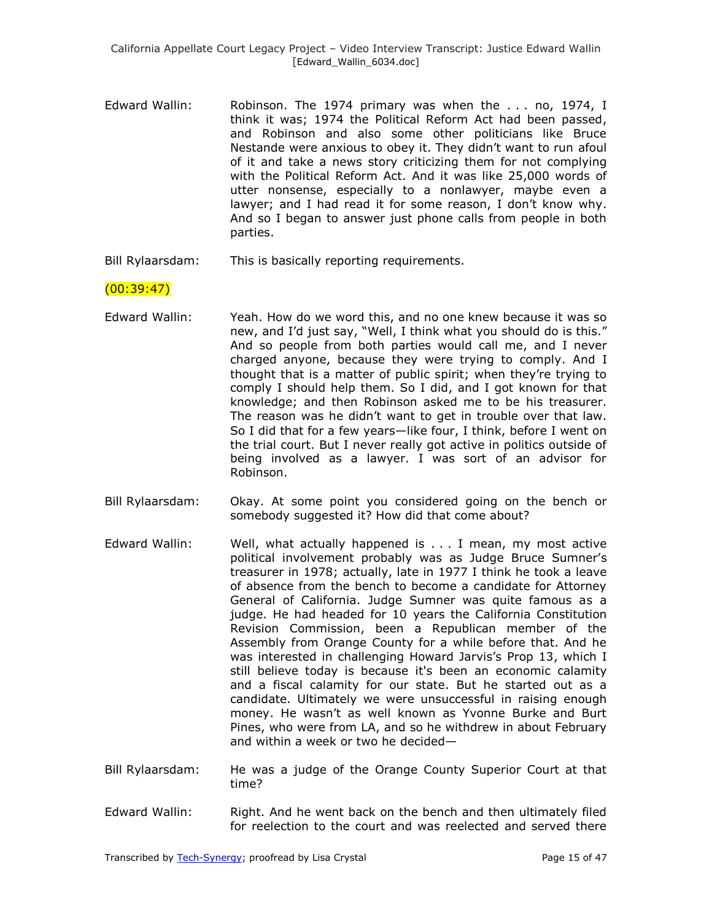Edward Wallin: Robinson. The 1974 primary was when the . . . no, 1974, I think it was; 1974 the Political Reform Act had been passed, and Robinson and also some other politicians like Bruce Nestande were anxious to obey it. They didn't want to run afoul of it and take a news story criticizing them for not complying with the Political Reform Act. And it was like 25,000 words of utter nonsense, especially to a nonlawyer, maybe even a lawyer; and I had read it for some reason, I don't know why. And so I began to answer just phone calls from people in both parties.

Bill Rylaarsdam: This is basically reporting requirements.

(00:39:47)

Edward Wallin: Yeah. How do we word this, and no one knew because it was so new, and I'd just say, "Well, I think what you should do is this." And so people from both parties would call me, and I never charged anyone, because they were trying to comply. And I thought that is a matter of public spirit; when they're trying to comply I should help them. So I did, and I got known for that knowledge; and then Robinson asked me to be his treasurer. The reason was he didn't want to get in trouble over that law. So I did that for a few years—like four, I think, before I went on the trial court. But I never really got active in politics outside of being involved as a lawyer. I was sort of an advisor for Robinson.

Bill Rylaarsdam: Okay. At some point you considered going on the bench or somebody suggested it? How did that come about?

Edward Wallin: Well, what actually happened is . . . I mean, my most active political involvement probably was as Judge Bruce Sumner's treasurer in 1978; actually, late in 1977 I think he took a leave of absence from the bench to become a candidate for Attorney General of California. Judge Sumner was quite famous as a judge. He had headed for 10 years the California Constitution Revision Commission, been a Republican member of the Assembly from Orange County for a while before that. And he was interested in challenging Howard Jarvis's Prop 13, which I still believe today is because it's been an economic calamity and a fiscal calamity for our state. But he started out as a candidate. Ultimately we were unsuccessful in raising enough money. He wasn't as well known as Yvonne Burke and Burt Pines, who were from LA, and so he withdrew in about February and within a week or two he decided—

Bill Rylaarsdam: He was a judge of the Orange County Superior Court at that time?

Edward Wallin: Right. And he went back on the bench and then ultimately filed for reelection to the court and was reelected and served there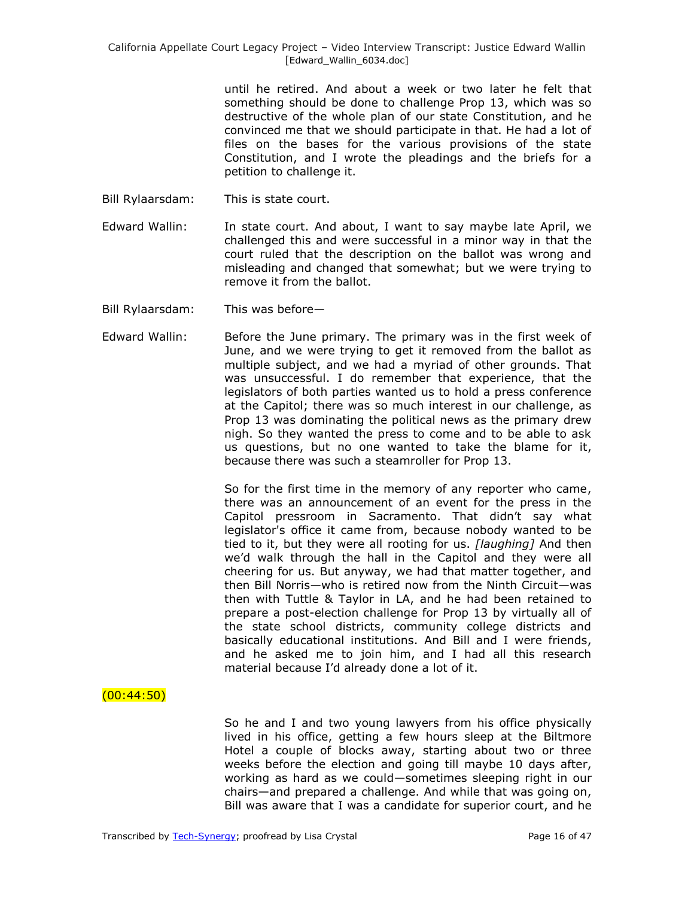until he retired. And about a week or two later he felt that something should be done to challenge Prop 13, which was so destructive of the whole plan of our state Constitution, and he convinced me that we should participate in that. He had a lot of files on the bases for the various provisions of the state Constitution, and I wrote the pleadings and the briefs for a petition to challenge it.

Bill Rylaarsdam: This is state court.

Edward Wallin: In state court. And about, I want to say maybe late April, we challenged this and were successful in a minor way in that the court ruled that the description on the ballot was wrong and misleading and changed that somewhat; but we were trying to remove it from the ballot.

Bill Rylaarsdam: This was before—

Edward Wallin: Before the June primary. The primary was in the first week of June, and we were trying to get it removed from the ballot as multiple subject, and we had a myriad of other grounds. That was unsuccessful. I do remember that experience, that the legislators of both parties wanted us to hold a press conference at the Capitol; there was so much interest in our challenge, as Prop 13 was dominating the political news as the primary drew nigh. So they wanted the press to come and to be able to ask us questions, but no one wanted to take the blame for it, because there was such a steamroller for Prop 13.

So for the first time in the memory of any reporter who came, there was an announcement of an event for the press in the Capitol pressroom in Sacramento. That didn't say what legislator's office it came from, because nobody wanted to be tied to it, but they were all rooting for us. *[laughing]* And then we'd walk through the hall in the Capitol and they were all cheering for us. But anyway, we had that matter together, and then Bill Norris—who is retired now from the Ninth Circuit—was then with Tuttle & Taylor in LA, and he had been retained to prepare a post-election challenge for Prop 13 by virtually all of the state school districts, community college districts and basically educational institutions. And Bill and I were friends, and he asked me to join him, and I had all this research material because I'd already done a lot of it.

(00:44:50)

So he and I and two young lawyers from his office physically lived in his office, getting a few hours sleep at the Biltmore Hotel a couple of blocks away, starting about two or three weeks before the election and going till maybe 10 days after, working as hard as we could—sometimes sleeping right in our chairs—and prepared a challenge. And while that was going on, Bill was aware that I was a candidate for superior court, and he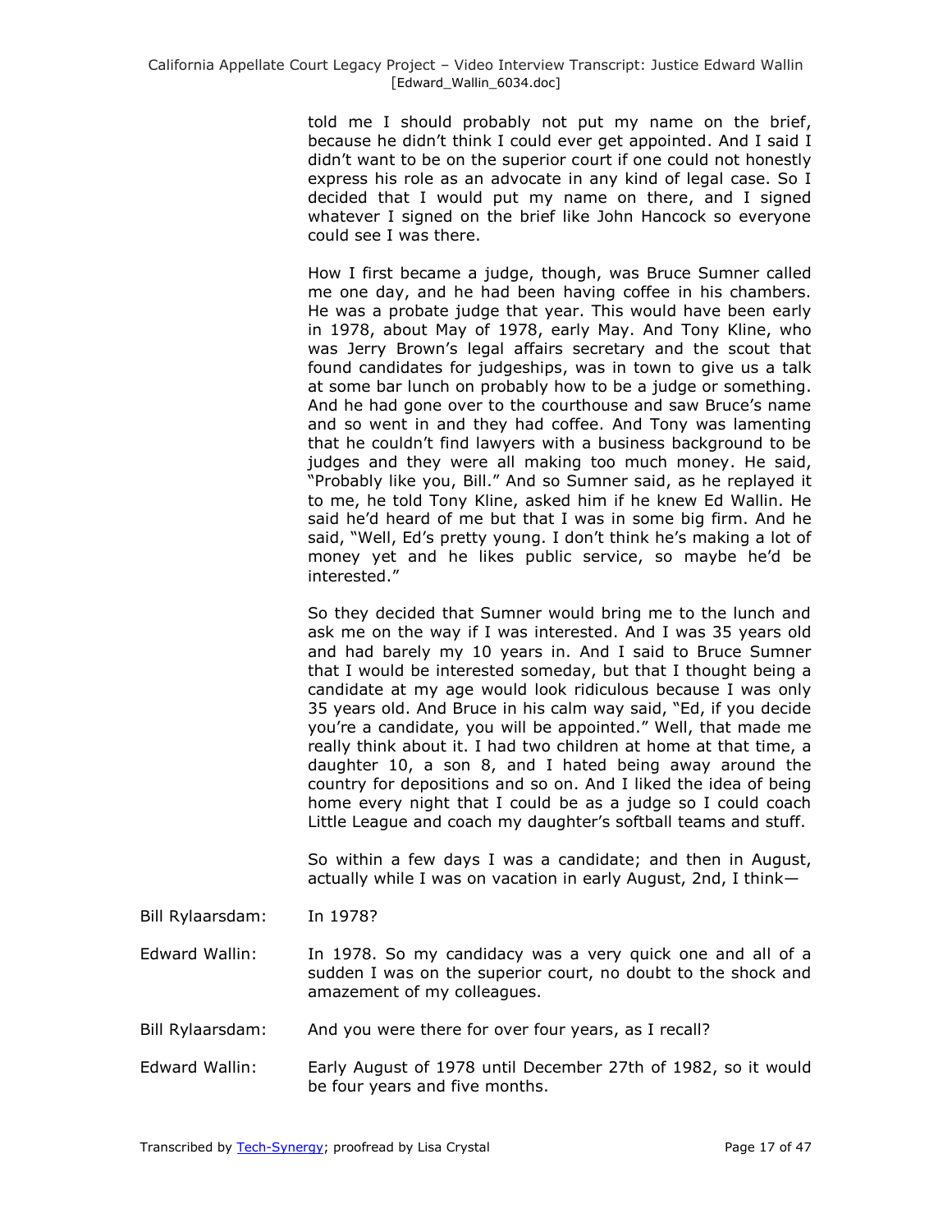told me I should probably not put my name on the brief, because he didn't think I could ever get appointed. And I said I didn't want to be on the superior court if one could not honestly express his role as an advocate in any kind of legal case. So I decided that I would put my name on there, and I signed whatever I signed on the brief like John Hancock so everyone could see I was there.

How I first became a judge, though, was Bruce Sumner called me one day, and he had been having coffee in his chambers. He was a probate judge that year. This would have been early in 1978, about May of 1978, early May. And Tony Kline, who was Jerry Brown's legal affairs secretary and the scout that found candidates for judgeships, was in town to give us a talk at some bar lunch on probably how to be a judge or something. And he had gone over to the courthouse and saw Bruce's name and so went in and they had coffee. And Tony was lamenting that he couldn't find lawyers with a business background to be judges and they were all making too much money. He said, "Probably like you, Bill." And so Sumner said, as he replayed it to me, he told Tony Kline, asked him if he knew Ed Wallin. He said he'd heard of me but that I was in some big firm. And he said, "Well, Ed's pretty young. I don't think he's making a lot of money yet and he likes public service, so maybe he'd be interested."

So they decided that Sumner would bring me to the lunch and ask me on the way if I was interested. And I was 35 years old and had barely my 10 years in. And I said to Bruce Sumner that I would be interested someday, but that I thought being a candidate at my age would look ridiculous because I was only 35 years old. And Bruce in his calm way said, "Ed, if you decide you're a candidate, you will be appointed." Well, that made me really think about it. I had two children at home at that time, a daughter 10, a son 8, and I hated being away around the country for depositions and so on. And I liked the idea of being home every night that I could be as a judge so I could coach Little League and coach my daughter's softball teams and stuff.

So within a few days I was a candidate; and then in August, actually while I was on vacation in early August, 2nd, I think—

Bill Rylaarsdam: In 1978?

Edward Wallin: In 1978. So my candidacy was a very quick one and all of a sudden I was on the superior court, no doubt to the shock and amazement of my colleagues.

Bill Rylaarsdam: And you were there for over four years, as I recall?

Edward Wallin: Early August of 1978 until December 27th of 1982, so it would be four years and five months.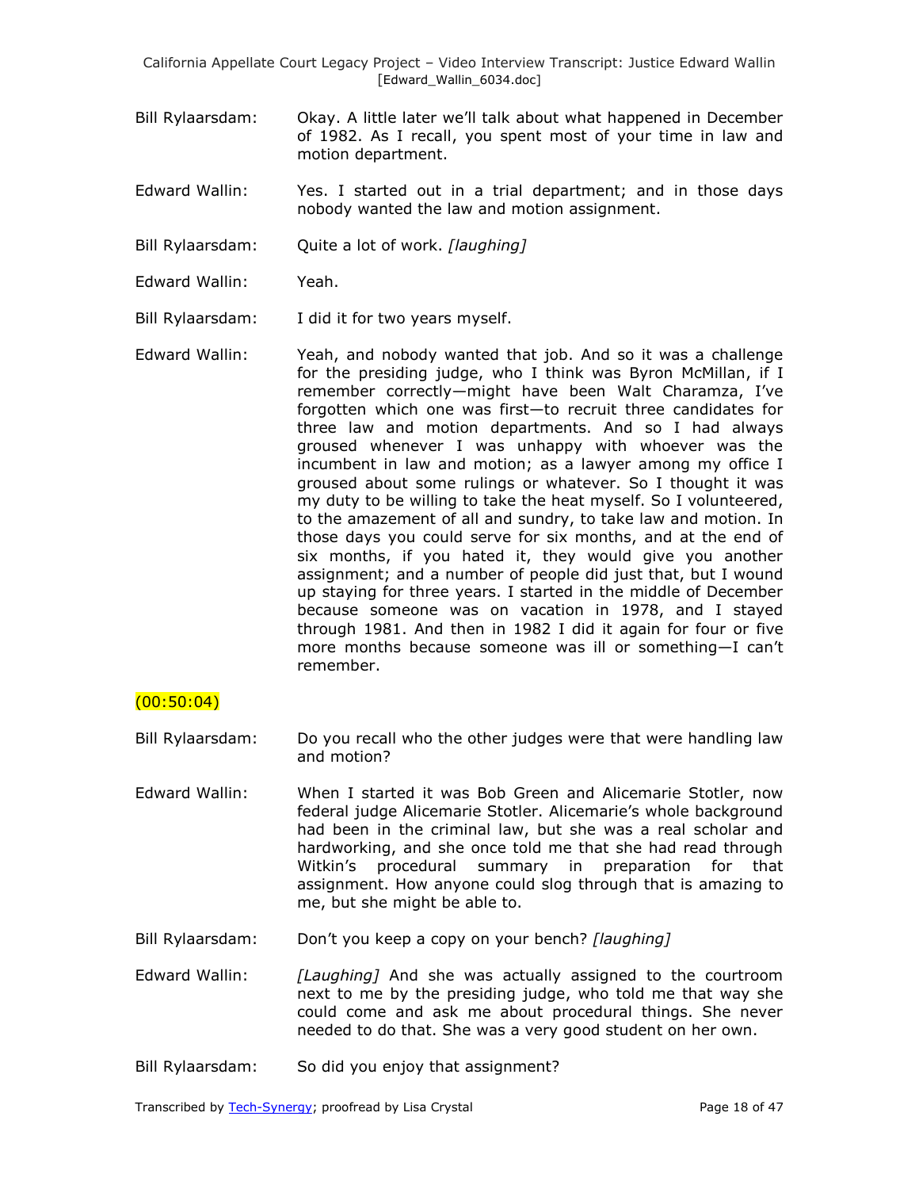Bill Rylaarsdam: Okay. A little later we'll talk about what happened in December of 1982. As I recall, you spent most of your time in law and motion department.

Edward Wallin: Yes. I started out in a trial department; and in those days nobody wanted the law and motion assignment.

Bill Rylaarsdam: Quite a lot of work. *[laughing]*

Edward Wallin: Yeah.

Bill Rylaarsdam: I did it for two years myself.

Edward Wallin: Yeah, and nobody wanted that job. And so it was a challenge for the presiding judge, who I think was Byron McMillan, if I remember correctly—might have been Walt Charamza, I've forgotten which one was first—to recruit three candidates for three law and motion departments. And so I had always groused whenever I was unhappy with whoever was the incumbent in law and motion; as a lawyer among my office I groused about some rulings or whatever. So I thought it was my duty to be willing to take the heat myself. So I volunteered, to the amazement of all and sundry, to take law and motion. In those days you could serve for six months, and at the end of six months, if you hated it, they would give you another assignment; and a number of people did just that, but I wound up staying for three years. I started in the middle of December because someone was on vacation in 1978, and I stayed through 1981. And then in 1982 I did it again for four or five more months because someone was ill or something—I can't remember.

(00:50:04)

Bill Rylaarsdam: Do you recall who the other judges were that were handling law and motion?

Edward Wallin: When I started it was Bob Green and Alicemarie Stotler, now federal judge Alicemarie Stotler. Alicemarie's whole background had been in the criminal law, but she was a real scholar and hardworking, and she once told me that she had read through Witkin's procedural summary in preparation for that assignment. How anyone could slog through that is amazing to me, but she might be able to.

Bill Rylaarsdam: Don't you keep a copy on your bench? *[laughing]*

Edward Wallin: *[Laughing]* And she was actually assigned to the courtroom next to me by the presiding judge, who told me that way she could come and ask me about procedural things. She never needed to do that. She was a very good student on her own.

Bill Rylaarsdam: So did you enjoy that assignment?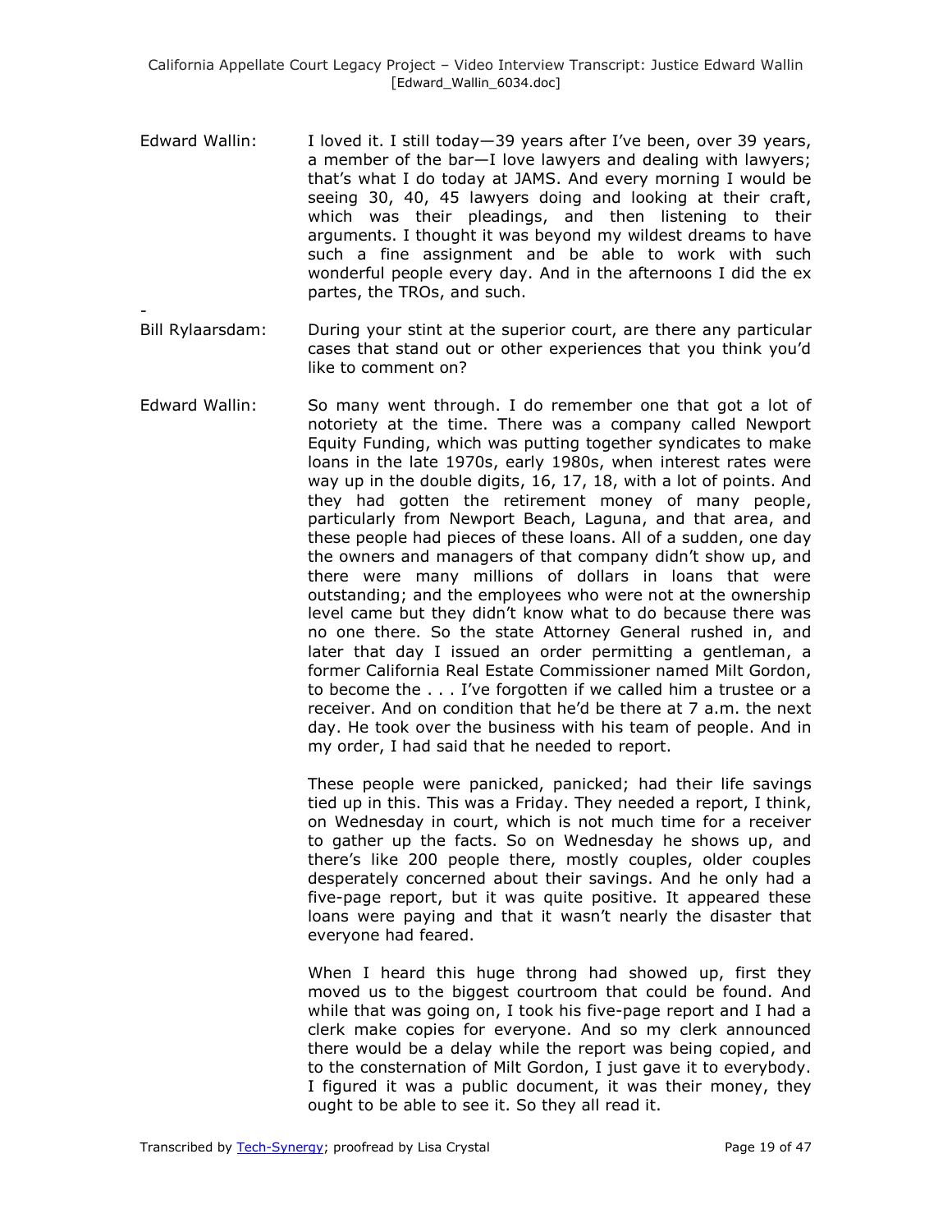Edward Wallin: I loved it. I still today—39 years after I've been, over 39 years, a member of the bar—I love lawyers and dealing with lawyers; that's what I do today at JAMS. And every morning I would be seeing 30, 40, 45 lawyers doing and looking at their craft, which was their pleadings, and then listening to their arguments. I thought it was beyond my wildest dreams to have such a fine assignment and be able to work with such wonderful people every day. And in the afternoons I did the ex partes, the TROs, and such.

-

Bill Rylaarsdam: During your stint at the superior court, are there any particular cases that stand out or other experiences that you think you'd like to comment on?

Edward Wallin: So many went through. I do remember one that got a lot of notoriety at the time. There was a company called Newport Equity Funding, which was putting together syndicates to make loans in the late 1970s, early 1980s, when interest rates were way up in the double digits, 16, 17, 18, with a lot of points. And they had gotten the retirement money of many people, particularly from Newport Beach, Laguna, and that area, and these people had pieces of these loans. All of a sudden, one day the owners and managers of that company didn't show up, and there were many millions of dollars in loans that were outstanding; and the employees who were not at the ownership level came but they didn't know what to do because there was no one there. So the state Attorney General rushed in, and later that day I issued an order permitting a gentleman, a former California Real Estate Commissioner named Milt Gordon, to become the . . . I've forgotten if we called him a trustee or a receiver. And on condition that he'd be there at 7 a.m. the next day. He took over the business with his team of people. And in my order, I had said that he needed to report.

These people were panicked, panicked; had their life savings tied up in this. This was a Friday. They needed a report, I think, on Wednesday in court, which is not much time for a receiver to gather up the facts. So on Wednesday he shows up, and there's like 200 people there, mostly couples, older couples desperately concerned about their savings. And he only had a five-page report, but it was quite positive. It appeared these loans were paying and that it wasn't nearly the disaster that everyone had feared.

When I heard this huge throng had showed up, first they moved us to the biggest courtroom that could be found. And while that was going on, I took his five-page report and I had a clerk make copies for everyone. And so my clerk announced there would be a delay while the report was being copied, and to the consternation of Milt Gordon, I just gave it to everybody. I figured it was a public document, it was their money, they ought to be able to see it. So they all read it.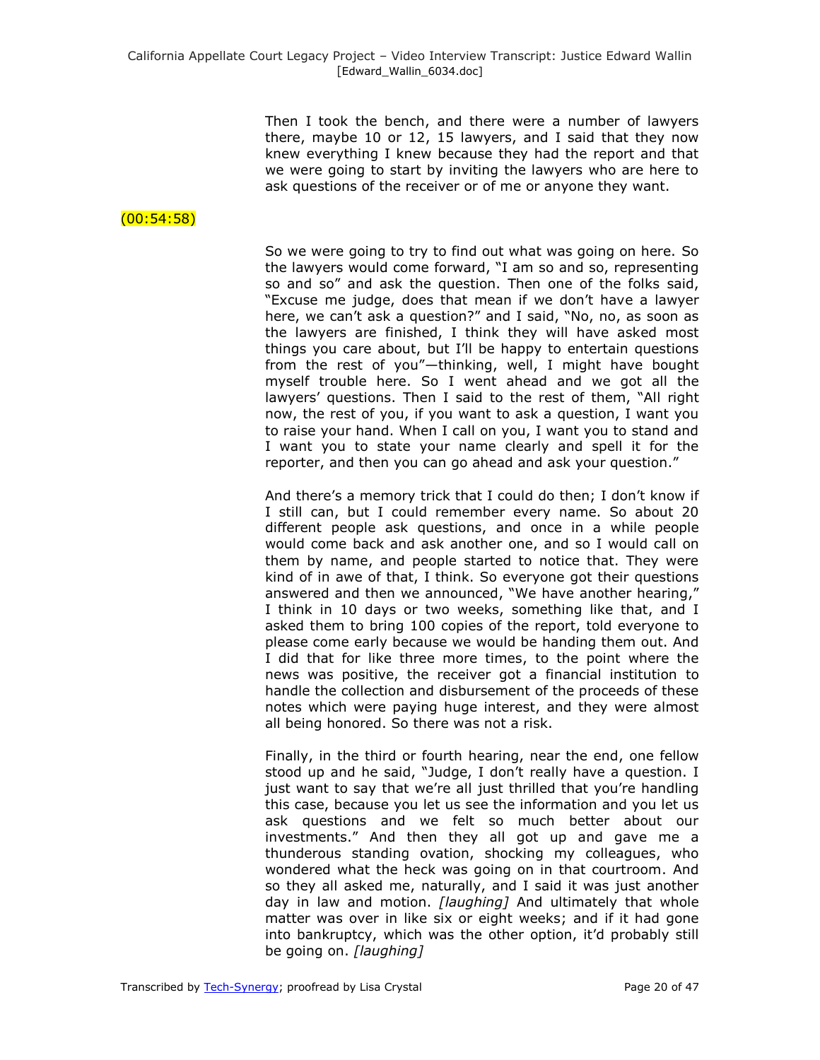Then I took the bench, and there were a number of lawyers there, maybe 10 or 12, 15 lawyers, and I said that they now knew everything I knew because they had the report and that we were going to start by inviting the lawyers who are here to ask questions of the receiver or of me or anyone they want.

(00:54:58)

So we were going to try to find out what was going on here. So the lawyers would come forward, "I am so and so, representing so and so" and ask the question. Then one of the folks said, "Excuse me judge, does that mean if we don't have a lawyer here, we can't ask a question?" and I said, "No, no, as soon as the lawyers are finished, I think they will have asked most things you care about, but I'll be happy to entertain questions from the rest of you"—thinking, well, I might have bought myself trouble here. So I went ahead and we got all the lawyers' questions. Then I said to the rest of them, "All right now, the rest of you, if you want to ask a question, I want you to raise your hand. When I call on you, I want you to stand and I want you to state your name clearly and spell it for the reporter, and then you can go ahead and ask your question."

And there's a memory trick that I could do then; I don't know if I still can, but I could remember every name. So about 20 different people ask questions, and once in a while people would come back and ask another one, and so I would call on them by name, and people started to notice that. They were kind of in awe of that, I think. So everyone got their questions answered and then we announced, "We have another hearing," I think in 10 days or two weeks, something like that, and I asked them to bring 100 copies of the report, told everyone to please come early because we would be handing them out. And I did that for like three more times, to the point where the news was positive, the receiver got a financial institution to handle the collection and disbursement of the proceeds of these notes which were paying huge interest, and they were almost all being honored. So there was not a risk.

Finally, in the third or fourth hearing, near the end, one fellow stood up and he said, "Judge, I don't really have a question. I just want to say that we're all just thrilled that you're handling this case, because you let us see the information and you let us ask questions and we felt so much better about our investments." And then they all got up and gave me a thunderous standing ovation, shocking my colleagues, who wondered what the heck was going on in that courtroom. And so they all asked me, naturally, and I said it was just another day in law and motion. *[laughing]* And ultimately that whole matter was over in like six or eight weeks; and if it had gone into bankruptcy, which was the other option, it'd probably still be going on. *[laughing]*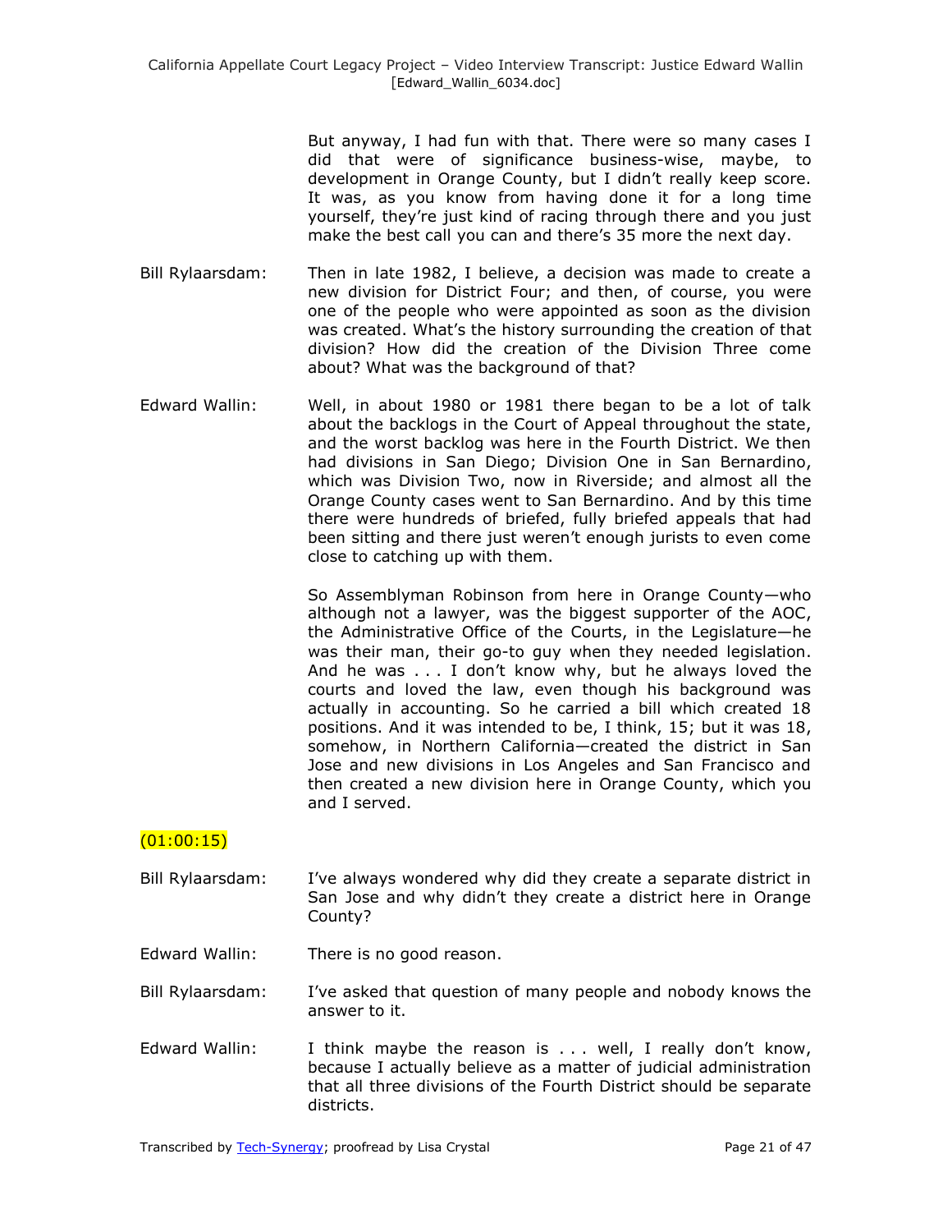But anyway, I had fun with that. There were so many cases I did that were of significance business-wise, maybe, to development in Orange County, but I didn't really keep score. It was, as you know from having done it for a long time yourself, they're just kind of racing through there and you just make the best call you can and there's 35 more the next day.

Bill Rylaarsdam: Then in late 1982, I believe, a decision was made to create a new division for District Four; and then, of course, you were one of the people who were appointed as soon as the division was created. What's the history surrounding the creation of that division? How did the creation of the Division Three come about? What was the background of that?

Edward Wallin: Well, in about 1980 or 1981 there began to be a lot of talk about the backlogs in the Court of Appeal throughout the state, and the worst backlog was here in the Fourth District. We then had divisions in San Diego; Division One in San Bernardino, which was Division Two, now in Riverside; and almost all the Orange County cases went to San Bernardino. And by this time there were hundreds of briefed, fully briefed appeals that had been sitting and there just weren't enough jurists to even come close to catching up with them.

So Assemblyman Robinson from here in Orange County—who although not a lawyer, was the biggest supporter of the AOC, the Administrative Office of the Courts, in the Legislature—he was their man, their go-to guy when they needed legislation. And he was . . . I don't know why, but he always loved the courts and loved the law, even though his background was actually in accounting. So he carried a bill which created 18 positions. And it was intended to be, I think, 15; but it was 18, somehow, in Northern California—created the district in San Jose and new divisions in Los Angeles and San Francisco and then created a new division here in Orange County, which you and I served.

(01:00:15)

Bill Rylaarsdam: I've always wondered why did they create a separate district in San Jose and why didn't they create a district here in Orange County?

Edward Wallin: There is no good reason.

Bill Rylaarsdam: I've asked that question of many people and nobody knows the answer to it.

Edward Wallin: I think maybe the reason is . . . well, I really don't know, because I actually believe as a matter of judicial administration that all three divisions of the Fourth District should be separate districts.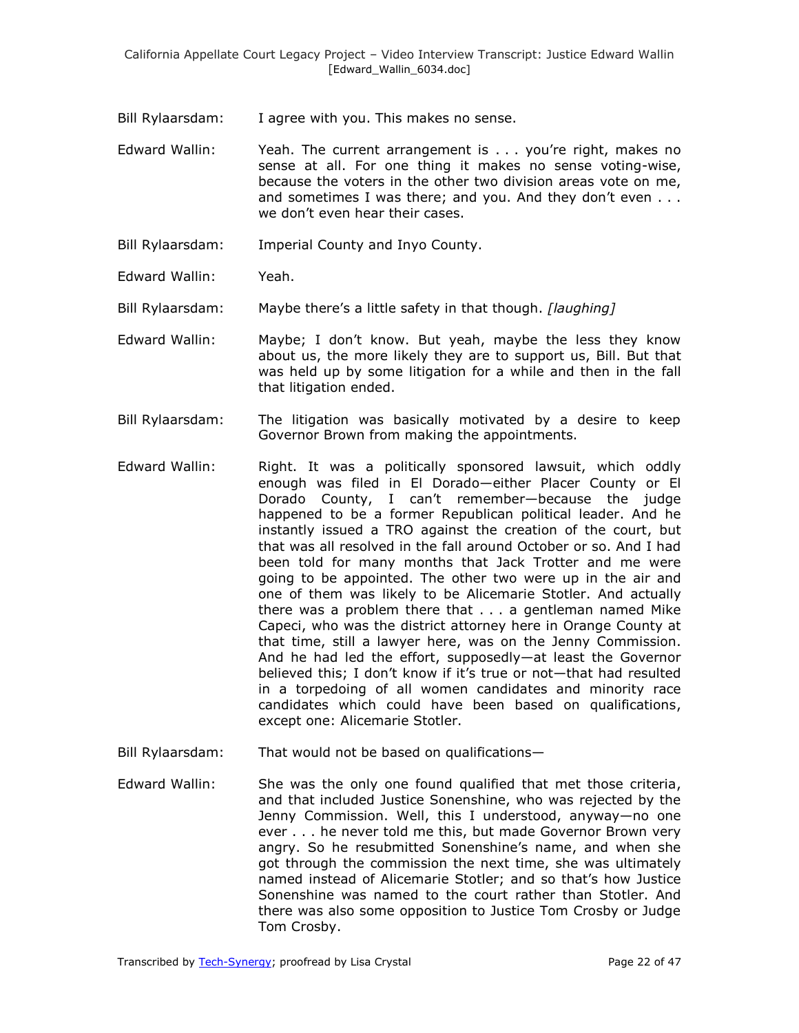Bill Rylaarsdam: I agree with you. This makes no sense.

Edward Wallin: Yeah. The current arrangement is . . . you're right, makes no sense at all. For one thing it makes no sense voting-wise, because the voters in the other two division areas vote on me, and sometimes I was there; and you. And they don't even . . . we don't even hear their cases.

Bill Rylaarsdam: Imperial County and Inyo County.

Edward Wallin: Yeah.

Bill Rylaarsdam: Maybe there's a little safety in that though. *[laughing]*

Edward Wallin: Maybe; I don't know. But yeah, maybe the less they know about us, the more likely they are to support us, Bill. But that was held up by some litigation for a while and then in the fall that litigation ended.

Bill Rylaarsdam: The litigation was basically motivated by a desire to keep Governor Brown from making the appointments.

Edward Wallin: Right. It was a politically sponsored lawsuit, which oddly enough was filed in El Dorado—either Placer County or El Dorado County, I can't remember—because the judge happened to be a former Republican political leader. And he instantly issued a TRO against the creation of the court, but that was all resolved in the fall around October or so. And I had been told for many months that Jack Trotter and me were going to be appointed. The other two were up in the air and one of them was likely to be Alicemarie Stotler. And actually there was a problem there that . . . a gentleman named Mike Capeci, who was the district attorney here in Orange County at that time, still a lawyer here, was on the Jenny Commission. And he had led the effort, supposedly—at least the Governor believed this; I don't know if it's true or not—that had resulted in a torpedoing of all women candidates and minority race candidates which could have been based on qualifications, except one: Alicemarie Stotler.

Bill Rylaarsdam: That would not be based on qualifications—

Edward Wallin: She was the only one found qualified that met those criteria, and that included Justice Sonenshine, who was rejected by the Jenny Commission. Well, this I understood, anyway—no one ever . . . he never told me this, but made Governor Brown very angry. So he resubmitted Sonenshine's name, and when she got through the commission the next time, she was ultimately named instead of Alicemarie Stotler; and so that's how Justice Sonenshine was named to the court rather than Stotler. And there was also some opposition to Justice Tom Crosby or Judge Tom Crosby.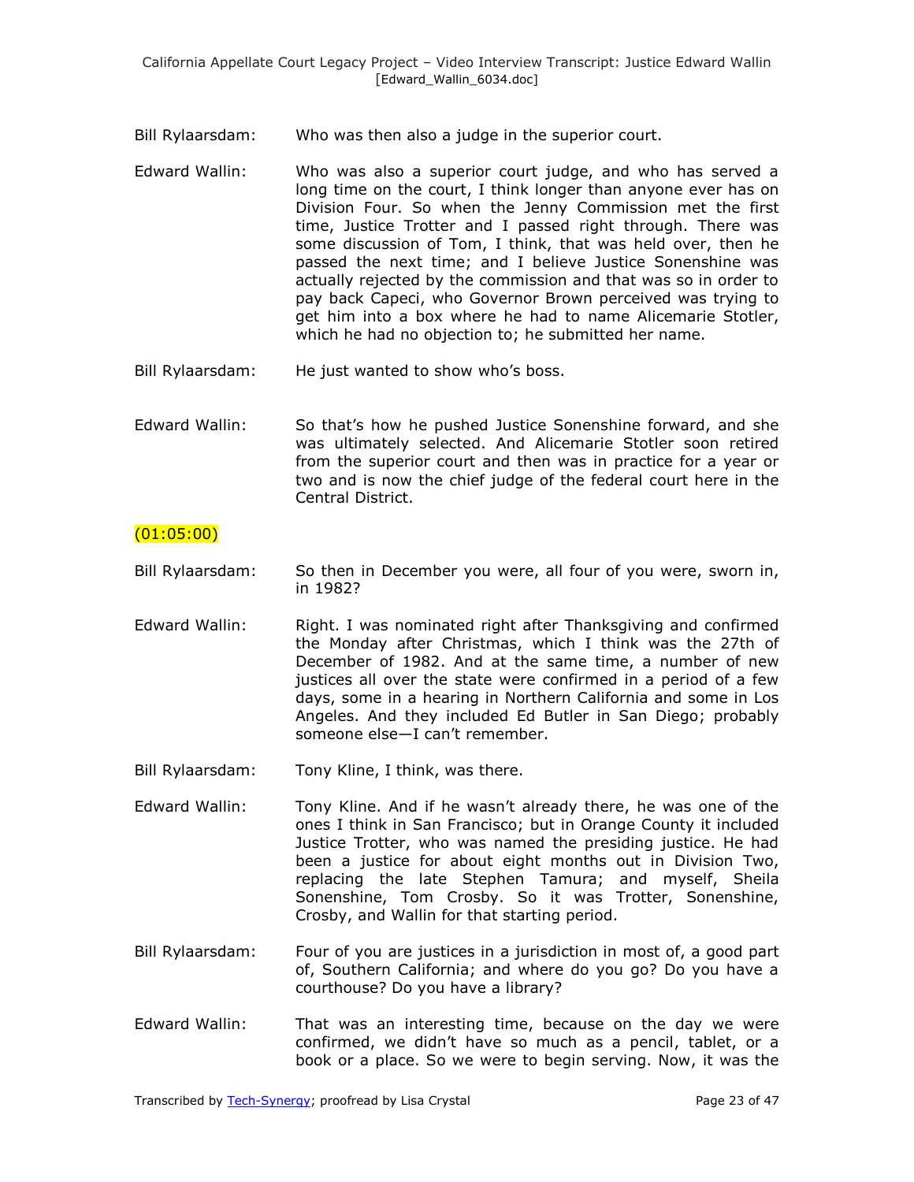Bill Rylaarsdam: Who was then also a judge in the superior court.

Edward Wallin: Who was also a superior court judge, and who has served a long time on the court, I think longer than anyone ever has on Division Four. So when the Jenny Commission met the first time, Justice Trotter and I passed right through. There was some discussion of Tom, I think, that was held over, then he passed the next time; and I believe Justice Sonenshine was actually rejected by the commission and that was so in order to pay back Capeci, who Governor Brown perceived was trying to get him into a box where he had to name Alicemarie Stotler, which he had no objection to; he submitted her name.

Bill Rylaarsdam: He just wanted to show who's boss.

Edward Wallin: So that's how he pushed Justice Sonenshine forward, and she was ultimately selected. And Alicemarie Stotler soon retired from the superior court and then was in practice for a year or two and is now the chief judge of the federal court here in the Central District.

(01:05:00)

Bill Rylaarsdam: So then in December you were, all four of you were, sworn in, in 1982?

Edward Wallin: Right. I was nominated right after Thanksgiving and confirmed the Monday after Christmas, which I think was the 27th of December of 1982. And at the same time, a number of new justices all over the state were confirmed in a period of a few days, some in a hearing in Northern California and some in Los Angeles. And they included Ed Butler in San Diego; probably someone else—I can't remember.

Bill Rylaarsdam: Tony Kline, I think, was there.

Edward Wallin: Tony Kline. And if he wasn't already there, he was one of the ones I think in San Francisco; but in Orange County it included Justice Trotter, who was named the presiding justice. He had been a justice for about eight months out in Division Two, replacing the late Stephen Tamura; and myself, Sheila Sonenshine, Tom Crosby. So it was Trotter, Sonenshine, Crosby, and Wallin for that starting period.

Bill Rylaarsdam: Four of you are justices in a jurisdiction in most of, a good part of, Southern California; and where do you go? Do you have a courthouse? Do you have a library?

Edward Wallin: That was an interesting time, because on the day we were confirmed, we didn't have so much as a pencil, tablet, or a book or a place. So we were to begin serving. Now, it was the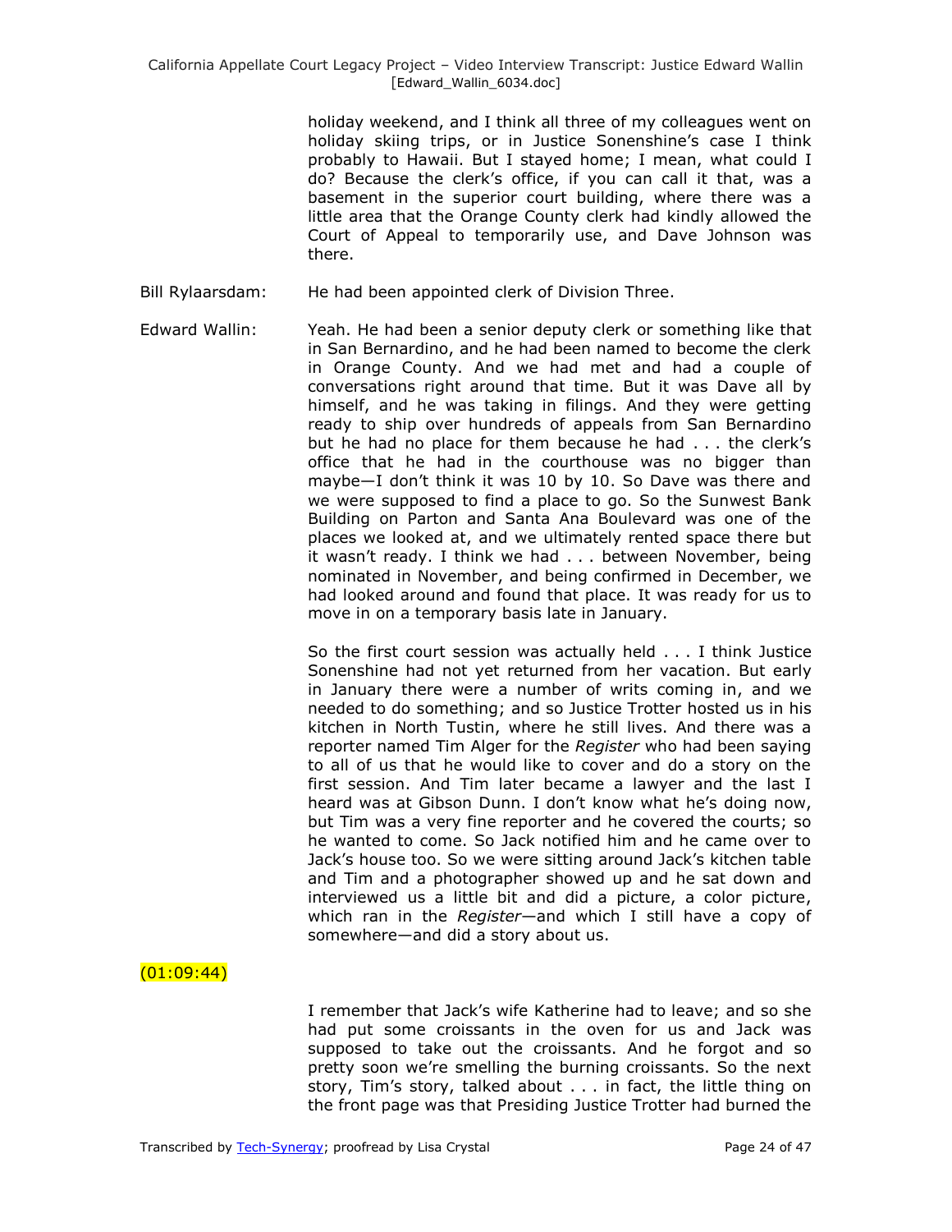holiday weekend, and I think all three of my colleagues went on holiday skiing trips, or in Justice Sonenshine's case I think probably to Hawaii. But I stayed home; I mean, what could I do? Because the clerk's office, if you can call it that, was a basement in the superior court building, where there was a little area that the Orange County clerk had kindly allowed the Court of Appeal to temporarily use, and Dave Johnson was there.

Bill Rylaarsdam: He had been appointed clerk of Division Three.

Edward Wallin: Yeah. He had been a senior deputy clerk or something like that in San Bernardino, and he had been named to become the clerk in Orange County. And we had met and had a couple of conversations right around that time. But it was Dave all by himself, and he was taking in filings. And they were getting ready to ship over hundreds of appeals from San Bernardino but he had no place for them because he had . . . the clerk's office that he had in the courthouse was no bigger than maybe—I don't think it was 10 by 10. So Dave was there and we were supposed to find a place to go. So the Sunwest Bank Building on Parton and Santa Ana Boulevard was one of the places we looked at, and we ultimately rented space there but it wasn't ready. I think we had . . . between November, being nominated in November, and being confirmed in December, we had looked around and found that place. It was ready for us to move in on a temporary basis late in January.

So the first court session was actually held . . . I think Justice Sonenshine had not yet returned from her vacation. But early in January there were a number of writs coming in, and we needed to do something; and so Justice Trotter hosted us in his kitchen in North Tustin, where he still lives. And there was a reporter named Tim Alger for the *Register* who had been saying to all of us that he would like to cover and do a story on the first session. And Tim later became a lawyer and the last I heard was at Gibson Dunn. I don't know what he's doing now, but Tim was a very fine reporter and he covered the courts; so he wanted to come. So Jack notified him and he came over to Jack's house too. So we were sitting around Jack's kitchen table and Tim and a photographer showed up and he sat down and interviewed us a little bit and did a picture, a color picture, which ran in the *Register*—and which I still have a copy of somewhere—and did a story about us.

(01:09:44)

I remember that Jack's wife Katherine had to leave; and so she had put some croissants in the oven for us and Jack was supposed to take out the croissants. And he forgot and so pretty soon we're smelling the burning croissants. So the next story, Tim's story, talked about . . . in fact, the little thing on the front page was that Presiding Justice Trotter had burned the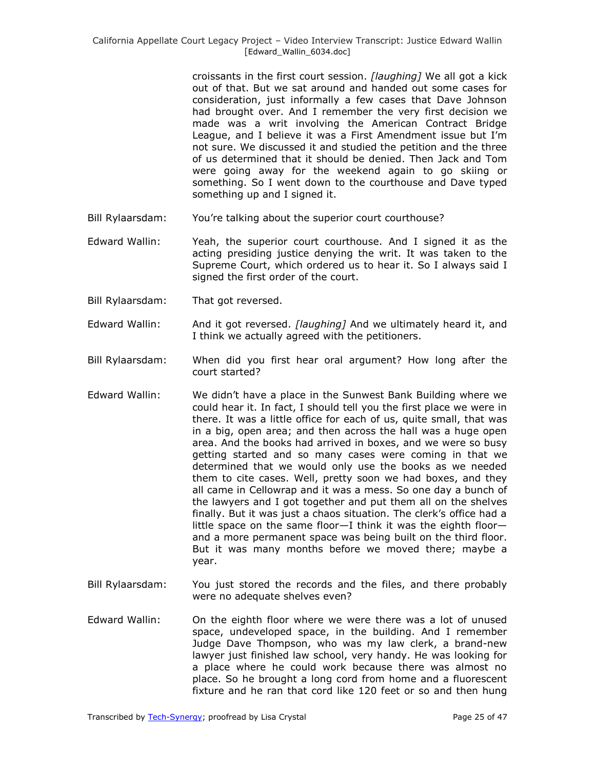croissants in the first court session. *[laughing]* We all got a kick out of that. But we sat around and handed out some cases for consideration, just informally a few cases that Dave Johnson had brought over. And I remember the very first decision we made was a writ involving the American Contract Bridge League, and I believe it was a First Amendment issue but I'm not sure. We discussed it and studied the petition and the three of us determined that it should be denied. Then Jack and Tom were going away for the weekend again to go skiing or something. So I went down to the courthouse and Dave typed something up and I signed it.

Bill Rylaarsdam: You're talking about the superior court courthouse?

Edward Wallin: Yeah, the superior court courthouse. And I signed it as the acting presiding justice denying the writ. It was taken to the Supreme Court, which ordered us to hear it. So I always said I signed the first order of the court.

Bill Rylaarsdam: That got reversed.

Edward Wallin: And it got reversed. *[laughing]* And we ultimately heard it, and I think we actually agreed with the petitioners.

Bill Rylaarsdam: When did you first hear oral argument? How long after the court started?

Edward Wallin: We didn't have a place in the Sunwest Bank Building where we could hear it. In fact, I should tell you the first place we were in there. It was a little office for each of us, quite small, that was in a big, open area; and then across the hall was a huge open area. And the books had arrived in boxes, and we were so busy getting started and so many cases were coming in that we determined that we would only use the books as we needed them to cite cases. Well, pretty soon we had boxes, and they all came in Cellowrap and it was a mess. So one day a bunch of the lawyers and I got together and put them all on the shelves finally. But it was just a chaos situation. The clerk's office had a little space on the same floor—I think it was the eighth floor—and a more permanent space was being built on the third floor. But it was many months before we moved there; maybe a year.

Bill Rylaarsdam: You just stored the records and the files, and there probably were no adequate shelves even?

Edward Wallin: On the eighth floor where we were there was a lot of unused space, undeveloped space, in the building. And I remember Judge Dave Thompson, who was my law clerk, a brand-new lawyer just finished law school, very handy. He was looking for a place where he could work because there was almost no place. So he brought a long cord from home and a fluorescent fixture and he ran that cord like 120 feet or so and then hung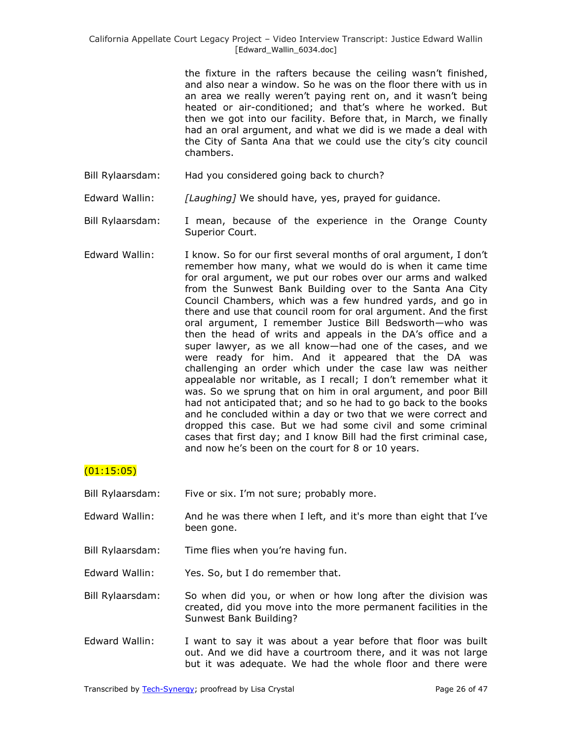the fixture in the rafters because the ceiling wasn't finished, and also near a window. So he was on the floor there with us in an area we really weren't paying rent on, and it wasn't being heated or air-conditioned; and that's where he worked. But then we got into our facility. Before that, in March, we finally had an oral argument, and what we did is we made a deal with the City of Santa Ana that we could use the city's city council chambers.

Bill Rylaarsdam: Had you considered going back to church?

Edward Wallin: *[Laughing]* We should have, yes, prayed for guidance.

Bill Rylaarsdam: I mean, because of the experience in the Orange County Superior Court.

Edward Wallin: I know. So for our first several months of oral argument, I don't remember how many, what we would do is when it came time for oral argument, we put our robes over our arms and walked from the Sunwest Bank Building over to the Santa Ana City Council Chambers, which was a few hundred yards, and go in there and use that council room for oral argument. And the first oral argument, I remember Justice Bill Bedsworth—who was then the head of writs and appeals in the DA's office and a super lawyer, as we all know—had one of the cases, and we were ready for him. And it appeared that the DA was challenging an order which under the case law was neither appealable nor writable, as I recall; I don't remember what it was. So we sprung that on him in oral argument, and poor Bill had not anticipated that; and so he had to go back to the books and he concluded within a day or two that we were correct and dropped this case. But we had some civil and some criminal cases that first day; and I know Bill had the first criminal case, and now he's been on the court for 8 or 10 years.

(01:15:05)

Bill Rylaarsdam: Five or six. I'm not sure; probably more.

Edward Wallin: And he was there when I left, and it's more than eight that I've been gone.

Bill Rylaarsdam: Time flies when you're having fun.

Edward Wallin: Yes. So, but I do remember that.

Bill Rylaarsdam: So when did you, or when or how long after the division was created, did you move into the more permanent facilities in the Sunwest Bank Building?

Edward Wallin: I want to say it was about a year before that floor was built out. And we did have a courtroom there, and it was not large but it was adequate. We had the whole floor and there were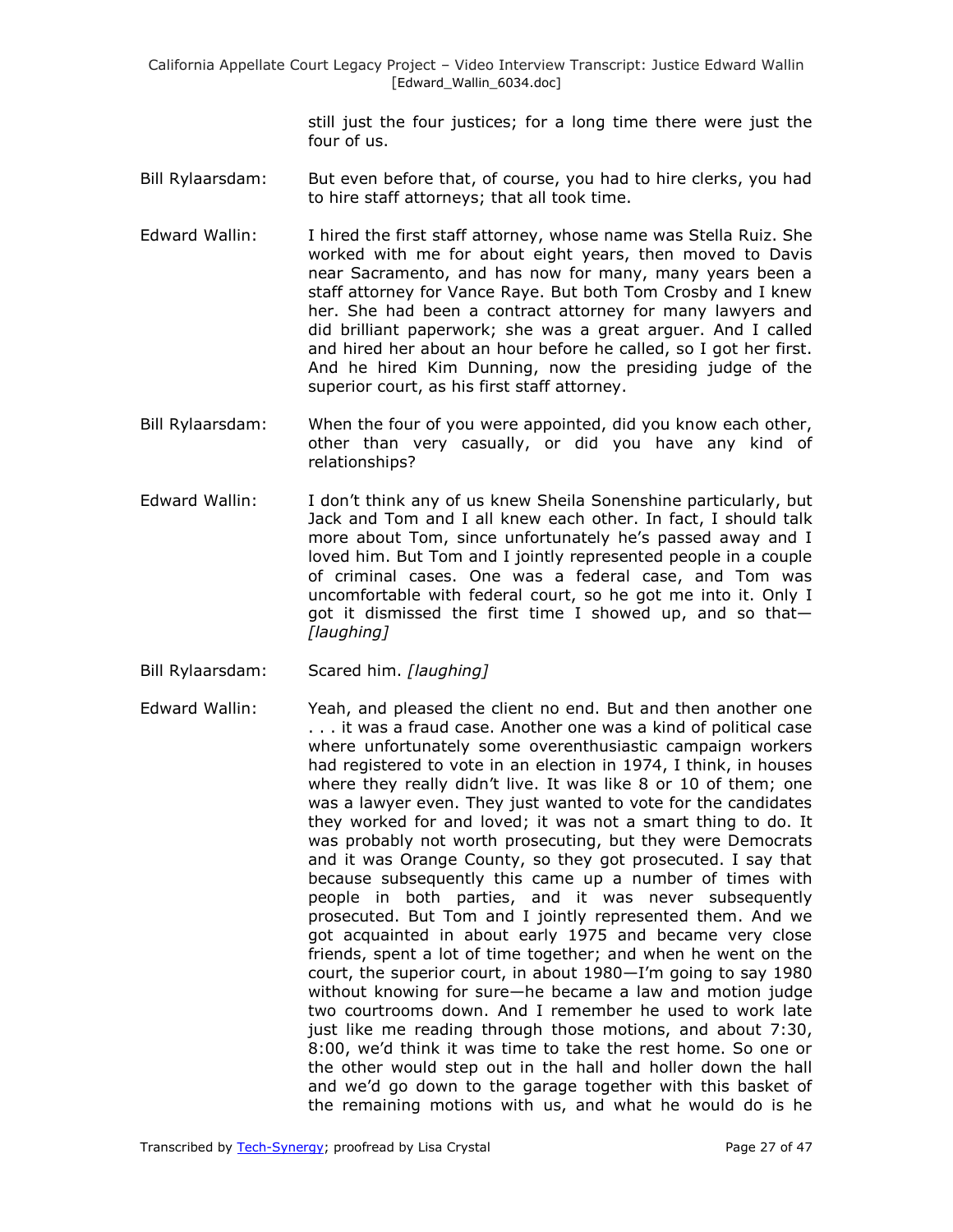still just the four justices; for a long time there were just the four of us.

Bill Rylaarsdam: But even before that, of course, you had to hire clerks, you had to hire staff attorneys; that all took time.

Edward Wallin: I hired the first staff attorney, whose name was Stella Ruiz. She worked with me for about eight years, then moved to Davis near Sacramento, and has now for many, many years been a staff attorney for Vance Raye. But both Tom Crosby and I knew her. She had been a contract attorney for many lawyers and did brilliant paperwork; she was a great arguer. And I called and hired her about an hour before he called, so I got her first. And he hired Kim Dunning, now the presiding judge of the superior court, as his first staff attorney.

Bill Rylaarsdam: When the four of you were appointed, did you know each other, other than very casually, or did you have any kind of relationships?

Edward Wallin: I don't think any of us knew Sheila Sonenshine particularly, but Jack and Tom and I all knew each other. In fact, I should talk more about Tom, since unfortunately he's passed away and I loved him. But Tom and I jointly represented people in a couple of criminal cases. One was a federal case, and Tom was uncomfortable with federal court, so he got me into it. Only I got it dismissed the first time I showed up, and so that— *[laughing]*

Bill Rylaarsdam: Scared him. *[laughing]*

Edward Wallin: Yeah, and pleased the client no end. But and then another one . . . it was a fraud case. Another one was a kind of political case where unfortunately some overenthusiastic campaign workers had registered to vote in an election in 1974, I think, in houses where they really didn't live. It was like 8 or 10 of them; one was a lawyer even. They just wanted to vote for the candidates they worked for and loved; it was not a smart thing to do. It was probably not worth prosecuting, but they were Democrats and it was Orange County, so they got prosecuted. I say that because subsequently this came up a number of times with people in both parties, and it was never subsequently prosecuted. But Tom and I jointly represented them. And we got acquainted in about early 1975 and became very close friends, spent a lot of time together; and when he went on the court, the superior court, in about 1980—I'm going to say 1980 without knowing for sure—he became a law and motion judge two courtrooms down. And I remember he used to work late just like me reading through those motions, and about 7:30, 8:00, we'd think it was time to take the rest home. So one or the other would step out in the hall and holler down the hall and we'd go down to the garage together with this basket of the remaining motions with us, and what he would do is he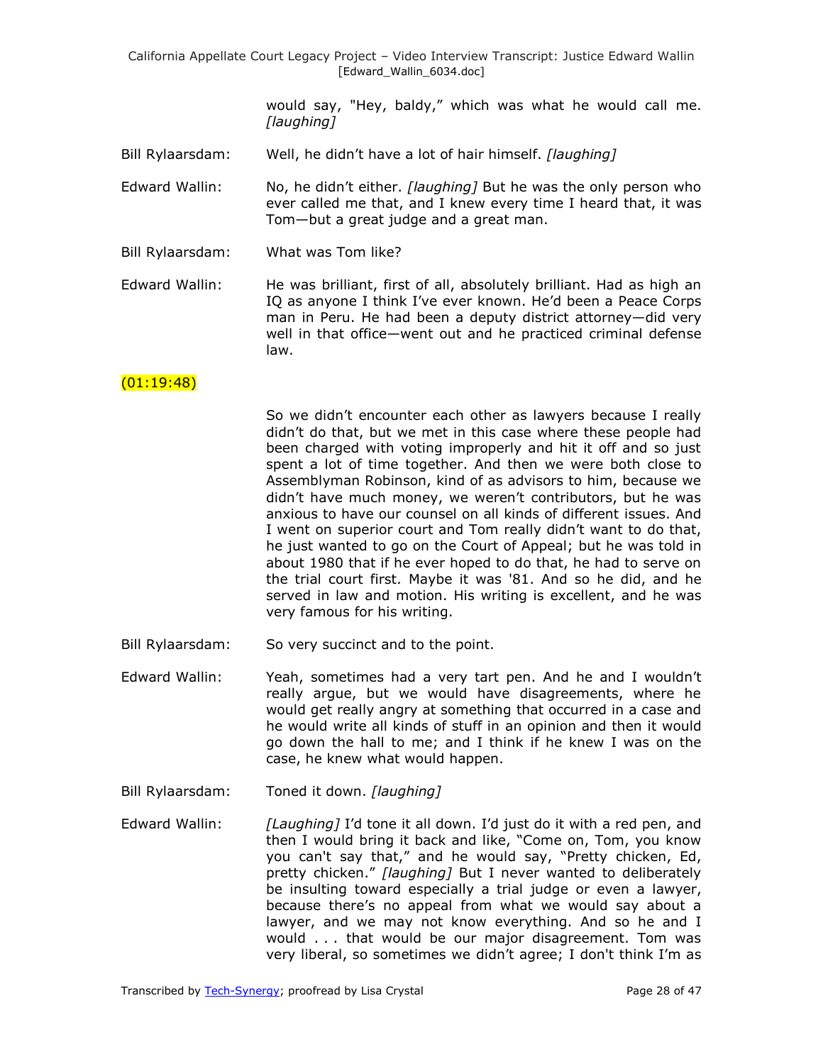would say, "Hey, baldy," which was what he would call me. *[laughing]*

Bill Rylaarsdam: Well, he didn't have a lot of hair himself. *[laughing]*

Edward Wallin: No, he didn't either. *[laughing]* But he was the only person who ever called me that, and I knew every time I heard that, it was Tom—but a great judge and a great man.

Bill Rylaarsdam: What was Tom like?

Edward Wallin: He was brilliant, first of all, absolutely brilliant. Had as high an IQ as anyone I think I've ever known. He'd been a Peace Corps man in Peru. He had been a deputy district attorney—did very well in that office—went out and he practiced criminal defense law.

(01:19:48)

So we didn't encounter each other as lawyers because I really didn't do that, but we met in this case where these people had been charged with voting improperly and hit it off and so just spent a lot of time together. And then we were both close to Assemblyman Robinson, kind of as advisors to him, because we didn't have much money, we weren't contributors, but he was anxious to have our counsel on all kinds of different issues. And I went on superior court and Tom really didn't want to do that, he just wanted to go on the Court of Appeal; but he was told in about 1980 that if he ever hoped to do that, he had to serve on the trial court first. Maybe it was '81. And so he did, and he served in law and motion. His writing is excellent, and he was very famous for his writing.

Bill Rylaarsdam: So very succinct and to the point.

Edward Wallin: Yeah, sometimes had a very tart pen. And he and I wouldn't really argue, but we would have disagreements, where he would get really angry at something that occurred in a case and he would write all kinds of stuff in an opinion and then it would go down the hall to me; and I think if he knew I was on the case, he knew what would happen.

Bill Rylaarsdam: Toned it down. *[laughing]*

Edward Wallin: *[Laughing]* I'd tone it all down. I'd just do it with a red pen, and then I would bring it back and like, "Come on, Tom, you know you can't say that," and he would say, "Pretty chicken, Ed, pretty chicken." *[laughing]* But I never wanted to deliberately be insulting toward especially a trial judge or even a lawyer, because there's no appeal from what we would say about a lawyer, and we may not know everything. And so he and I would . . . that would be our major disagreement. Tom was very liberal, so sometimes we didn't agree; I don't think I'm as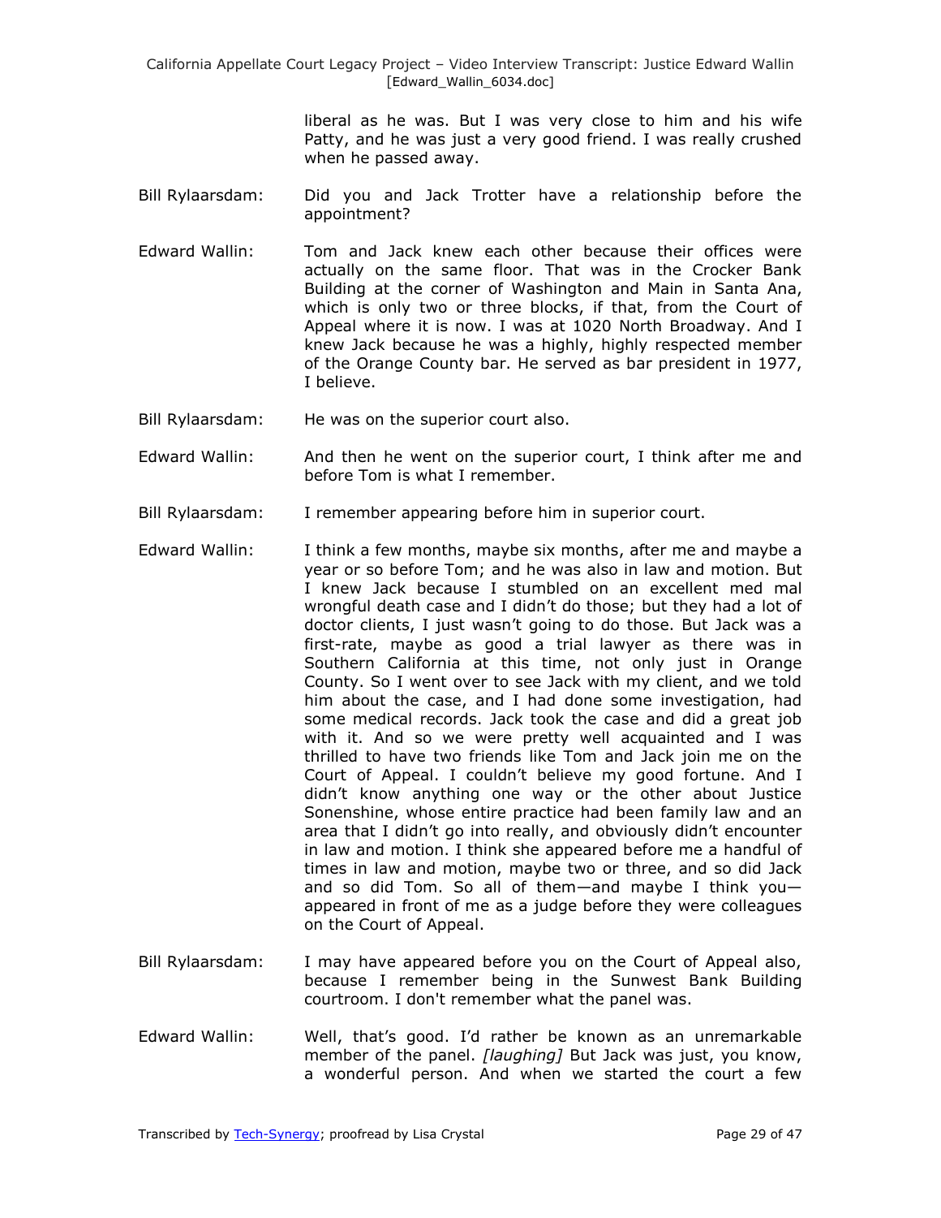liberal as he was. But I was very close to him and his wife Patty, and he was just a very good friend. I was really crushed when he passed away.

Bill Rylaarsdam: Did you and Jack Trotter have a relationship before the appointment?

Edward Wallin: Tom and Jack knew each other because their offices were actually on the same floor. That was in the Crocker Bank Building at the corner of Washington and Main in Santa Ana, which is only two or three blocks, if that, from the Court of Appeal where it is now. I was at 1020 North Broadway. And I knew Jack because he was a highly, highly respected member of the Orange County bar. He served as bar president in 1977, I believe.

Bill Rylaarsdam: He was on the superior court also.

Edward Wallin: And then he went on the superior court, I think after me and before Tom is what I remember.

Bill Rylaarsdam: I remember appearing before him in superior court.

Edward Wallin: I think a few months, maybe six months, after me and maybe a year or so before Tom; and he was also in law and motion. But I knew Jack because I stumbled on an excellent med mal wrongful death case and I didn't do those; but they had a lot of doctor clients, I just wasn't going to do those. But Jack was a first-rate, maybe as good a trial lawyer as there was in Southern California at this time, not only just in Orange County. So I went over to see Jack with my client, and we told him about the case, and I had done some investigation, had some medical records. Jack took the case and did a great job with it. And so we were pretty well acquainted and I was thrilled to have two friends like Tom and Jack join me on the Court of Appeal. I couldn't believe my good fortune. And I didn't know anything one way or the other about Justice Sonenshine, whose entire practice had been family law and an area that I didn't go into really, and obviously didn't encounter in law and motion. I think she appeared before me a handful of times in law and motion, maybe two or three, and so did Jack and so did Tom. So all of them—and maybe I think you—appeared in front of me as a judge before they were colleagues on the Court of Appeal.

Bill Rylaarsdam: I may have appeared before you on the Court of Appeal also, because I remember being in the Sunwest Bank Building courtroom. I don't remember what the panel was.

Edward Wallin: Well, that's good. I'd rather be known as an unremarkable member of the panel. *[laughing]* But Jack was just, you know, a wonderful person. And when we started the court a few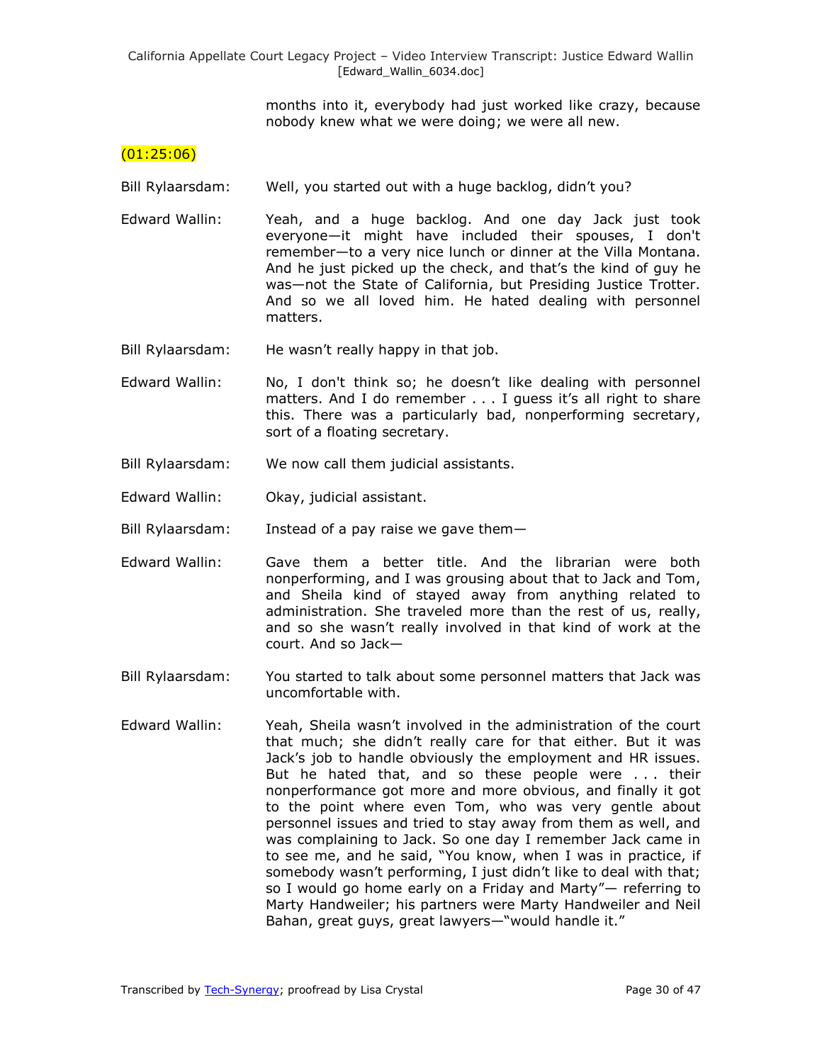months into it, everybody had just worked like crazy, because nobody knew what we were doing; we were all new.

(01:25:06)

Bill Rylaarsdam: Well, you started out with a huge backlog, didn't you?

Edward Wallin: Yeah, and a huge backlog. And one day Jack just took everyone—it might have included their spouses, I don't remember—to a very nice lunch or dinner at the Villa Montana. And he just picked up the check, and that's the kind of guy he was—not the State of California, but Presiding Justice Trotter. And so we all loved him. He hated dealing with personnel matters.

Bill Rylaarsdam: He wasn't really happy in that job.

Edward Wallin: No, I don't think so; he doesn't like dealing with personnel matters. And I do remember . . . I guess it's all right to share this. There was a particularly bad, nonperforming secretary, sort of a floating secretary.

Bill Rylaarsdam: We now call them judicial assistants.

Edward Wallin: Okay, judicial assistant.

Bill Rylaarsdam: Instead of a pay raise we gave them—

Edward Wallin: Gave them a better title. And the librarian were both nonperforming, and I was grousing about that to Jack and Tom, and Sheila kind of stayed away from anything related to administration. She traveled more than the rest of us, really, and so she wasn't really involved in that kind of work at the court. And so Jack—

Bill Rylaarsdam: You started to talk about some personnel matters that Jack was uncomfortable with.

Edward Wallin: Yeah, Sheila wasn't involved in the administration of the court that much; she didn't really care for that either. But it was Jack's job to handle obviously the employment and HR issues. But he hated that, and so these people were . . . their nonperformance got more and more obvious, and finally it got to the point where even Tom, who was very gentle about personnel issues and tried to stay away from them as well, and was complaining to Jack. So one day I remember Jack came in to see me, and he said, "You know, when I was in practice, if somebody wasn't performing, I just didn't like to deal with that; so I would go home early on a Friday and Marty"— referring to Marty Handweiler; his partners were Marty Handweiler and Neil Bahan, great guys, great lawyers—"would handle it."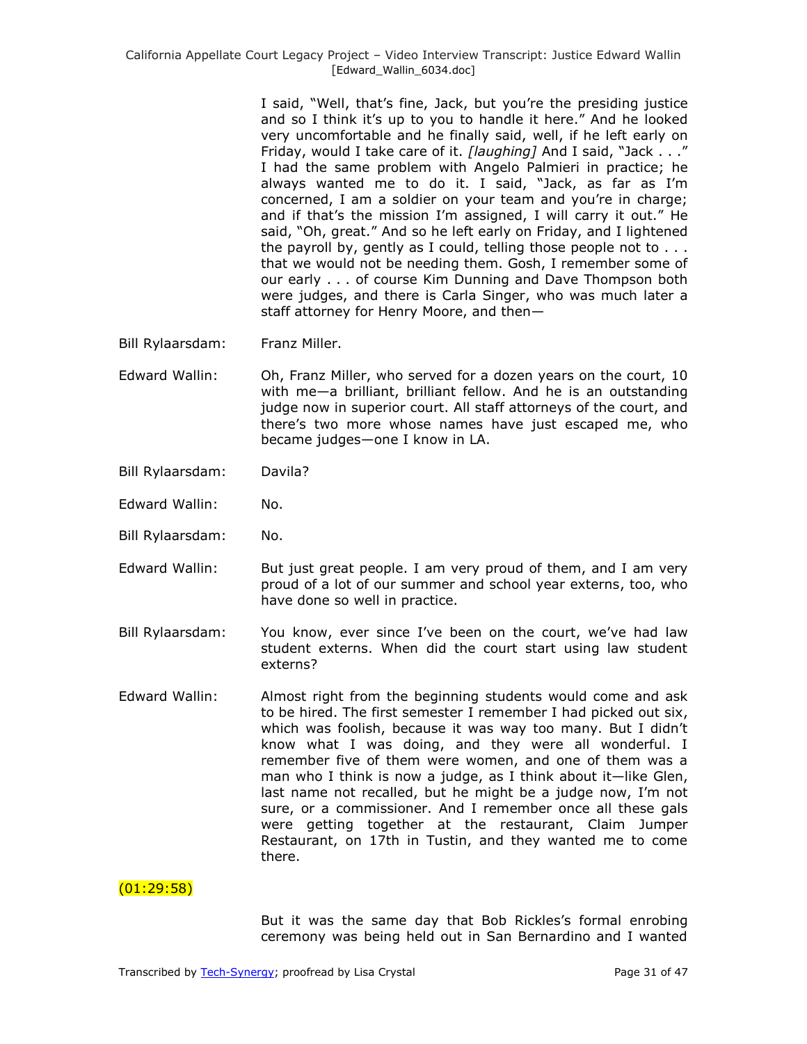I said, "Well, that's fine, Jack, but you're the presiding justice and so I think it's up to you to handle it here." And he looked very uncomfortable and he finally said, well, if he left early on Friday, would I take care of it. *[laughing]* And I said, "Jack . . ." I had the same problem with Angelo Palmieri in practice; he always wanted me to do it. I said, "Jack, as far as I'm concerned, I am a soldier on your team and you're in charge; and if that's the mission I'm assigned, I will carry it out." He said, "Oh, great." And so he left early on Friday, and I lightened the payroll by, gently as I could, telling those people not to . . . that we would not be needing them. Gosh, I remember some of our early . . . of course Kim Dunning and Dave Thompson both were judges, and there is Carla Singer, who was much later a staff attorney for Henry Moore, and then—

Bill Rylaarsdam: Franz Miller.

Edward Wallin: Oh, Franz Miller, who served for a dozen years on the court, 10 with me—a brilliant, brilliant fellow. And he is an outstanding judge now in superior court. All staff attorneys of the court, and there's two more whose names have just escaped me, who became judges—one I know in LA.

Bill Rylaarsdam: Davila?

Edward Wallin: No.

Bill Rylaarsdam: No.

Edward Wallin: But just great people. I am very proud of them, and I am very proud of a lot of our summer and school year externs, too, who have done so well in practice.

Bill Rylaarsdam: You know, ever since I've been on the court, we've had law student externs. When did the court start using law student externs?

Edward Wallin: Almost right from the beginning students would come and ask to be hired. The first semester I remember I had picked out six, which was foolish, because it was way too many. But I didn't know what I was doing, and they were all wonderful. I remember five of them were women, and one of them was a man who I think is now a judge, as I think about it—like Glen, last name not recalled, but he might be a judge now, I'm not sure, or a commissioner. And I remember once all these gals were getting together at the restaurant, Claim Jumper Restaurant, on 17th in Tustin, and they wanted me to come there.

(01:29:58)

But it was the same day that Bob Rickles's formal enrobing ceremony was being held out in San Bernardino and I wanted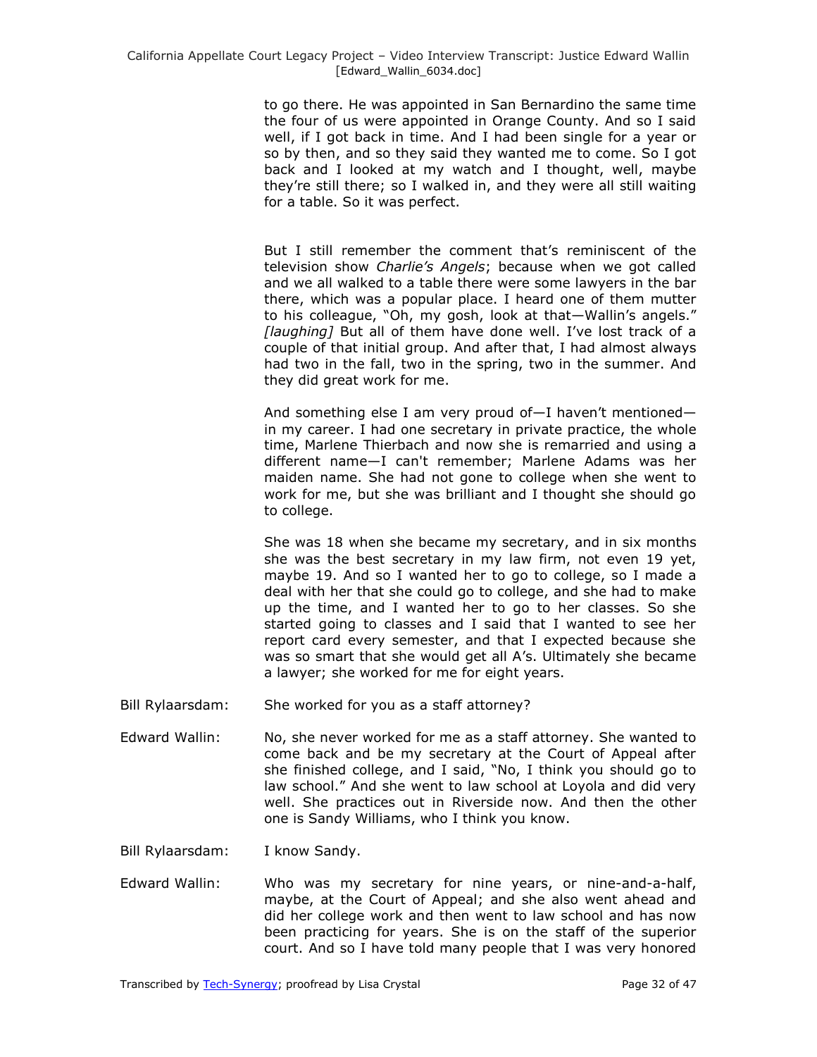to go there. He was appointed in San Bernardino the same time the four of us were appointed in Orange County. And so I said well, if I got back in time. And I had been single for a year or so by then, and so they said they wanted me to come. So I got back and I looked at my watch and I thought, well, maybe they're still there; so I walked in, and they were all still waiting for a table. So it was perfect.

But I still remember the comment that's reminiscent of the television show *Charlie's Angels*; because when we got called and we all walked to a table there were some lawyers in the bar there, which was a popular place. I heard one of them mutter to his colleague, "Oh, my gosh, look at that—Wallin's angels." *[laughing]* But all of them have done well. I've lost track of a couple of that initial group. And after that, I had almost always had two in the fall, two in the spring, two in the summer. And they did great work for me.

And something else I am very proud of—I haven't mentioned—in my career. I had one secretary in private practice, the whole time, Marlene Thierbach and now she is remarried and using a different name—I can't remember; Marlene Adams was her maiden name. She had not gone to college when she went to work for me, but she was brilliant and I thought she should go to college.

She was 18 when she became my secretary, and in six months she was the best secretary in my law firm, not even 19 yet, maybe 19. And so I wanted her to go to college, so I made a deal with her that she could go to college, and she had to make up the time, and I wanted her to go to her classes. So she started going to classes and I said that I wanted to see her report card every semester, and that I expected because she was so smart that she would get all A's. Ultimately she became a lawyer; she worked for me for eight years.

Bill Rylaarsdam: She worked for you as a staff attorney?

Edward Wallin: No, she never worked for me as a staff attorney. She wanted to come back and be my secretary at the Court of Appeal after she finished college, and I said, "No, I think you should go to law school." And she went to law school at Loyola and did very well. She practices out in Riverside now. And then the other one is Sandy Williams, who I think you know.

Bill Rylaarsdam: I know Sandy.

Edward Wallin: Who was my secretary for nine years, or nine-and-a-half, maybe, at the Court of Appeal; and she also went ahead and did her college work and then went to law school and has now been practicing for years. She is on the staff of the superior court. And so I have told many people that I was very honored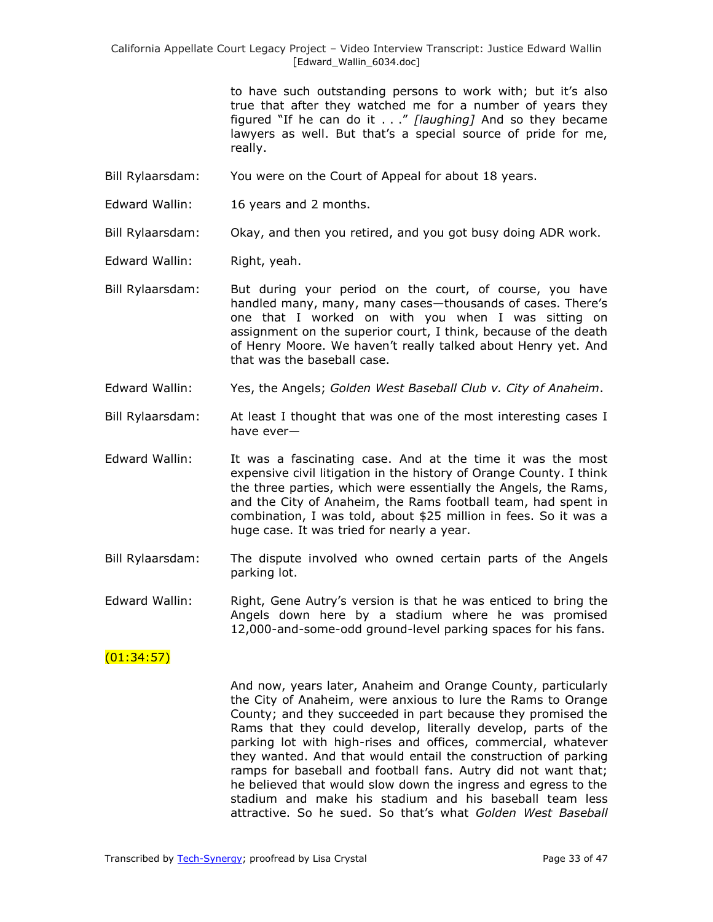to have such outstanding persons to work with; but it's also true that after they watched me for a number of years they figured "If he can do it . . ." *[laughing]* And so they became lawyers as well. But that's a special source of pride for me, really.

Bill Rylaarsdam: You were on the Court of Appeal for about 18 years.

Edward Wallin: 16 years and 2 months.

Bill Rylaarsdam: Okay, and then you retired, and you got busy doing ADR work.

Edward Wallin: Right, yeah.

Bill Rylaarsdam: But during your period on the court, of course, you have handled many, many, many cases—thousands of cases. There's one that I worked on with you when I was sitting on assignment on the superior court, I think, because of the death of Henry Moore. We haven't really talked about Henry yet. And that was the baseball case.

Edward Wallin: Yes, the Angels; *Golden West Baseball Club v. City of Anaheim*.

Bill Rylaarsdam: At least I thought that was one of the most interesting cases I have ever—

Edward Wallin: It was a fascinating case. And at the time it was the most expensive civil litigation in the history of Orange County. I think the three parties, which were essentially the Angels, the Rams, and the City of Anaheim, the Rams football team, had spent in combination, I was told, about $25 million in fees. So it was a huge case. It was tried for nearly a year.

Bill Rylaarsdam: The dispute involved who owned certain parts of the Angels parking lot.

Edward Wallin: Right, Gene Autry's version is that he was enticed to bring the Angels down here by a stadium where he was promised 12,000-and-some-odd ground-level parking spaces for his fans.

(01:34:57)

And now, years later, Anaheim and Orange County, particularly the City of Anaheim, were anxious to lure the Rams to Orange County; and they succeeded in part because they promised the Rams that they could develop, literally develop, parts of the parking lot with high-rises and offices, commercial, whatever they wanted. And that would entail the construction of parking ramps for baseball and football fans. Autry did not want that; he believed that would slow down the ingress and egress to the stadium and make his stadium and his baseball team less attractive. So he sued. So that's what *Golden West Baseball*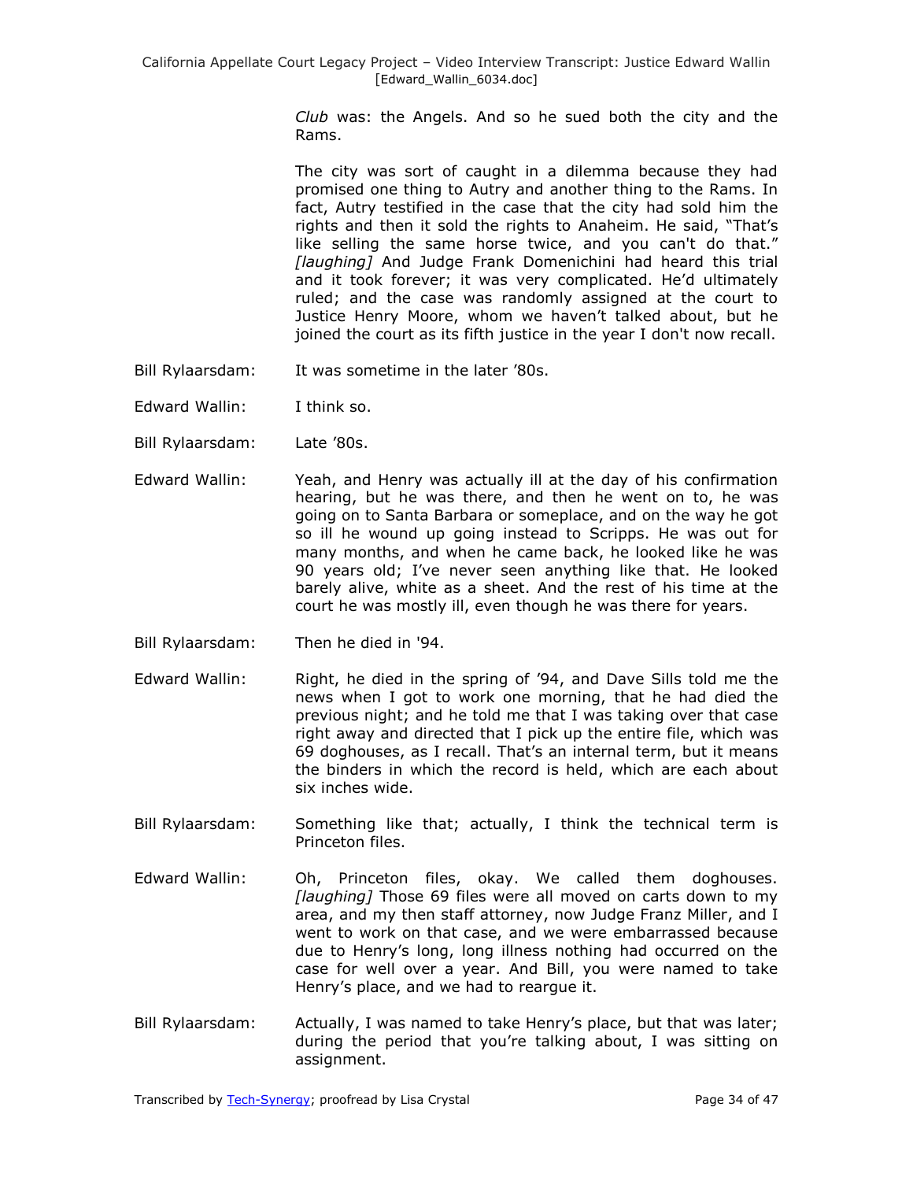*Club* was: the Angels. And so he sued both the city and the Rams.

The city was sort of caught in a dilemma because they had promised one thing to Autry and another thing to the Rams. In fact, Autry testified in the case that the city had sold him the rights and then it sold the rights to Anaheim. He said, "That's like selling the same horse twice, and you can't do that." *[laughing]* And Judge Frank Domenichini had heard this trial and it took forever; it was very complicated. He'd ultimately ruled; and the case was randomly assigned at the court to Justice Henry Moore, whom we haven't talked about, but he joined the court as its fifth justice in the year I don't now recall.

Bill Rylaarsdam: It was sometime in the later '80s.

Edward Wallin: I think so.

Bill Rylaarsdam: Late '80s.

Edward Wallin: Yeah, and Henry was actually ill at the day of his confirmation hearing, but he was there, and then he went on to, he was going on to Santa Barbara or someplace, and on the way he got so ill he wound up going instead to Scripps. He was out for many months, and when he came back, he looked like he was 90 years old; I've never seen anything like that. He looked barely alive, white as a sheet. And the rest of his time at the court he was mostly ill, even though he was there for years.

Bill Rylaarsdam: Then he died in '94.

Edward Wallin: Right, he died in the spring of '94, and Dave Sills told me the news when I got to work one morning, that he had died the previous night; and he told me that I was taking over that case right away and directed that I pick up the entire file, which was 69 doghouses, as I recall. That's an internal term, but it means the binders in which the record is held, which are each about six inches wide.

Bill Rylaarsdam: Something like that; actually, I think the technical term is Princeton files.

Edward Wallin: Oh, Princeton files, okay. We called them doghouses. *[laughing]* Those 69 files were all moved on carts down to my area, and my then staff attorney, now Judge Franz Miller, and I went to work on that case, and we were embarrassed because due to Henry's long, long illness nothing had occurred on the case for well over a year. And Bill, you were named to take Henry's place, and we had to reargue it.

Bill Rylaarsdam: Actually, I was named to take Henry's place, but that was later; during the period that you're talking about, I was sitting on assignment.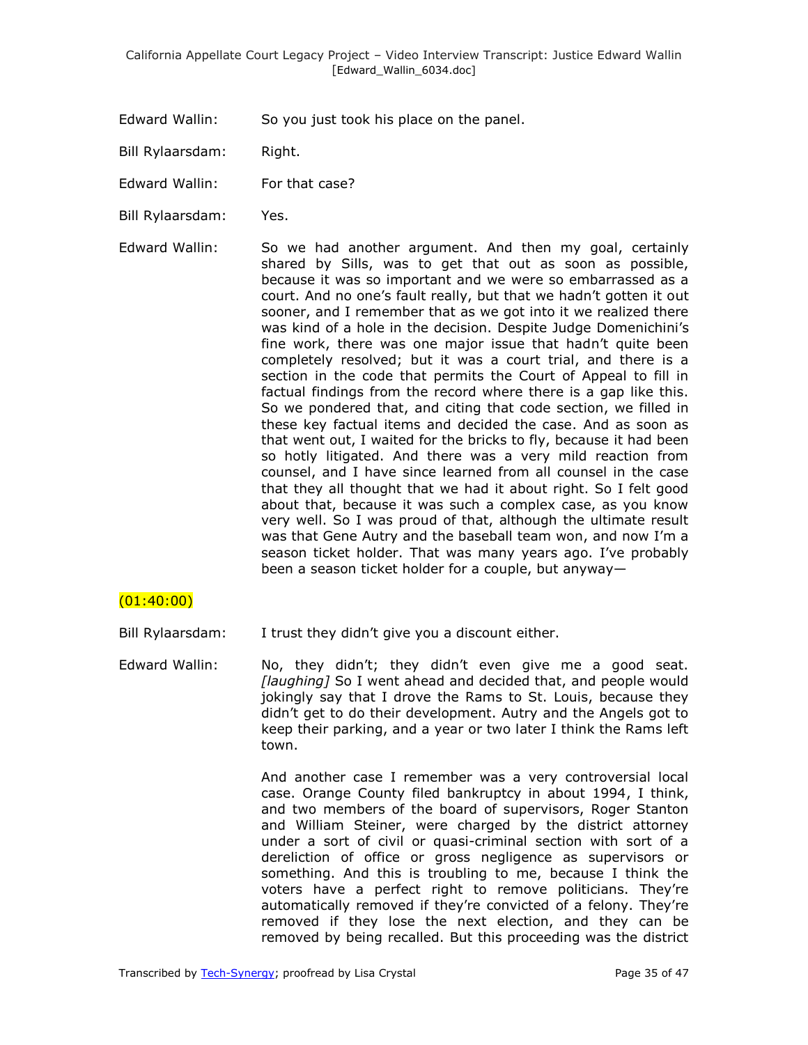Edward Wallin: So you just took his place on the panel.

Bill Rylaarsdam: Right.

Edward Wallin: For that case?

Bill Rylaarsdam: Yes.

Edward Wallin: So we had another argument. And then my goal, certainly shared by Sills, was to get that out as soon as possible, because it was so important and we were so embarrassed as a court. And no one's fault really, but that we hadn't gotten it out sooner, and I remember that as we got into it we realized there was kind of a hole in the decision. Despite Judge Domenichini's fine work, there was one major issue that hadn't quite been completely resolved; but it was a court trial, and there is a section in the code that permits the Court of Appeal to fill in factual findings from the record where there is a gap like this. So we pondered that, and citing that code section, we filled in these key factual items and decided the case. And as soon as that went out, I waited for the bricks to fly, because it had been so hotly litigated. And there was a very mild reaction from counsel, and I have since learned from all counsel in the case that they all thought that we had it about right. So I felt good about that, because it was such a complex case, as you know very well. So I was proud of that, although the ultimate result was that Gene Autry and the baseball team won, and now I'm a season ticket holder. That was many years ago. I've probably been a season ticket holder for a couple, but anyway—

(01:40:00)

Bill Rylaarsdam: I trust they didn't give you a discount either.

Edward Wallin: No, they didn't; they didn't even give me a good seat. *[laughing]* So I went ahead and decided that, and people would jokingly say that I drove the Rams to St. Louis, because they didn't get to do their development. Autry and the Angels got to keep their parking, and a year or two later I think the Rams left town.

And another case I remember was a very controversial local case. Orange County filed bankruptcy in about 1994, I think, and two members of the board of supervisors, Roger Stanton and William Steiner, were charged by the district attorney under a sort of civil or quasi-criminal section with sort of a dereliction of office or gross negligence as supervisors or something. And this is troubling to me, because I think the voters have a perfect right to remove politicians. They're automatically removed if they're convicted of a felony. They're removed if they lose the next election, and they can be removed by being recalled. But this proceeding was the district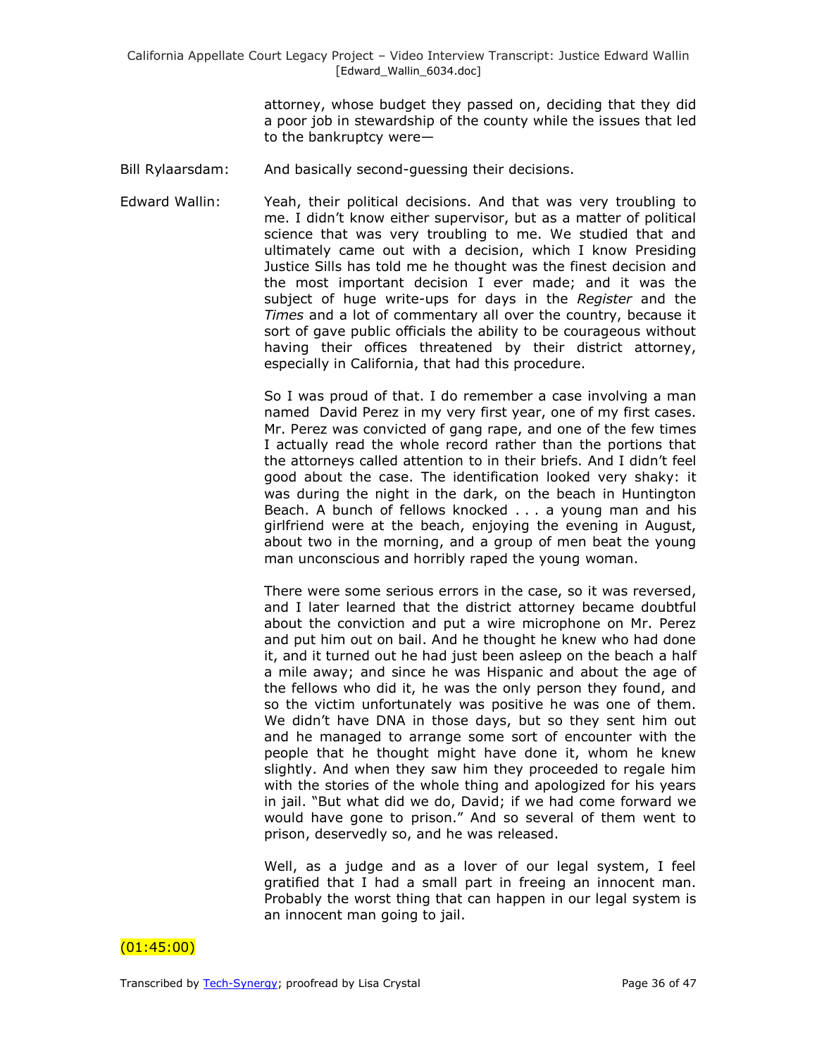attorney, whose budget they passed on, deciding that they did a poor job in stewardship of the county while the issues that led to the bankruptcy were—

Bill Rylaarsdam: And basically second-guessing their decisions.

Edward Wallin: Yeah, their political decisions. And that was very troubling to me. I didn't know either supervisor, but as a matter of political science that was very troubling to me. We studied that and ultimately came out with a decision, which I know Presiding Justice Sills has told me he thought was the finest decision and the most important decision I ever made; and it was the subject of huge write-ups for days in the *Register* and the *Times* and a lot of commentary all over the country, because it sort of gave public officials the ability to be courageous without having their offices threatened by their district attorney, especially in California, that had this procedure.

So I was proud of that. I do remember a case involving a man named David Perez in my very first year, one of my first cases. Mr. Perez was convicted of gang rape, and one of the few times I actually read the whole record rather than the portions that the attorneys called attention to in their briefs. And I didn't feel good about the case. The identification looked very shaky: it was during the night in the dark, on the beach in Huntington Beach. A bunch of fellows knocked . . . a young man and his girlfriend were at the beach, enjoying the evening in August, about two in the morning, and a group of men beat the young man unconscious and horribly raped the young woman.

There were some serious errors in the case, so it was reversed, and I later learned that the district attorney became doubtful about the conviction and put a wire microphone on Mr. Perez and put him out on bail. And he thought he knew who had done it, and it turned out he had just been asleep on the beach a half a mile away; and since he was Hispanic and about the age of the fellows who did it, he was the only person they found, and so the victim unfortunately was positive he was one of them. We didn't have DNA in those days, but so they sent him out and he managed to arrange some sort of encounter with the people that he thought might have done it, whom he knew slightly. And when they saw him they proceeded to regale him with the stories of the whole thing and apologized for his years in jail. "But what did we do, David; if we had come forward we would have gone to prison." And so several of them went to prison, deservedly so, and he was released.

Well, as a judge and as a lover of our legal system, I feel gratified that I had a small part in freeing an innocent man. Probably the worst thing that can happen in our legal system is an innocent man going to jail.

(01:45:00)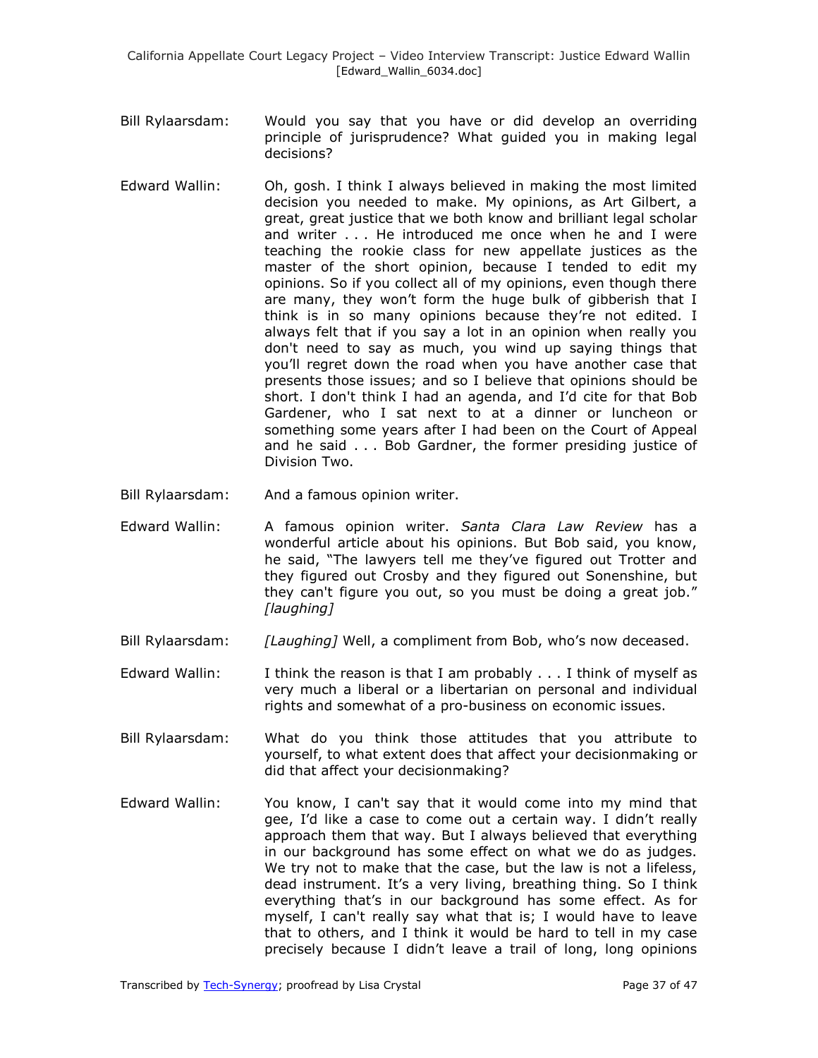Bill Rylaarsdam: Would you say that you have or did develop an overriding principle of jurisprudence? What guided you in making legal decisions?

Edward Wallin: Oh, gosh. I think I always believed in making the most limited decision you needed to make. My opinions, as Art Gilbert, a great, great justice that we both know and brilliant legal scholar and writer . . . He introduced me once when he and I were teaching the rookie class for new appellate justices as the master of the short opinion, because I tended to edit my opinions. So if you collect all of my opinions, even though there are many, they won't form the huge bulk of gibberish that I think is in so many opinions because they're not edited. I always felt that if you say a lot in an opinion when really you don't need to say as much, you wind up saying things that you'll regret down the road when you have another case that presents those issues; and so I believe that opinions should be short. I don't think I had an agenda, and I'd cite for that Bob Gardener, who I sat next to at a dinner or luncheon or something some years after I had been on the Court of Appeal and he said . . . Bob Gardner, the former presiding justice of Division Two.

Bill Rylaarsdam: And a famous opinion writer.

Edward Wallin: A famous opinion writer. *Santa Clara Law Review* has a wonderful article about his opinions. But Bob said, you know, he said, "The lawyers tell me they've figured out Trotter and they figured out Crosby and they figured out Sonenshine, but they can't figure you out, so you must be doing a great job." *[laughing]*

Bill Rylaarsdam: *[Laughing]* Well, a compliment from Bob, who's now deceased.

Edward Wallin: I think the reason is that I am probably . . . I think of myself as very much a liberal or a libertarian on personal and individual rights and somewhat of a pro-business on economic issues.

Bill Rylaarsdam: What do you think those attitudes that you attribute to yourself, to what extent does that affect your decisionmaking or did that affect your decisionmaking?

Edward Wallin: You know, I can't say that it would come into my mind that gee, I'd like a case to come out a certain way. I didn't really approach them that way. But I always believed that everything in our background has some effect on what we do as judges. We try not to make that the case, but the law is not a lifeless, dead instrument. It's a very living, breathing thing. So I think everything that's in our background has some effect. As for myself, I can't really say what that is; I would have to leave that to others, and I think it would be hard to tell in my case precisely because I didn't leave a trail of long, long opinions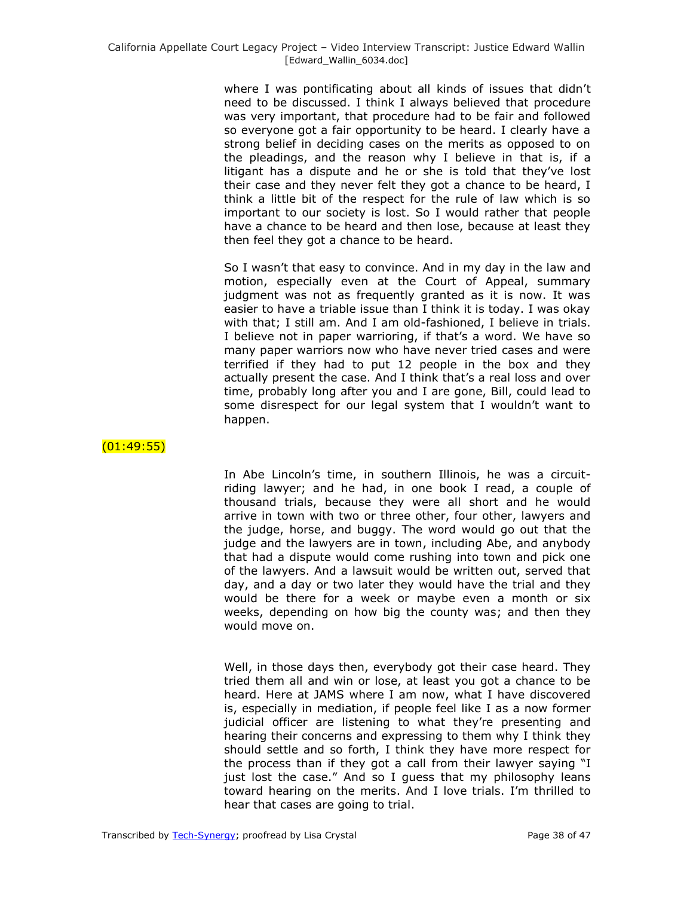where I was pontificating about all kinds of issues that didn't need to be discussed. I think I always believed that procedure was very important, that procedure had to be fair and followed so everyone got a fair opportunity to be heard. I clearly have a strong belief in deciding cases on the merits as opposed to on the pleadings, and the reason why I believe in that is, if a litigant has a dispute and he or she is told that they've lost their case and they never felt they got a chance to be heard, I think a little bit of the respect for the rule of law which is so important to our society is lost. So I would rather that people have a chance to be heard and then lose, because at least they then feel they got a chance to be heard.

So I wasn't that easy to convince. And in my day in the law and motion, especially even at the Court of Appeal, summary judgment was not as frequently granted as it is now. It was easier to have a triable issue than I think it is today. I was okay with that; I still am. And I am old-fashioned, I believe in trials. I believe not in paper warrioring, if that's a word. We have so many paper warriors now who have never tried cases and were terrified if they had to put 12 people in the box and they actually present the case. And I think that's a real loss and over time, probably long after you and I are gone, Bill, could lead to some disrespect for our legal system that I wouldn't want to happen.

(01:49:55)

In Abe Lincoln's time, in southern Illinois, he was a circuit-riding lawyer; and he had, in one book I read, a couple of thousand trials, because they were all short and he would arrive in town with two or three other, four other, lawyers and the judge, horse, and buggy. The word would go out that the judge and the lawyers are in town, including Abe, and anybody that had a dispute would come rushing into town and pick one of the lawyers. And a lawsuit would be written out, served that day, and a day or two later they would have the trial and they would be there for a week or maybe even a month or six weeks, depending on how big the county was; and then they would move on.

Well, in those days then, everybody got their case heard. They tried them all and win or lose, at least you got a chance to be heard. Here at JAMS where I am now, what I have discovered is, especially in mediation, if people feel like I as a now former judicial officer are listening to what they're presenting and hearing their concerns and expressing to them why I think they should settle and so forth, I think they have more respect for the process than if they got a call from their lawyer saying "I just lost the case." And so I guess that my philosophy leans toward hearing on the merits. And I love trials. I'm thrilled to hear that cases are going to trial.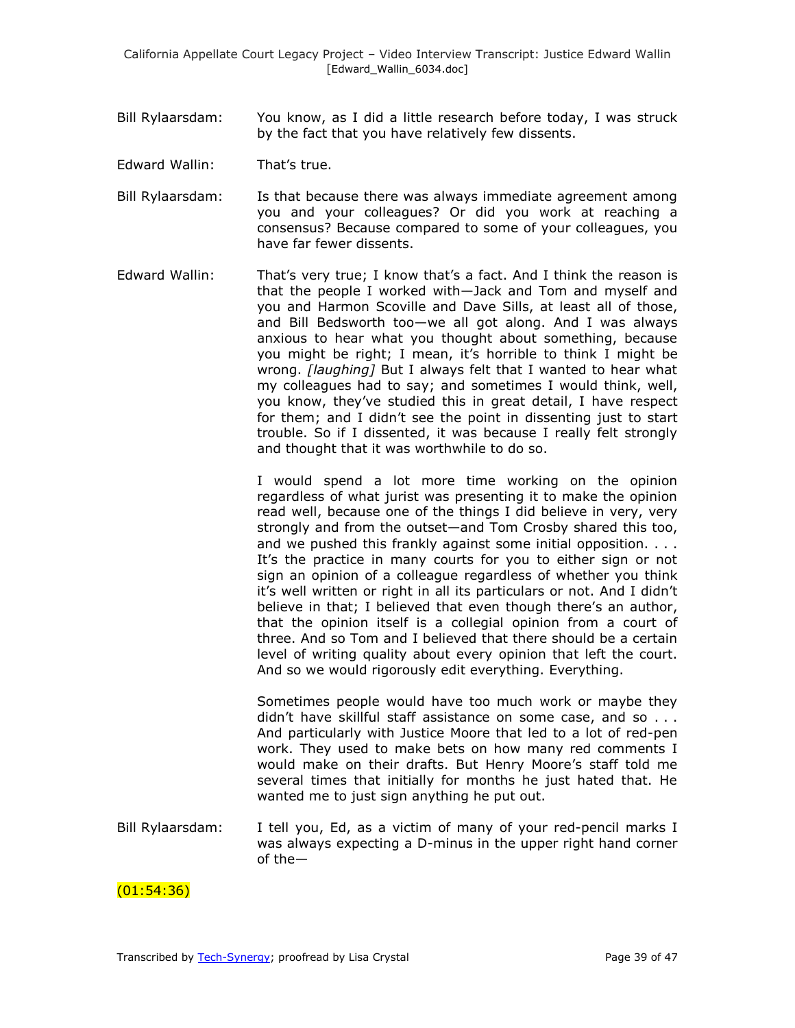Bill Rylaarsdam: You know, as I did a little research before today, I was struck by the fact that you have relatively few dissents.

Edward Wallin: That's true.

Bill Rylaarsdam: Is that because there was always immediate agreement among you and your colleagues? Or did you work at reaching a consensus? Because compared to some of your colleagues, you have far fewer dissents.

Edward Wallin: That's very true; I know that's a fact. And I think the reason is that the people I worked with—Jack and Tom and myself and you and Harmon Scoville and Dave Sills, at least all of those, and Bill Bedsworth too—we all got along. And I was always anxious to hear what you thought about something, because you might be right; I mean, it's horrible to think I might be wrong. *[laughing]* But I always felt that I wanted to hear what my colleagues had to say; and sometimes I would think, well, you know, they've studied this in great detail, I have respect for them; and I didn't see the point in dissenting just to start trouble. So if I dissented, it was because I really felt strongly and thought that it was worthwhile to do so.

I would spend a lot more time working on the opinion regardless of what jurist was presenting it to make the opinion read well, because one of the things I did believe in very, very strongly and from the outset—and Tom Crosby shared this too, and we pushed this frankly against some initial opposition. . . . It's the practice in many courts for you to either sign or not sign an opinion of a colleague regardless of whether you think it's well written or right in all its particulars or not. And I didn't believe in that; I believed that even though there's an author, that the opinion itself is a collegial opinion from a court of three. And so Tom and I believed that there should be a certain level of writing quality about every opinion that left the court. And so we would rigorously edit everything. Everything.

Sometimes people would have too much work or maybe they didn't have skillful staff assistance on some case, and so . . . And particularly with Justice Moore that led to a lot of red-pen work. They used to make bets on how many red comments I would make on their drafts. But Henry Moore's staff told me several times that initially for months he just hated that. He wanted me to just sign anything he put out.

Bill Rylaarsdam: I tell you, Ed, as a victim of many of your red-pencil marks I was always expecting a D-minus in the upper right hand corner of the—

(01:54:36)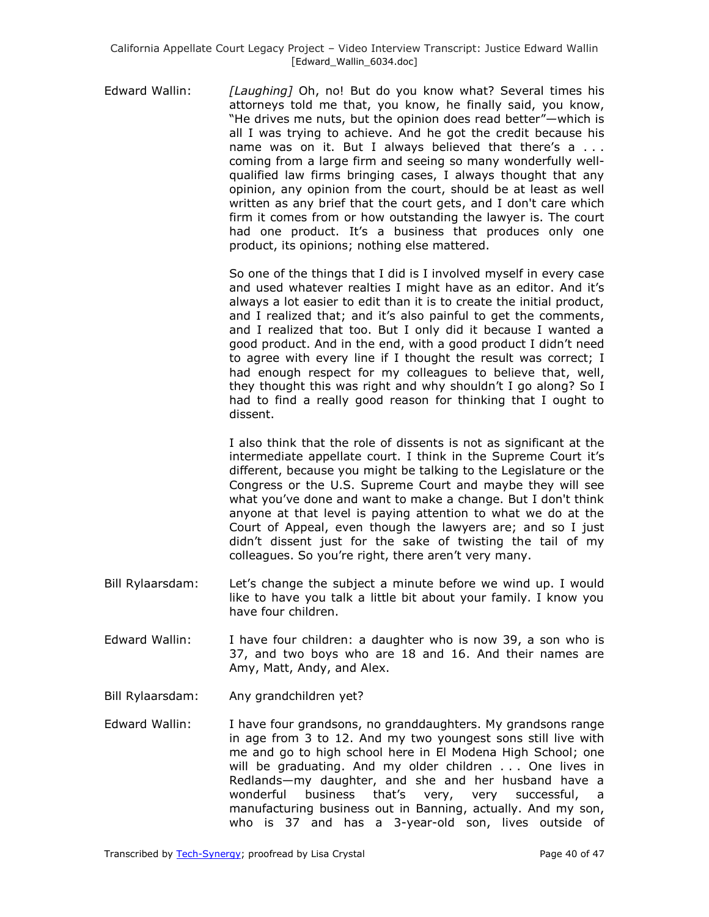Edward Wallin: *[Laughing]* Oh, no! But do you know what? Several times his attorneys told me that, you know, he finally said, you know, "He drives me nuts, but the opinion does read better"—which is all I was trying to achieve. And he got the credit because his name was on it. But I always believed that there's a . . . coming from a large firm and seeing so many wonderfully well-qualified law firms bringing cases, I always thought that any opinion, any opinion from the court, should be at least as well written as any brief that the court gets, and I don't care which firm it comes from or how outstanding the lawyer is. The court had one product. It's a business that produces only one product, its opinions; nothing else mattered.

So one of the things that I did is I involved myself in every case and used whatever realties I might have as an editor. And it's always a lot easier to edit than it is to create the initial product, and I realized that; and it's also painful to get the comments, and I realized that too. But I only did it because I wanted a good product. And in the end, with a good product I didn't need to agree with every line if I thought the result was correct; I had enough respect for my colleagues to believe that, well, they thought this was right and why shouldn't I go along? So I had to find a really good reason for thinking that I ought to dissent.

I also think that the role of dissents is not as significant at the intermediate appellate court. I think in the Supreme Court it's different, because you might be talking to the Legislature or the Congress or the U.S. Supreme Court and maybe they will see what you've done and want to make a change. But I don't think anyone at that level is paying attention to what we do at the Court of Appeal, even though the lawyers are; and so I just didn't dissent just for the sake of twisting the tail of my colleagues. So you're right, there aren't very many.

Bill Rylaarsdam: Let's change the subject a minute before we wind up. I would like to have you talk a little bit about your family. I know you have four children.

Edward Wallin: I have four children: a daughter who is now 39, a son who is 37, and two boys who are 18 and 16. And their names are Amy, Matt, Andy, and Alex.

Bill Rylaarsdam: Any grandchildren yet?

Edward Wallin: I have four grandsons, no granddaughters. My grandsons range in age from 3 to 12. And my two youngest sons still live with me and go to high school here in El Modena High School; one will be graduating. And my older children . . . One lives in Redlands—my daughter, and she and her husband have a wonderful business that's very, very successful, a manufacturing business out in Banning, actually. And my son, who is 37 and has a 3-year-old son, lives outside of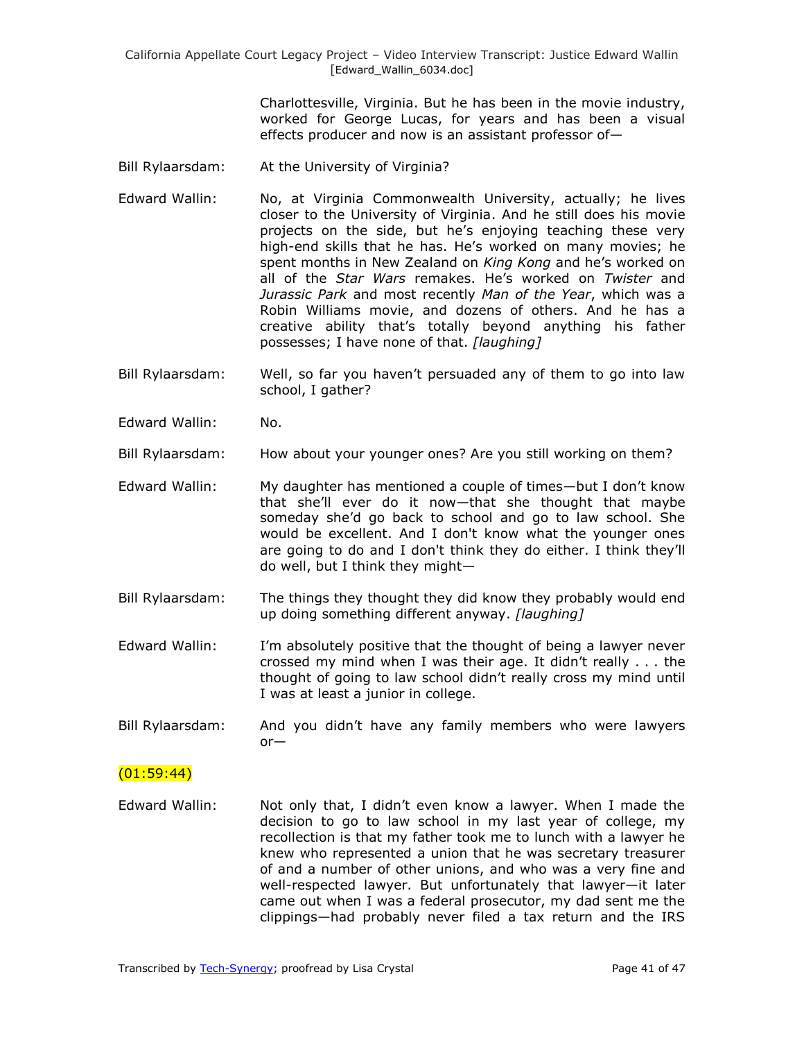Charlottesville, Virginia. But he has been in the movie industry, worked for George Lucas, for years and has been a visual effects producer and now is an assistant professor of—

Bill Rylaarsdam: At the University of Virginia?

Edward Wallin: No, at Virginia Commonwealth University, actually; he lives closer to the University of Virginia. And he still does his movie projects on the side, but he's enjoying teaching these very high-end skills that he has. He's worked on many movies; he spent months in New Zealand on *King Kong* and he's worked on all of the *Star Wars* remakes. He's worked on *Twister* and *Jurassic Park* and most recently *Man of the Year*, which was a Robin Williams movie, and dozens of others. And he has a creative ability that's totally beyond anything his father possesses; I have none of that. *[laughing]*

Bill Rylaarsdam: Well, so far you haven't persuaded any of them to go into law school, I gather?

Edward Wallin: No.

Bill Rylaarsdam: How about your younger ones? Are you still working on them?

Edward Wallin: My daughter has mentioned a couple of times—but I don't know that she'll ever do it now—that she thought that maybe someday she'd go back to school and go to law school. She would be excellent. And I don't know what the younger ones are going to do and I don't think they do either. I think they'll do well, but I think they might—

Bill Rylaarsdam: The things they thought they did know they probably would end up doing something different anyway. *[laughing]*

Edward Wallin: I'm absolutely positive that the thought of being a lawyer never crossed my mind when I was their age. It didn't really . . . the thought of going to law school didn't really cross my mind until I was at least a junior in college.

Bill Rylaarsdam: And you didn't have any family members who were lawyers or—

(01:59:44)

Edward Wallin: Not only that, I didn't even know a lawyer. When I made the decision to go to law school in my last year of college, my recollection is that my father took me to lunch with a lawyer he knew who represented a union that he was secretary treasurer of and a number of other unions, and who was a very fine and well-respected lawyer. But unfortunately that lawyer—it later came out when I was a federal prosecutor, my dad sent me the clippings—had probably never filed a tax return and the IRS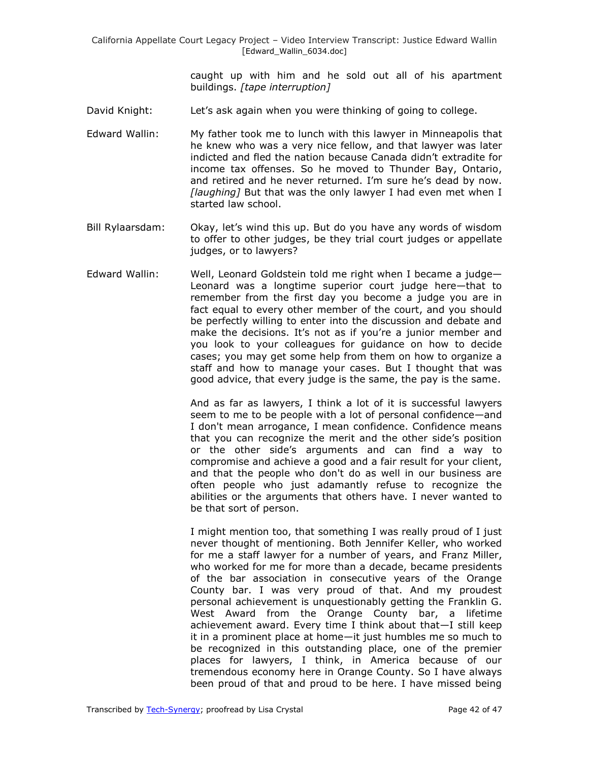caught up with him and he sold out all of his apartment buildings. *[tape interruption]*

David Knight: Let's ask again when you were thinking of going to college.

Edward Wallin: My father took me to lunch with this lawyer in Minneapolis that he knew who was a very nice fellow, and that lawyer was later indicted and fled the nation because Canada didn't extradite for income tax offenses. So he moved to Thunder Bay, Ontario, and retired and he never returned. I'm sure he's dead by now. *[laughing]* But that was the only lawyer I had even met when I started law school.

Bill Rylaarsdam: Okay, let's wind this up. But do you have any words of wisdom to offer to other judges, be they trial court judges or appellate judges, or to lawyers?

Edward Wallin: Well, Leonard Goldstein told me right when I became a judge—Leonard was a longtime superior court judge here—that to remember from the first day you become a judge you are in fact equal to every other member of the court, and you should be perfectly willing to enter into the discussion and debate and make the decisions. It's not as if you're a junior member and you look to your colleagues for guidance on how to decide cases; you may get some help from them on how to organize a staff and how to manage your cases. But I thought that was good advice, that every judge is the same, the pay is the same.

And as far as lawyers, I think a lot of it is successful lawyers seem to me to be people with a lot of personal confidence—and I don't mean arrogance, I mean confidence. Confidence means that you can recognize the merit and the other side's position or the other side's arguments and can find a way to compromise and achieve a good and a fair result for your client, and that the people who don't do as well in our business are often people who just adamantly refuse to recognize the abilities or the arguments that others have. I never wanted to be that sort of person.

I might mention too, that something I was really proud of I just never thought of mentioning. Both Jennifer Keller, who worked for me a staff lawyer for a number of years, and Franz Miller, who worked for me for more than a decade, became presidents of the bar association in consecutive years of the Orange County bar. I was very proud of that. And my proudest personal achievement is unquestionably getting the Franklin G. West Award from the Orange County bar, a lifetime achievement award. Every time I think about that—I still keep it in a prominent place at home—it just humbles me so much to be recognized in this outstanding place, one of the premier places for lawyers, I think, in America because of our tremendous economy here in Orange County. So I have always been proud of that and proud to be here. I have missed being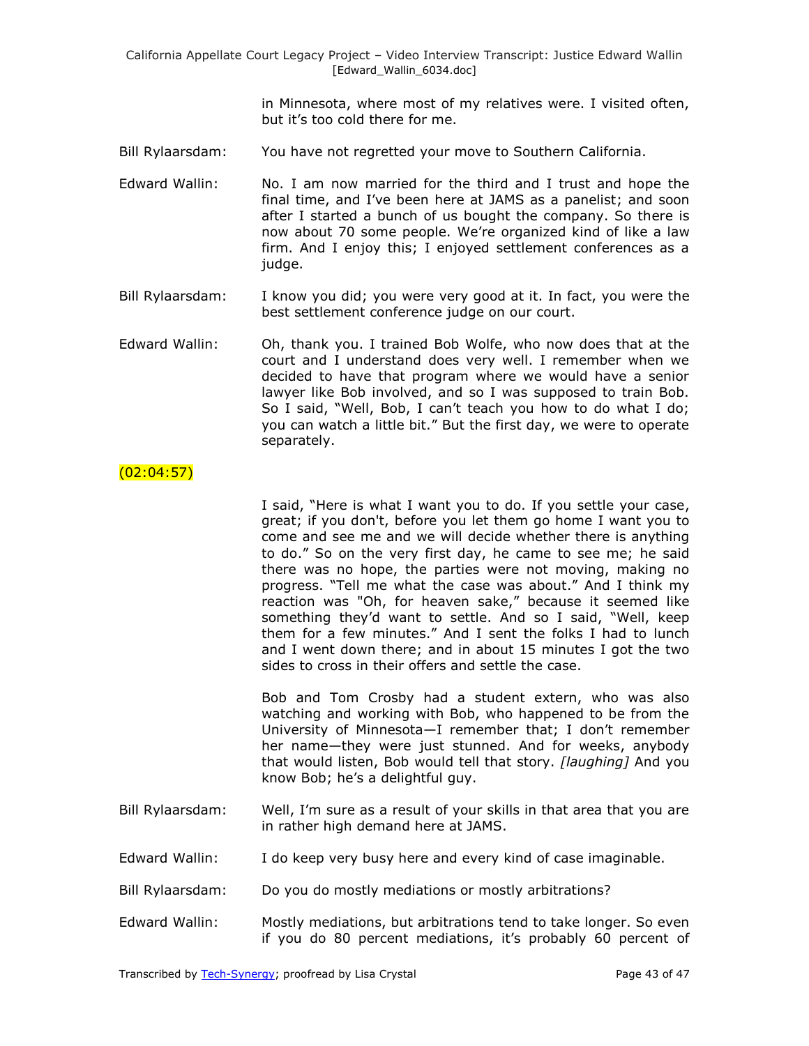in Minnesota, where most of my relatives were. I visited often, but it's too cold there for me.

Bill Rylaarsdam: You have not regretted your move to Southern California.

Edward Wallin: No. I am now married for the third and I trust and hope the final time, and I've been here at JAMS as a panelist; and soon after I started a bunch of us bought the company. So there is now about 70 some people. We're organized kind of like a law firm. And I enjoy this; I enjoyed settlement conferences as a judge.

Bill Rylaarsdam: I know you did; you were very good at it. In fact, you were the best settlement conference judge on our court.

Edward Wallin: Oh, thank you. I trained Bob Wolfe, who now does that at the court and I understand does very well. I remember when we decided to have that program where we would have a senior lawyer like Bob involved, and so I was supposed to train Bob. So I said, "Well, Bob, I can't teach you how to do what I do; you can watch a little bit." But the first day, we were to operate separately.

(02:04:57)

I said, "Here is what I want you to do. If you settle your case, great; if you don't, before you let them go home I want you to come and see me and we will decide whether there is anything to do." So on the very first day, he came to see me; he said there was no hope, the parties were not moving, making no progress. "Tell me what the case was about." And I think my reaction was "Oh, for heaven sake," because it seemed like something they'd want to settle. And so I said, "Well, keep them for a few minutes." And I sent the folks I had to lunch and I went down there; and in about 15 minutes I got the two sides to cross in their offers and settle the case.

Bob and Tom Crosby had a student extern, who was also watching and working with Bob, who happened to be from the University of Minnesota—I remember that; I don't remember her name—they were just stunned. And for weeks, anybody that would listen, Bob would tell that story. *[laughing]* And you know Bob; he's a delightful guy.

Bill Rylaarsdam: Well, I'm sure as a result of your skills in that area that you are in rather high demand here at JAMS.

Edward Wallin: I do keep very busy here and every kind of case imaginable.

Bill Rylaarsdam: Do you do mostly mediations or mostly arbitrations?

Edward Wallin: Mostly mediations, but arbitrations tend to take longer. So even if you do 80 percent mediations, it's probably 60 percent of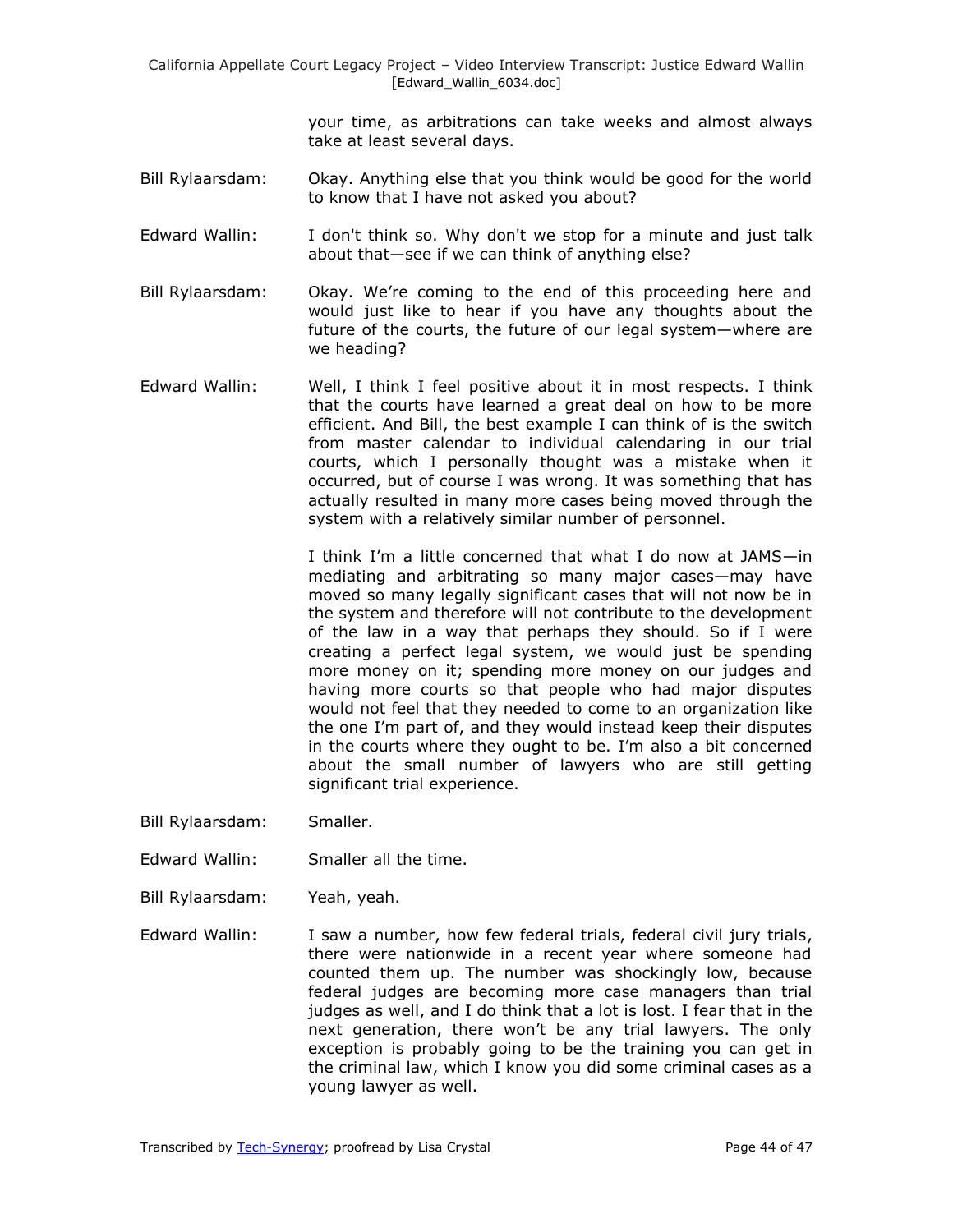your time, as arbitrations can take weeks and almost always take at least several days.

Bill Rylaarsdam: Okay. Anything else that you think would be good for the world to know that I have not asked you about?

Edward Wallin: I don't think so. Why don't we stop for a minute and just talk about that—see if we can think of anything else?

Bill Rylaarsdam: Okay. We're coming to the end of this proceeding here and would just like to hear if you have any thoughts about the future of the courts, the future of our legal system—where are we heading?

Edward Wallin: Well, I think I feel positive about it in most respects. I think that the courts have learned a great deal on how to be more efficient. And Bill, the best example I can think of is the switch from master calendar to individual calendaring in our trial courts, which I personally thought was a mistake when it occurred, but of course I was wrong. It was something that has actually resulted in many more cases being moved through the system with a relatively similar number of personnel.

I think I'm a little concerned that what I do now at JAMS—in mediating and arbitrating so many major cases—may have moved so many legally significant cases that will not now be in the system and therefore will not contribute to the development of the law in a way that perhaps they should. So if I were creating a perfect legal system, we would just be spending more money on it; spending more money on our judges and having more courts so that people who had major disputes would not feel that they needed to come to an organization like the one I'm part of, and they would instead keep their disputes in the courts where they ought to be. I'm also a bit concerned about the small number of lawyers who are still getting significant trial experience.

Bill Rylaarsdam: Smaller.

Edward Wallin: Smaller all the time.

Bill Rylaarsdam: Yeah, yeah.

Edward Wallin: I saw a number, how few federal trials, federal civil jury trials, there were nationwide in a recent year where someone had counted them up. The number was shockingly low, because federal judges are becoming more case managers than trial judges as well, and I do think that a lot is lost. I fear that in the next generation, there won't be any trial lawyers. The only exception is probably going to be the training you can get in the criminal law, which I know you did some criminal cases as a young lawyer as well.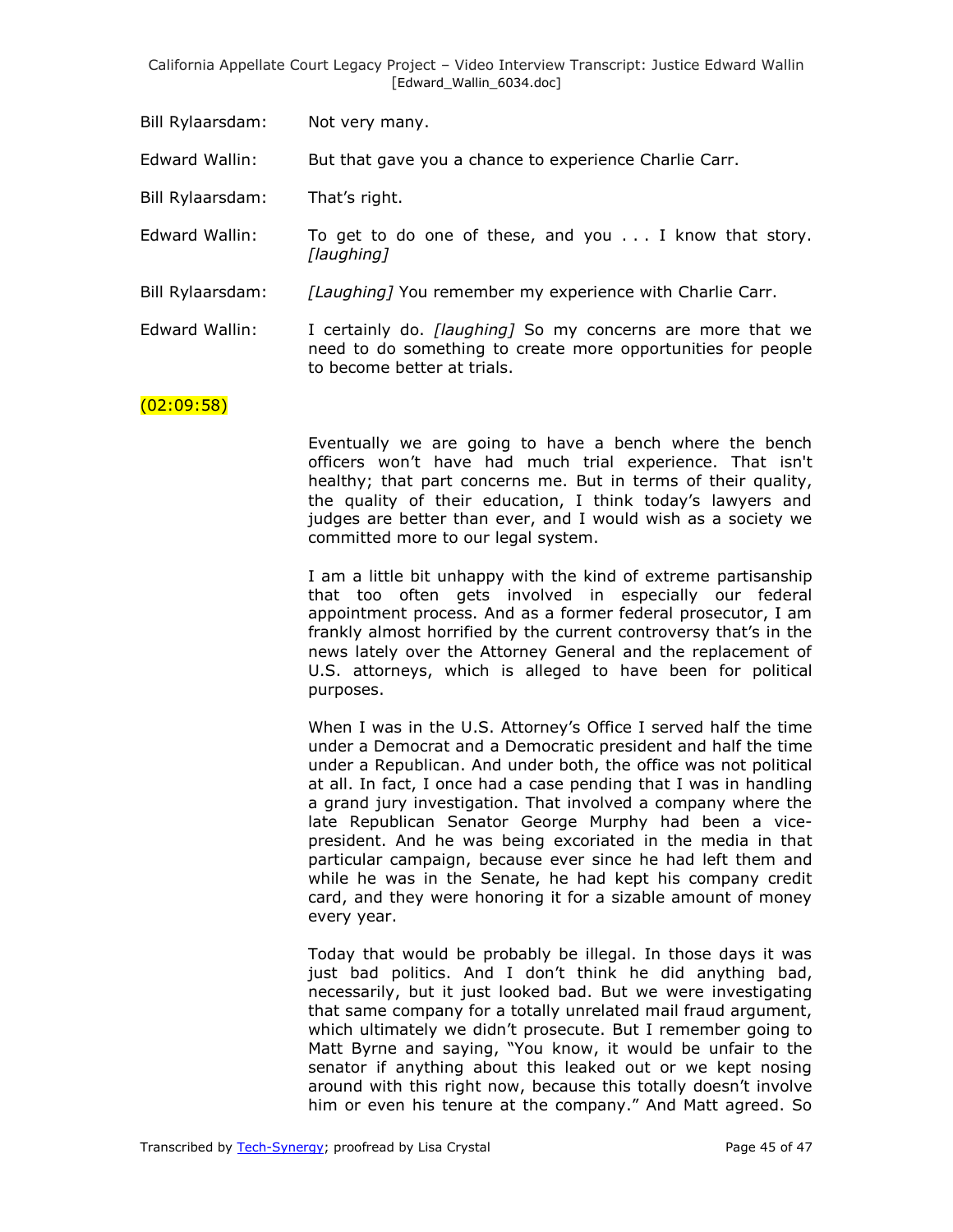Bill Rylaarsdam: Not very many.

Edward Wallin: But that gave you a chance to experience Charlie Carr.

Bill Rylaarsdam: That's right.

Edward Wallin: To get to do one of these, and you . . . I know that story. *[laughing]*

Bill Rylaarsdam: *[Laughing]* You remember my experience with Charlie Carr.

Edward Wallin: I certainly do. *[laughing]* So my concerns are more that we need to do something to create more opportunities for people to become better at trials.

(02:09:58)

Eventually we are going to have a bench where the bench officers won't have had much trial experience. That isn't healthy; that part concerns me. But in terms of their quality, the quality of their education, I think today's lawyers and judges are better than ever, and I would wish as a society we committed more to our legal system.

I am a little bit unhappy with the kind of extreme partisanship that too often gets involved in especially our federal appointment process. And as a former federal prosecutor, I am frankly almost horrified by the current controversy that's in the news lately over the Attorney General and the replacement of U.S. attorneys, which is alleged to have been for political purposes.

When I was in the U.S. Attorney's Office I served half the time under a Democrat and a Democratic president and half the time under a Republican. And under both, the office was not political at all. In fact, I once had a case pending that I was in handling a grand jury investigation. That involved a company where the late Republican Senator George Murphy had been a vice-president. And he was being excoriated in the media in that particular campaign, because ever since he had left them and while he was in the Senate, he had kept his company credit card, and they were honoring it for a sizable amount of money every year.

Today that would be probably be illegal. In those days it was just bad politics. And I don't think he did anything bad, necessarily, but it just looked bad. But we were investigating that same company for a totally unrelated mail fraud argument, which ultimately we didn't prosecute. But I remember going to Matt Byrne and saying, "You know, it would be unfair to the senator if anything about this leaked out or we kept nosing around with this right now, because this totally doesn't involve him or even his tenure at the company." And Matt agreed. So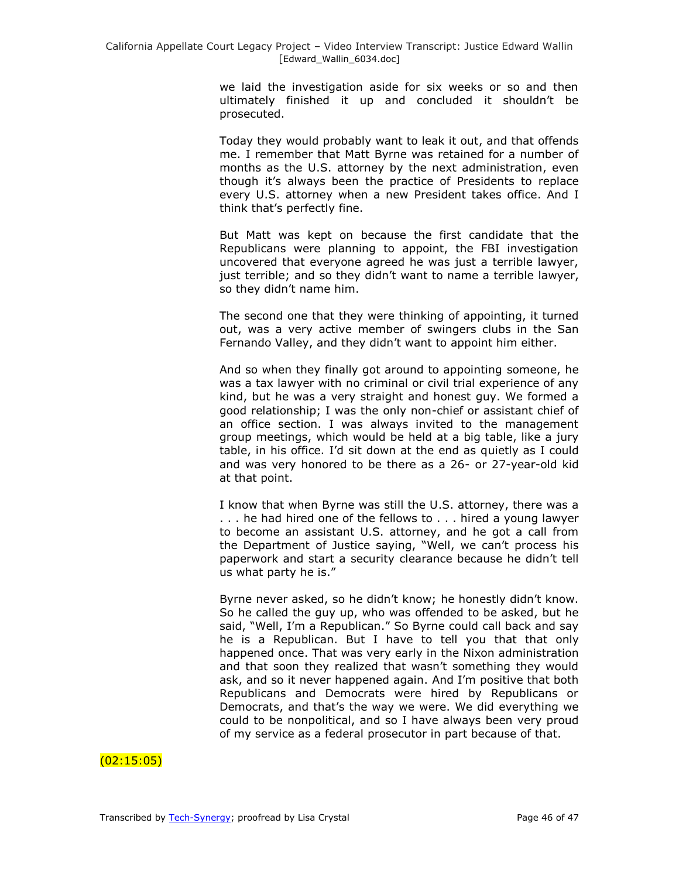we laid the investigation aside for six weeks or so and then ultimately finished it up and concluded it shouldn't be prosecuted.

Today they would probably want to leak it out, and that offends me. I remember that Matt Byrne was retained for a number of months as the U.S. attorney by the next administration, even though it's always been the practice of Presidents to replace every U.S. attorney when a new President takes office. And I think that's perfectly fine.

But Matt was kept on because the first candidate that the Republicans were planning to appoint, the FBI investigation uncovered that everyone agreed he was just a terrible lawyer, just terrible; and so they didn't want to name a terrible lawyer, so they didn't name him.

The second one that they were thinking of appointing, it turned out, was a very active member of swingers clubs in the San Fernando Valley, and they didn't want to appoint him either.

And so when they finally got around to appointing someone, he was a tax lawyer with no criminal or civil trial experience of any kind, but he was a very straight and honest guy. We formed a good relationship; I was the only non-chief or assistant chief of an office section. I was always invited to the management group meetings, which would be held at a big table, like a jury table, in his office. I'd sit down at the end as quietly as I could and was very honored to be there as a 26- or 27-year-old kid at that point.

I know that when Byrne was still the U.S. attorney, there was a . . . he had hired one of the fellows to . . . hired a young lawyer to become an assistant U.S. attorney, and he got a call from the Department of Justice saying, "Well, we can't process his paperwork and start a security clearance because he didn't tell us what party he is."

Byrne never asked, so he didn't know; he honestly didn't know. So he called the guy up, who was offended to be asked, but he said, "Well, I'm a Republican." So Byrne could call back and say he is a Republican. But I have to tell you that that only happened once. That was very early in the Nixon administration and that soon they realized that wasn't something they would ask, and so it never happened again. And I'm positive that both Republicans and Democrats were hired by Republicans or Democrats, and that's the way we were. We did everything we could to be nonpolitical, and so I have always been very proud of my service as a federal prosecutor in part because of that.

(02:15:05)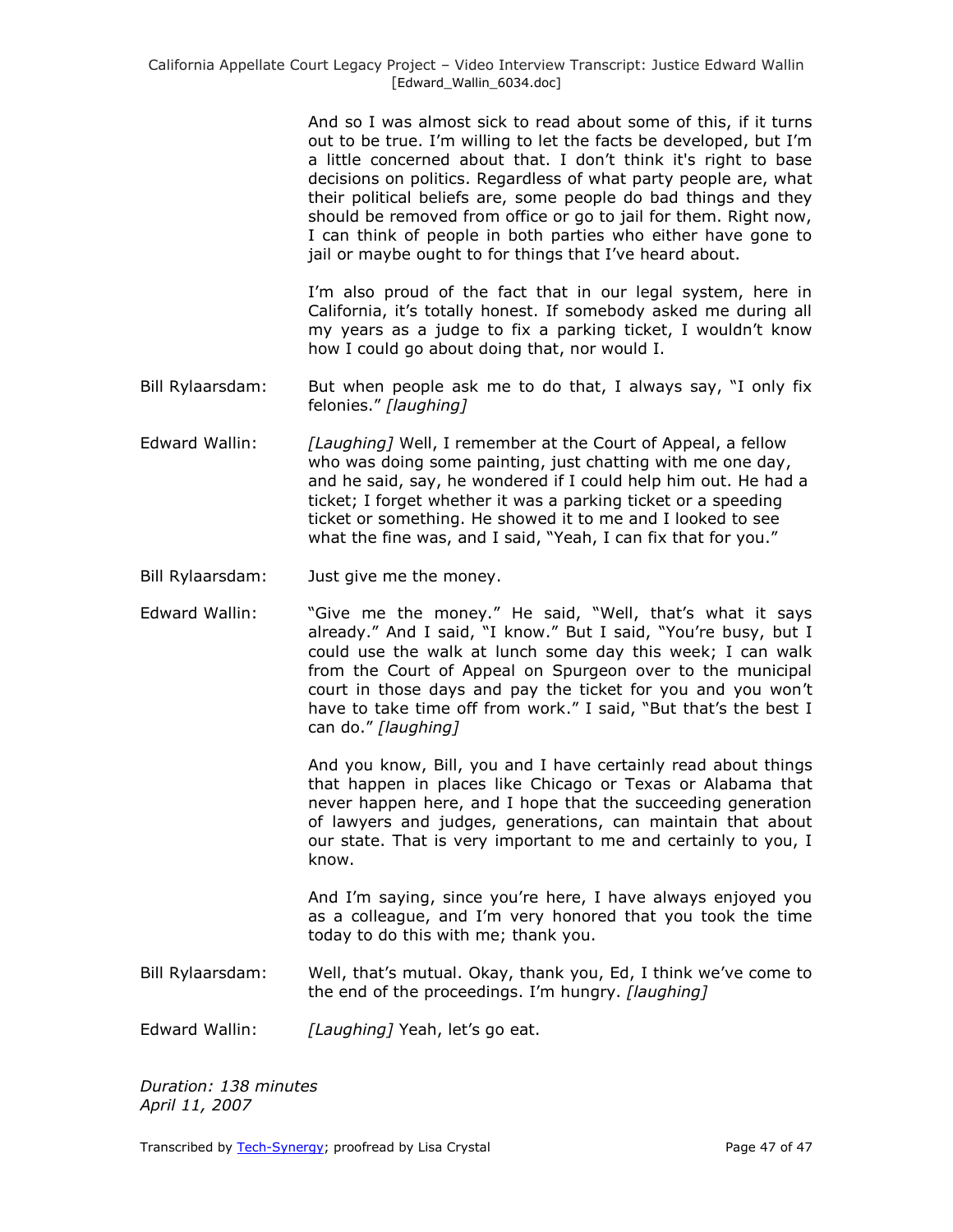And so I was almost sick to read about some of this, if it turns out to be true. I'm willing to let the facts be developed, but I'm a little concerned about that. I don't think it's right to base decisions on politics. Regardless of what party people are, what their political beliefs are, some people do bad things and they should be removed from office or go to jail for them. Right now, I can think of people in both parties who either have gone to jail or maybe ought to for things that I've heard about.

I'm also proud of the fact that in our legal system, here in California, it's totally honest. If somebody asked me during all my years as a judge to fix a parking ticket, I wouldn't know how I could go about doing that, nor would I.

Bill Rylaarsdam: But when people ask me to do that, I always say, "I only fix felonies." *[laughing]*

Edward Wallin: *[Laughing]* Well, I remember at the Court of Appeal, a fellow who was doing some painting, just chatting with me one day, and he said, say, he wondered if I could help him out. He had a ticket; I forget whether it was a parking ticket or a speeding ticket or something. He showed it to me and I looked to see what the fine was, and I said, "Yeah, I can fix that for you."

Bill Rylaarsdam: Just give me the money.

Edward Wallin: "Give me the money." He said, "Well, that's what it says already." And I said, "I know." But I said, "You're busy, but I could use the walk at lunch some day this week; I can walk from the Court of Appeal on Spurgeon over to the municipal court in those days and pay the ticket for you and you won't have to take time off from work." I said, "But that's the best I can do." *[laughing]*

And you know, Bill, you and I have certainly read about things that happen in places like Chicago or Texas or Alabama that never happen here, and I hope that the succeeding generation of lawyers and judges, generations, can maintain that about our state. That is very important to me and certainly to you, I know.

And I'm saying, since you're here, I have always enjoyed you as a colleague, and I'm very honored that you took the time today to do this with me; thank you.

Bill Rylaarsdam: Well, that's mutual. Okay, thank you, Ed, I think we've come to the end of the proceedings. I'm hungry. *[laughing]*

Edward Wallin: *[Laughing]* Yeah, let's go eat.

*Duration: 138 minutes*
*April 11, 2007*

Transcribed by Tech-Synergy; proofread by Lisa Crystal